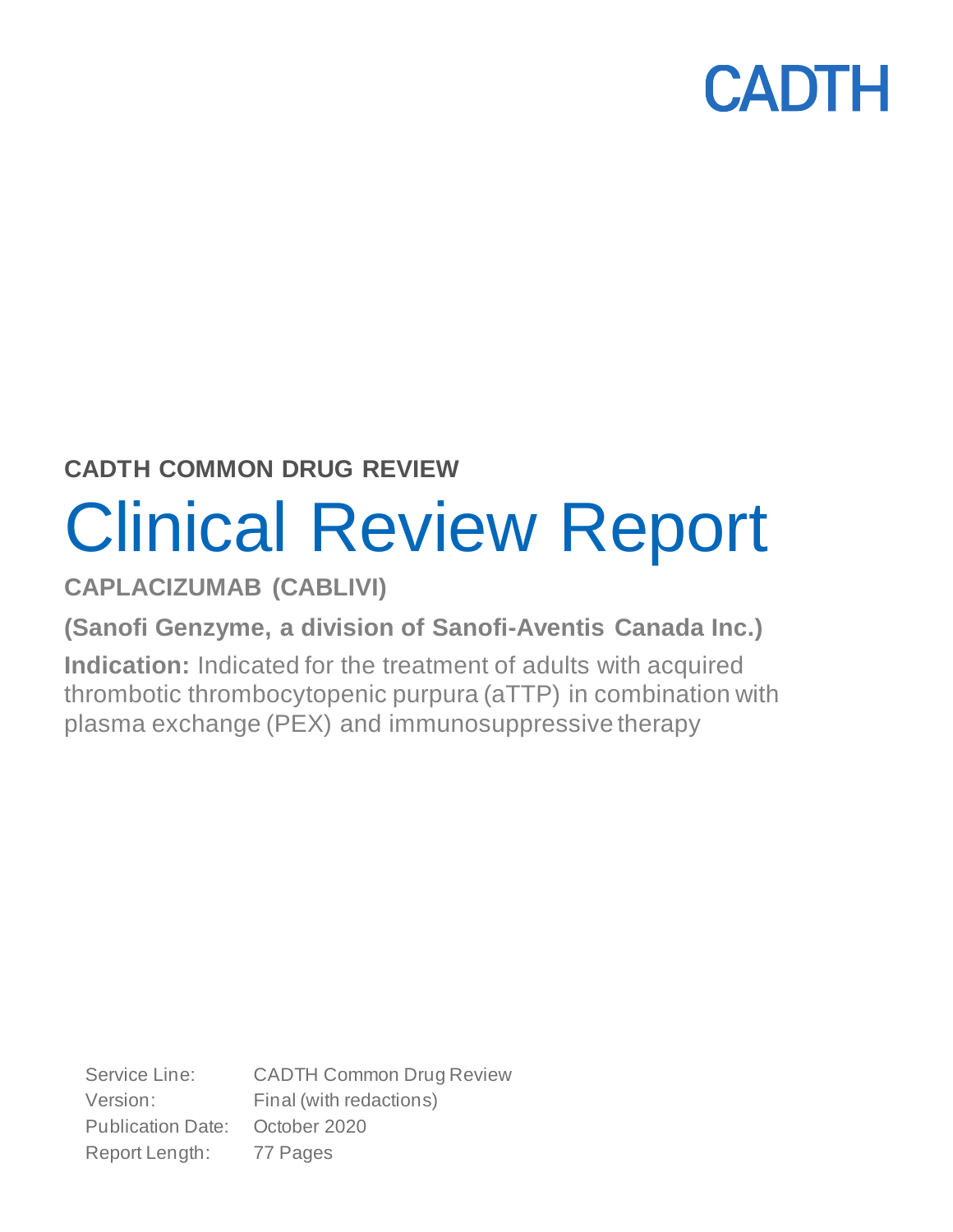CADTH

**CADTH COMMON DRUG REVIEW**

# Clinical Review Report

**CAPLACIZUMAB (CABLIVI)**

**(Sanofi Genzyme, a division of Sanofi-Aventis Canada Inc.)**

**Indication:** Indicated for the treatment of adults with acquired thrombotic thrombocytopenic purpura (aTTP) in combination with plasma exchange (PEX) and immunosuppressive therapy

| | |
|---|---|
| Service Line: | CADTH Common Drug Review |
| Version: | Final (with redactions) |
| Publication Date: | October 2020 |
| Report Length: | 77 Pages |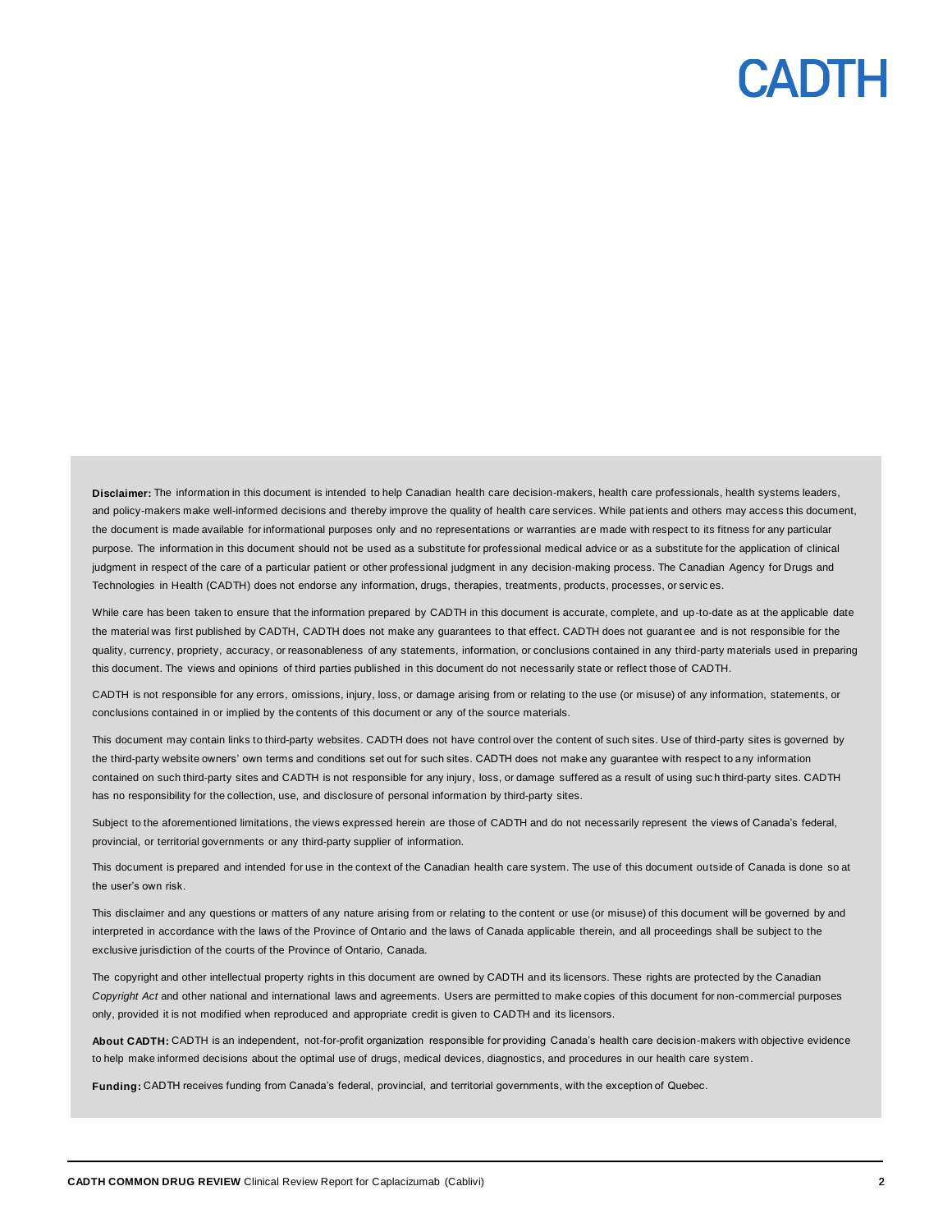**Disclaimer:** The information in this document is intended to help Canadian health care decision-makers, health care professionals, health systems leaders, and policy-makers make well-informed decisions and thereby improve the quality of health care services. While patients and others may access this document, the document is made available for informational purposes only and no representations or warranties are made with respect to its fitness for any particular purpose. The information in this document should not be used as a substitute for professional medical advice or as a substitute for the application of clinical judgment in respect of the care of a particular patient or other professional judgment in any decision-making process. The Canadian Agency for Drugs and Technologies in Health (CADTH) does not endorse any information, drugs, therapies, treatments, products, processes, or services.

While care has been taken to ensure that the information prepared by CADTH in this document is accurate, complete, and up-to-date as at the applicable date the material was first published by CADTH, CADTH does not make any guarantees to that effect. CADTH does not guarantee and is not responsible for the quality, currency, propriety, accuracy, or reasonableness of any statements, information, or conclusions contained in any third-party materials used in preparing this document. The views and opinions of third parties published in this document do not necessarily state or reflect those of CADTH.

CADTH is not responsible for any errors, omissions, injury, loss, or damage arising from or relating to the use (or misuse) of any information, statements, or conclusions contained in or implied by the contents of this document or any of the source materials.

This document may contain links to third-party websites. CADTH does not have control over the content of such sites. Use of third-party sites is governed by the third-party website owners' own terms and conditions set out for such sites. CADTH does not make any guarantee with respect to any information contained on such third-party sites and CADTH is not responsible for any injury, loss, or damage suffered as a result of using such third-party sites. CADTH has no responsibility for the collection, use, and disclosure of personal information by third-party sites.

Subject to the aforementioned limitations, the views expressed herein are those of CADTH and do not necessarily represent the views of Canada's federal, provincial, or territorial governments or any third-party supplier of information.

This document is prepared and intended for use in the context of the Canadian health care system. The use of this document outside of Canada is done so at the user's own risk.

This disclaimer and any questions or matters of any nature arising from or relating to the content or use (or misuse) of this document will be governed by and interpreted in accordance with the laws of the Province of Ontario and the laws of Canada applicable therein, and all proceedings shall be subject to the exclusive jurisdiction of the courts of the Province of Ontario, Canada.

The copyright and other intellectual property rights in this document are owned by CADTH and its licensors. These rights are protected by the Canadian *Copyright Act* and other national and international laws and agreements. Users are permitted to make copies of this document for non-commercial purposes only, provided it is not modified when reproduced and appropriate credit is given to CADTH and its licensors.

**About CADTH:** CADTH is an independent, not-for-profit organization responsible for providing Canada's health care decision-makers with objective evidence to help make informed decisions about the optimal use of drugs, medical devices, diagnostics, and procedures in our health care system.

**Funding:** CADTH receives funding from Canada's federal, provincial, and territorial governments, with the exception of Quebec.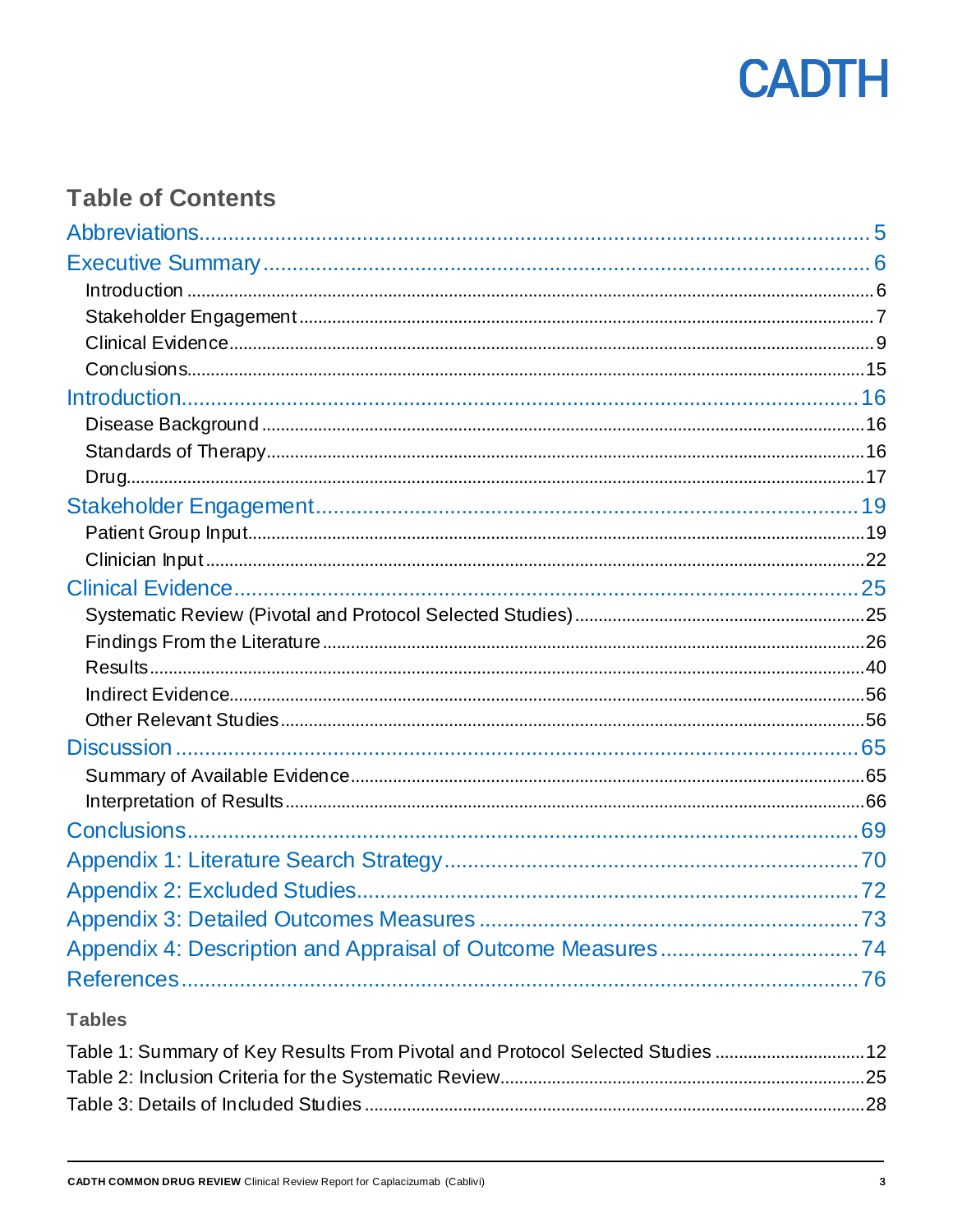## Table of Contents

Abbreviations ... 5

Executive Summary ... 6

- Introduction ... 6
- Stakeholder Engagement ... 7
- Clinical Evidence ... 9
- Conclusions ... 15

Introduction ... 16

- Disease Background ... 16
- Standards of Therapy ... 16
- Drug ... 17

Stakeholder Engagement ... 19

- Patient Group Input ... 19
- Clinician Input ... 22

Clinical Evidence ... 25

- Systematic Review (Pivotal and Protocol Selected Studies) ... 25
- Findings From the Literature ... 26
- Results ... 40
- Indirect Evidence ... 56
- Other Relevant Studies ... 56

Discussion ... 65

- Summary of Available Evidence ... 65
- Interpretation of Results ... 66

Conclusions ... 69

Appendix 1: Literature Search Strategy ... 70

Appendix 2: Excluded Studies ... 72

Appendix 3: Detailed Outcomes Measures ... 73

Appendix 4: Description and Appraisal of Outcome Measures ... 74

References ... 76

### Tables

Table 1: Summary of Key Results From Pivotal and Protocol Selected Studies ... 12

Table 2: Inclusion Criteria for the Systematic Review ... 25

Table 3: Details of Included Studies ... 28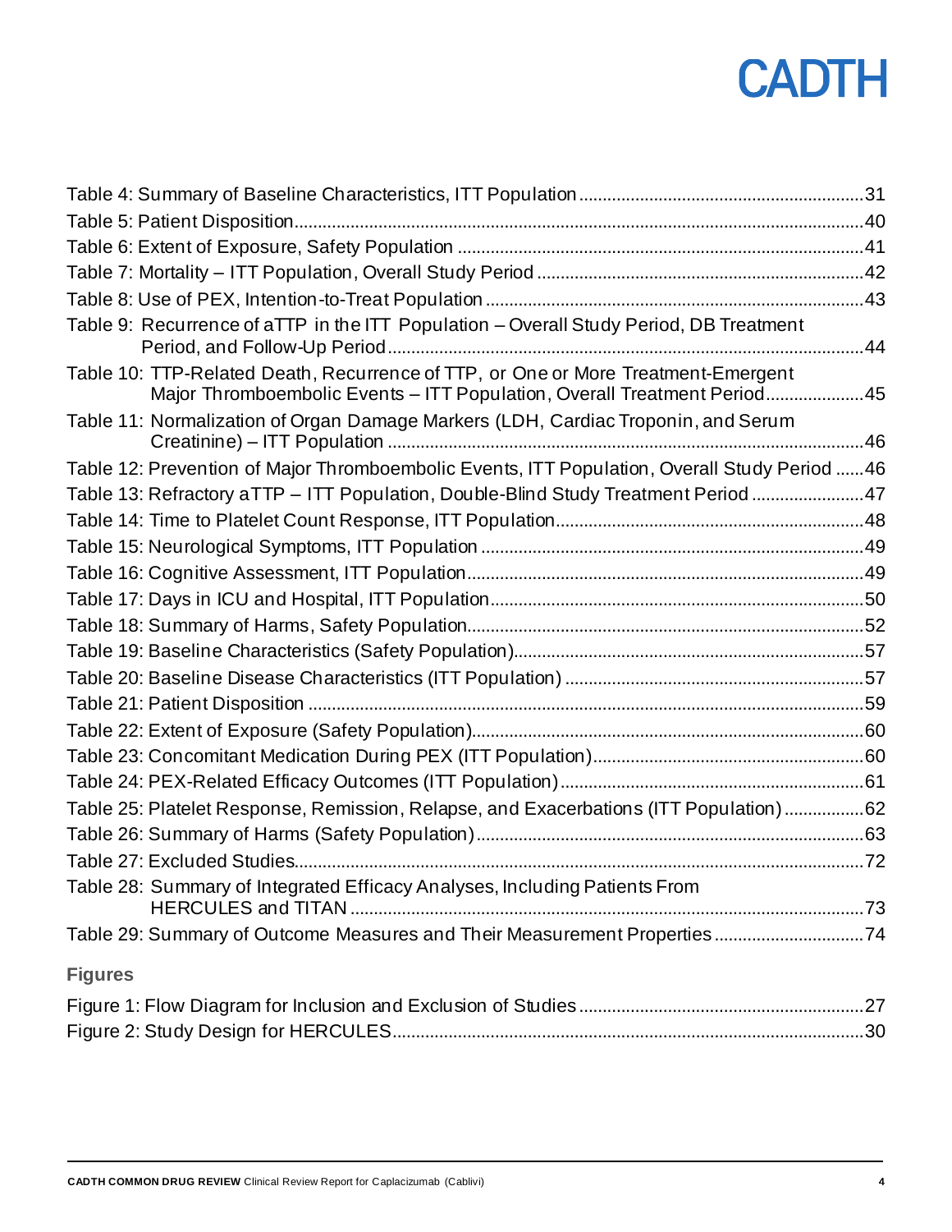Table 4: Summary of Baseline Characteristics, ITT Population ....31
Table 5: Patient Disposition ....40
Table 6: Extent of Exposure, Safety Population ....41
Table 7: Mortality – ITT Population, Overall Study Period ....42
Table 8: Use of PEX, Intention-to-Treat Population ....43
Table 9: Recurrence of aTTP in the ITT Population – Overall Study Period, DB Treatment Period, and Follow-Up Period ....44
Table 10: TTP-Related Death, Recurrence of TTP, or One or More Treatment-Emergent Major Thromboembolic Events – ITT Population, Overall Treatment Period ....45
Table 11: Normalization of Organ Damage Markers (LDH, Cardiac Troponin, and Serum Creatinine) – ITT Population ....46
Table 12: Prevention of Major Thromboembolic Events, ITT Population, Overall Study Period ....46
Table 13: Refractory aTTP – ITT Population, Double-Blind Study Treatment Period ....47
Table 14: Time to Platelet Count Response, ITT Population ....48
Table 15: Neurological Symptoms, ITT Population ....49
Table 16: Cognitive Assessment, ITT Population ....49
Table 17: Days in ICU and Hospital, ITT Population ....50
Table 18: Summary of Harms, Safety Population ....52
Table 19: Baseline Characteristics (Safety Population) ....57
Table 20: Baseline Disease Characteristics (ITT Population) ....57
Table 21: Patient Disposition ....59
Table 22: Extent of Exposure (Safety Population) ....60
Table 23: Concomitant Medication During PEX (ITT Population) ....60
Table 24: PEX-Related Efficacy Outcomes (ITT Population) ....61
Table 25: Platelet Response, Remission, Relapse, and Exacerbations (ITT Population) ....62
Table 26: Summary of Harms (Safety Population) ....63
Table 27: Excluded Studies ....72
Table 28: Summary of Integrated Efficacy Analyses, Including Patients From HERCULES and TITAN ....73
Table 29: Summary of Outcome Measures and Their Measurement Properties ....74

**Figures**

Figure 1: Flow Diagram for Inclusion and Exclusion of Studies ....27
Figure 2: Study Design for HERCULES ....30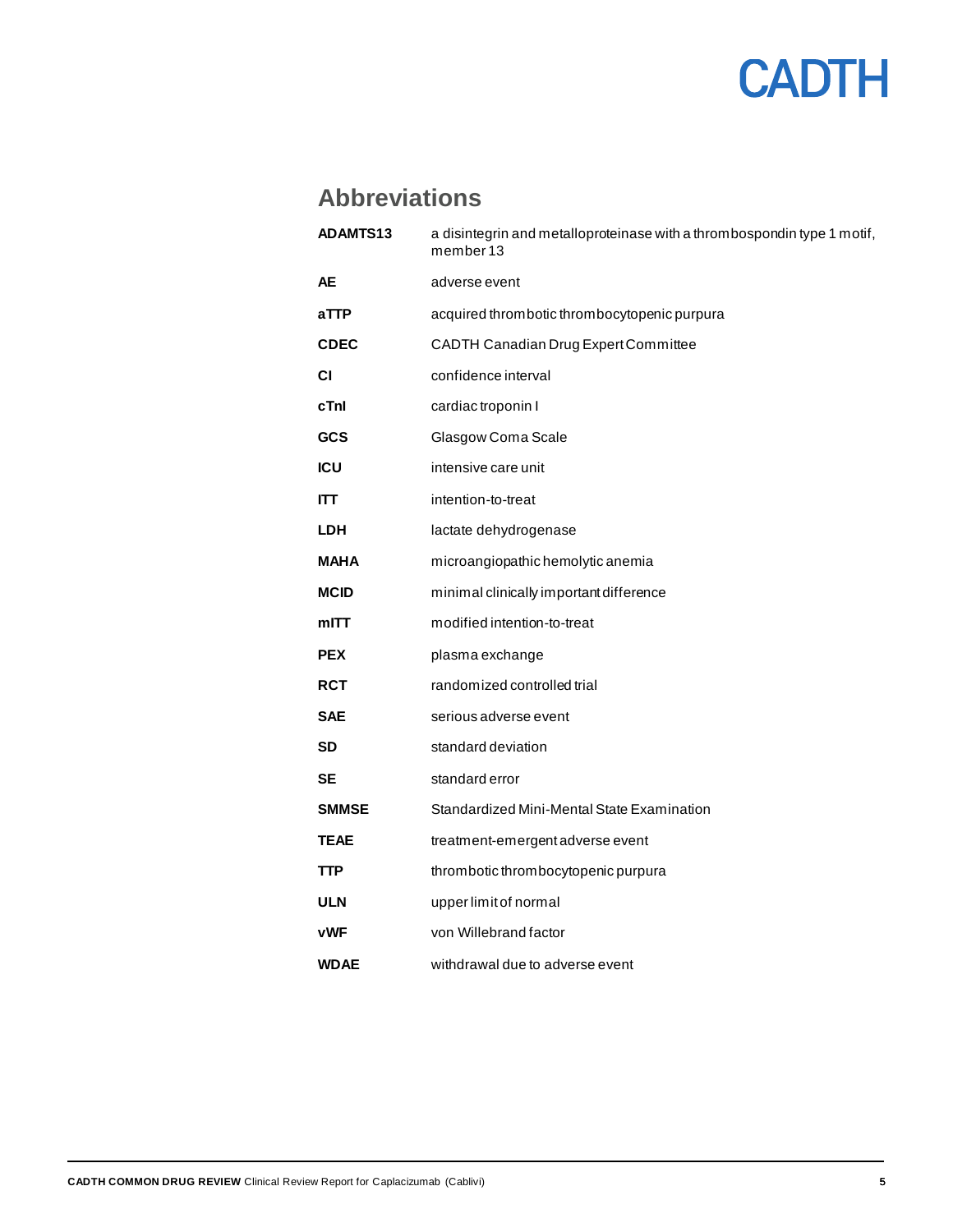## Abbreviations

| | |
|---|---|
| **ADAMTS13** | a disintegrin and metalloproteinase with a thrombospondin type 1 motif, member 13 |
| **AE** | adverse event |
| **aTTP** | acquired thrombotic thrombocytopenic purpura |
| **CDEC** | CADTH Canadian Drug Expert Committee |
| **CI** | confidence interval |
| **cTnI** | cardiac troponin I |
| **GCS** | Glasgow Coma Scale |
| **ICU** | intensive care unit |
| **ITT** | intention-to-treat |
| **LDH** | lactate dehydrogenase |
| **MAHA** | microangiopathic hemolytic anemia |
| **MCID** | minimal clinically important difference |
| **mITT** | modified intention-to-treat |
| **PEX** | plasma exchange |
| **RCT** | randomized controlled trial |
| **SAE** | serious adverse event |
| **SD** | standard deviation |
| **SE** | standard error |
| **SMMSE** | Standardized Mini-Mental State Examination |
| **TEAE** | treatment-emergent adverse event |
| **TTP** | thrombotic thrombocytopenic purpura |
| **ULN** | upper limit of normal |
| **vWF** | von Willebrand factor |
| **WDAE** | withdrawal due to adverse event |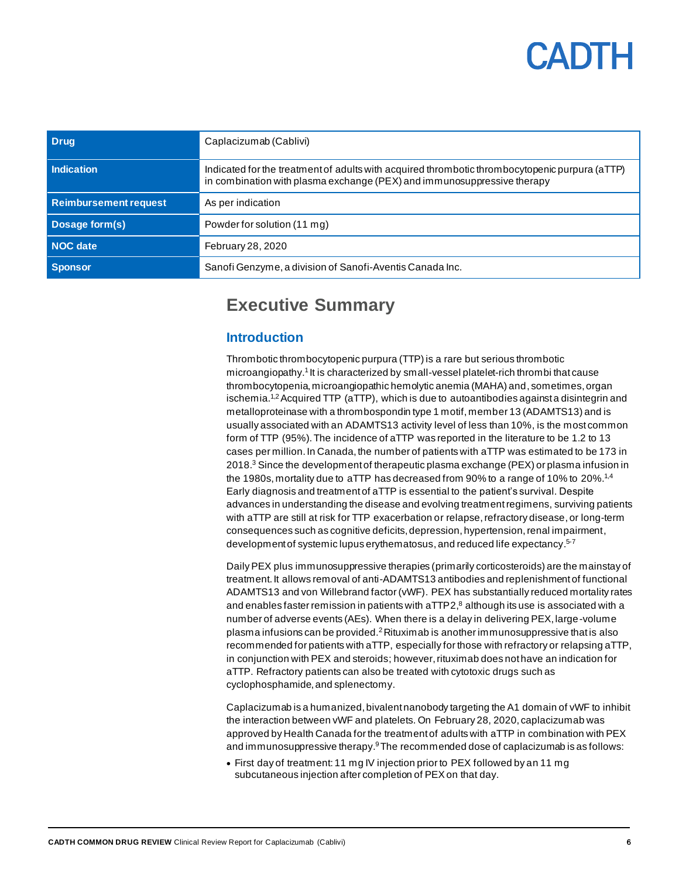| Drug | Caplacizumab (Cablivi) |
| --- | --- |
| Indication | Indicated for the treatment of adults with acquired thrombotic thrombocytopenic purpura (aTTP) in combination with plasma exchange (PEX) and immunosuppressive therapy |
| Reimbursement request | As per indication |
| Dosage form(s) | Powder for solution (11 mg) |
| NOC date | February 28, 2020 |
| Sponsor | Sanofi Genzyme, a division of Sanofi-Aventis Canada Inc. |

# Executive Summary

## Introduction

Thrombotic thrombocytopenic purpura (TTP) is a rare but serious thrombotic microangiopathy.[1] It is characterized by small-vessel platelet-rich thrombi that cause thrombocytopenia, microangiopathic hemolytic anemia (MAHA) and, sometimes, organ ischemia.[1,2] Acquired TTP (aTTP), which is due to autoantibodies against a disintegrin and metalloproteinase with a thrombospondin type 1 motif, member 13 (ADAMTS13) and is usually associated with an ADAMTS13 activity level of less than 10%, is the most common form of TTP (95%). The incidence of aTTP was reported in the literature to be 1.2 to 13 cases per million. In Canada, the number of patients with aTTP was estimated to be 173 in 2018.[3] Since the development of therapeutic plasma exchange (PEX) or plasma infusion in the 1980s, mortality due to aTTP has decreased from 90% to a range of 10% to 20%.[1,4] Early diagnosis and treatment of aTTP is essential to the patient's survival. Despite advances in understanding the disease and evolving treatment regimens, surviving patients with aTTP are still at risk for TTP exacerbation or relapse, refractory disease, or long-term consequences such as cognitive deficits, depression, hypertension, renal impairment, development of systemic lupus erythematosus, and reduced life expectancy.[5-7]

Daily PEX plus immunosuppressive therapies (primarily corticosteroids) are the mainstay of treatment. It allows removal of anti-ADAMTS13 antibodies and replenishment of functional ADAMTS13 and von Willebrand factor (vWF). PEX has substantially reduced mortality rates and enables faster remission in patients with aTTP2,[8] although its use is associated with a number of adverse events (AEs). When there is a delay in delivering PEX, large-volume plasma infusions can be provided.[2] Rituximab is another immunosuppressive that is also recommended for patients with aTTP, especially for those with refractory or relapsing aTTP, in conjunction with PEX and steroids; however, rituximab does not have an indication for aTTP. Refractory patients can also be treated with cytotoxic drugs such as cyclophosphamide, and splenectomy.

Caplacizumab is a humanized, bivalent nanobody targeting the A1 domain of vWF to inhibit the interaction between vWF and platelets. On February 28, 2020, caplacizumab was approved by Health Canada for the treatment of adults with aTTP in combination with PEX and immunosuppressive therapy.[9] The recommended dose of caplacizumab is as follows:

- First day of treatment: 11 mg IV injection prior to PEX followed by an 11 mg subcutaneous injection after completion of PEX on that day.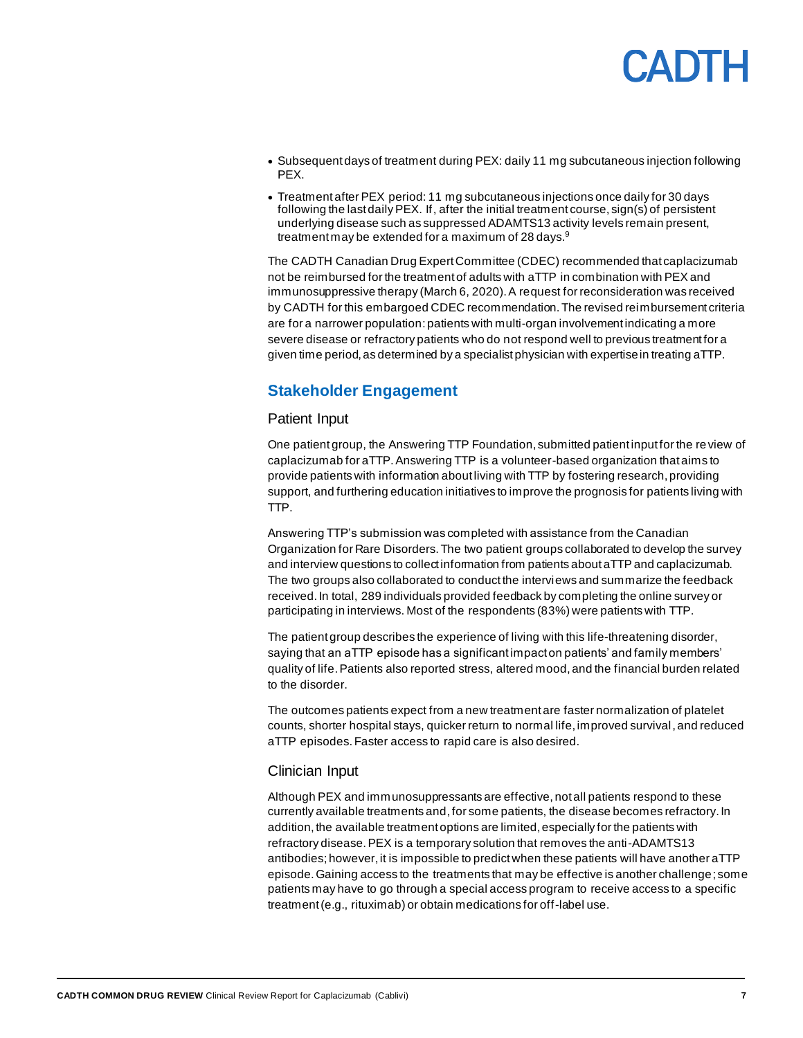- Subsequent days of treatment during PEX: daily 11 mg subcutaneous injection following PEX.
- Treatment after PEX period: 11 mg subcutaneous injections once daily for 30 days following the last daily PEX. If, after the initial treatment course, sign(s) of persistent underlying disease such as suppressed ADAMTS13 activity levels remain present, treatment may be extended for a maximum of 28 days.[9]

The CADTH Canadian Drug Expert Committee (CDEC) recommended that caplacizumab not be reimbursed for the treatment of adults with aTTP in combination with PEX and immunosuppressive therapy (March 6, 2020). A request for reconsideration was received by CADTH for this embargoed CDEC recommendation. The revised reimbursement criteria are for a narrower population: patients with multi-organ involvement indicating a more severe disease or refractory patients who do not respond well to previous treatment for a given time period, as determined by a specialist physician with expertise in treating aTTP.

## Stakeholder Engagement

### Patient Input

One patient group, the Answering TTP Foundation, submitted patient input for the review of caplacizumab for aTTP. Answering TTP is a volunteer-based organization that aims to provide patients with information about living with TTP by fostering research, providing support, and furthering education initiatives to improve the prognosis for patients living with TTP.

Answering TTP's submission was completed with assistance from the Canadian Organization for Rare Disorders. The two patient groups collaborated to develop the survey and interview questions to collect information from patients about aTTP and caplacizumab. The two groups also collaborated to conduct the interviews and summarize the feedback received. In total, 289 individuals provided feedback by completing the online survey or participating in interviews. Most of the respondents (83%) were patients with TTP.

The patient group describes the experience of living with this life-threatening disorder, saying that an aTTP episode has a significant impact on patients' and family members' quality of life. Patients also reported stress, altered mood, and the financial burden related to the disorder.

The outcomes patients expect from a new treatment are faster normalization of platelet counts, shorter hospital stays, quicker return to normal life, improved survival, and reduced aTTP episodes. Faster access to rapid care is also desired.

### Clinician Input

Although PEX and immunosuppressants are effective, not all patients respond to these currently available treatments and, for some patients, the disease becomes refractory. In addition, the available treatment options are limited, especially for the patients with refractory disease. PEX is a temporary solution that removes the anti-ADAMTS13 antibodies; however, it is impossible to predict when these patients will have another aTTP episode. Gaining access to the treatments that may be effective is another challenge; some patients may have to go through a special access program to receive access to a specific treatment (e.g., rituximab) or obtain medications for off-label use.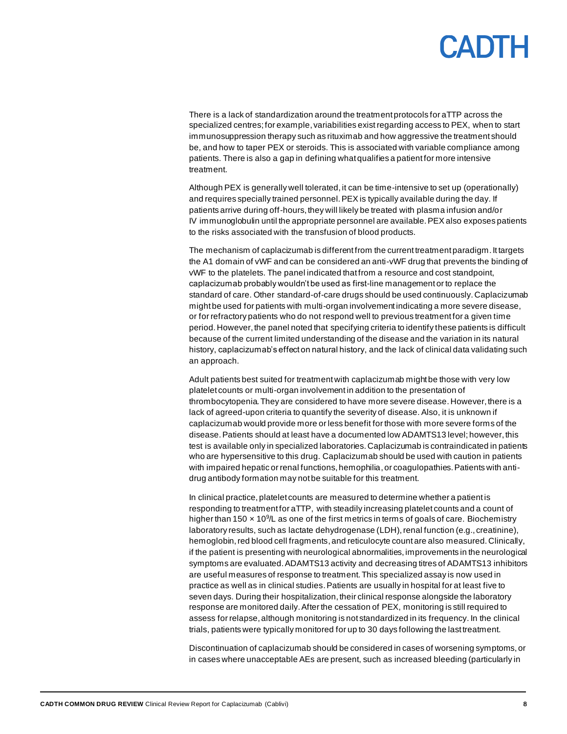There is a lack of standardization around the treatment protocols for aTTP across the specialized centres; for example, variabilities exist regarding access to PEX, when to start immunosuppression therapy such as rituximab and how aggressive the treatment should be, and how to taper PEX or steroids. This is associated with variable compliance among patients. There is also a gap in defining what qualifies a patient for more intensive treatment.

Although PEX is generally well tolerated, it can be time-intensive to set up (operationally) and requires specially trained personnel. PEX is typically available during the day. If patients arrive during off-hours, they will likely be treated with plasma infusion and/or IV immunoglobulin until the appropriate personnel are available. PEX also exposes patients to the risks associated with the transfusion of blood products.

The mechanism of caplacizumab is different from the current treatment paradigm. It targets the A1 domain of vWF and can be considered an anti-vWF drug that prevents the binding of vWF to the platelets. The panel indicated that from a resource and cost standpoint, caplacizumab probably wouldn't be used as first-line management or to replace the standard of care. Other standard-of-care drugs should be used continuously. Caplacizumab might be used for patients with multi-organ involvement indicating a more severe disease, or for refractory patients who do not respond well to previous treatment for a given time period. However, the panel noted that specifying criteria to identify these patients is difficult because of the current limited understanding of the disease and the variation in its natural history, caplacizumab's effect on natural history, and the lack of clinical data validating such an approach.

Adult patients best suited for treatment with caplacizumab might be those with very low platelet counts or multi-organ involvement in addition to the presentation of thrombocytopenia. They are considered to have more severe disease. However, there is a lack of agreed-upon criteria to quantify the severity of disease. Also, it is unknown if caplacizumab would provide more or less benefit for those with more severe forms of the disease. Patients should at least have a documented low ADAMTS13 level; however, this test is available only in specialized laboratories. Caplacizumab is contraindicated in patients who are hypersensitive to this drug. Caplacizumab should be used with caution in patients with impaired hepatic or renal functions, hemophilia, or coagulopathies. Patients with anti-drug antibody formation may not be suitable for this treatment.

In clinical practice, platelet counts are measured to determine whether a patient is responding to treatment for aTTP, with steadily increasing platelet counts and a count of higher than $150 \times 10^9$/L as one of the first metrics in terms of goals of care. Biochemistry laboratory results, such as lactate dehydrogenase (LDH), renal function (e.g., creatinine), hemoglobin, red blood cell fragments, and reticulocyte count are also measured. Clinically, if the patient is presenting with neurological abnormalities, improvements in the neurological symptoms are evaluated. ADAMTS13 activity and decreasing titres of ADAMTS13 inhibitors are useful measures of response to treatment. This specialized assay is now used in practice as well as in clinical studies. Patients are usually in hospital for at least five to seven days. During their hospitalization, their clinical response alongside the laboratory response are monitored daily. After the cessation of PEX, monitoring is still required to assess for relapse, although monitoring is not standardized in its frequency. In the clinical trials, patients were typically monitored for up to 30 days following the last treatment.

Discontinuation of caplacizumab should be considered in cases of worsening symptoms, or in cases where unacceptable AEs are present, such as increased bleeding (particularly in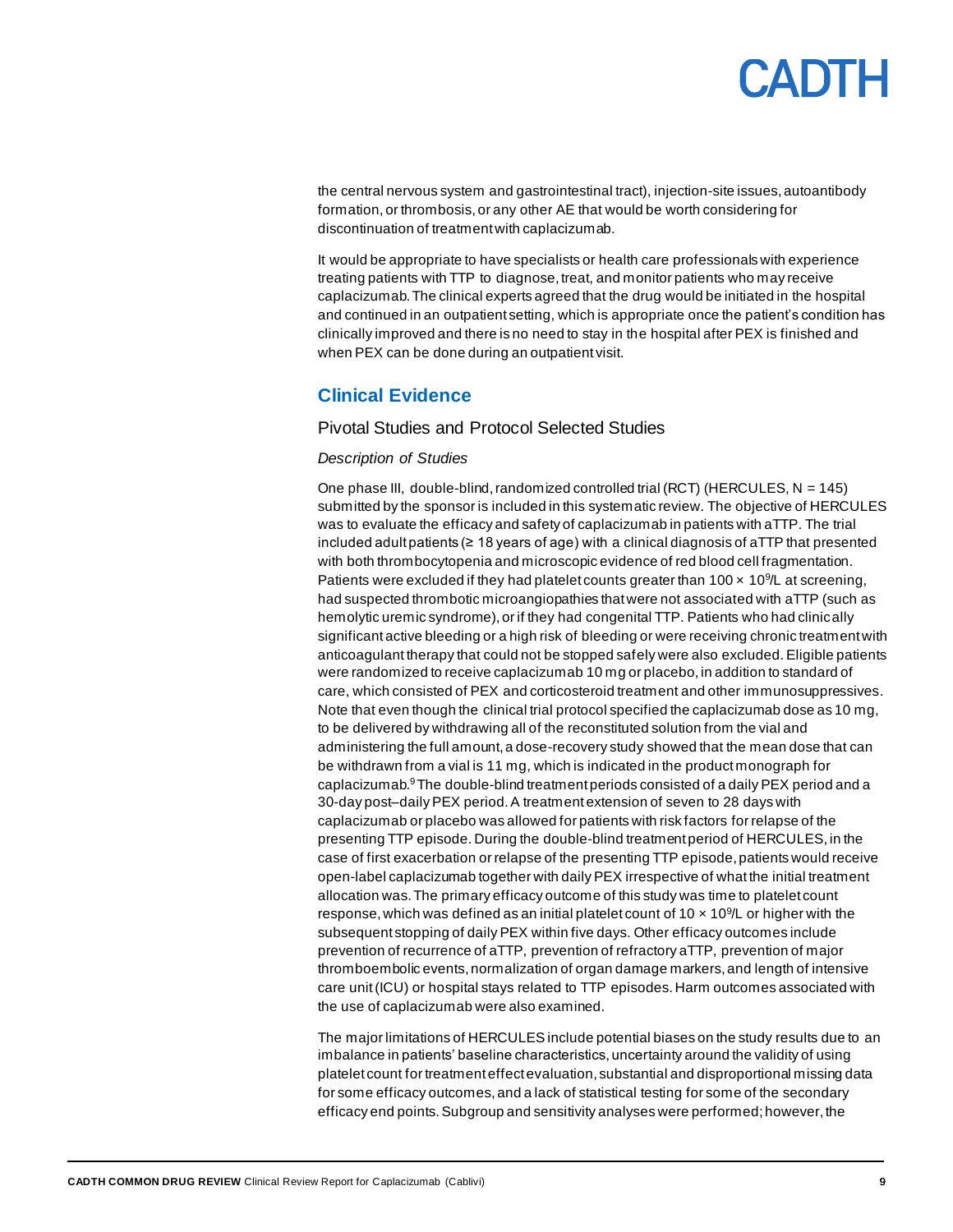the central nervous system and gastrointestinal tract), injection-site issues, autoantibody formation, or thrombosis, or any other AE that would be worth considering for discontinuation of treatment with caplacizumab.

It would be appropriate to have specialists or health care professionals with experience treating patients with TTP to diagnose, treat, and monitor patients who may receive caplacizumab. The clinical experts agreed that the drug would be initiated in the hospital and continued in an outpatient setting, which is appropriate once the patient's condition has clinically improved and there is no need to stay in the hospital after PEX is finished and when PEX can be done during an outpatient visit.

## Clinical Evidence

### Pivotal Studies and Protocol Selected Studies

#### *Description of Studies*

One phase III, double-blind, randomized controlled trial (RCT) (HERCULES, N = 145) submitted by the sponsor is included in this systematic review. The objective of HERCULES was to evaluate the efficacy and safety of caplacizumab in patients with aTTP. The trial included adult patients (≥ 18 years of age) with a clinical diagnosis of aTTP that presented with both thrombocytopenia and microscopic evidence of red blood cell fragmentation. Patients were excluded if they had platelet counts greater than $100 \times 10^9$/L at screening, had suspected thrombotic microangiopathies that were not associated with aTTP (such as hemolytic uremic syndrome), or if they had congenital TTP. Patients who had clinically significant active bleeding or a high risk of bleeding or were receiving chronic treatment with anticoagulant therapy that could not be stopped safely were also excluded. Eligible patients were randomized to receive caplacizumab 10 mg or placebo, in addition to standard of care, which consisted of PEX and corticosteroid treatment and other immunosuppressives. Note that even though the clinical trial protocol specified the caplacizumab dose as 10 mg, to be delivered by withdrawing all of the reconstituted solution from the vial and administering the full amount, a dose-recovery study showed that the mean dose that can be withdrawn from a vial is 11 mg, which is indicated in the product monograph for caplacizumab.[9] The double-blind treatment periods consisted of a daily PEX period and a 30-day post–daily PEX period. A treatment extension of seven to 28 days with caplacizumab or placebo was allowed for patients with risk factors for relapse of the presenting TTP episode. During the double-blind treatment period of HERCULES, in the case of first exacerbation or relapse of the presenting TTP episode, patients would receive open-label caplacizumab together with daily PEX irrespective of what the initial treatment allocation was. The primary efficacy outcome of this study was time to platelet count response, which was defined as an initial platelet count of $10 \times 10^9$/L or higher with the subsequent stopping of daily PEX within five days. Other efficacy outcomes include prevention of recurrence of aTTP, prevention of refractory aTTP, prevention of major thromboembolic events, normalization of organ damage markers, and length of intensive care unit (ICU) or hospital stays related to TTP episodes. Harm outcomes associated with the use of caplacizumab were also examined.

The major limitations of HERCULES include potential biases on the study results due to an imbalance in patients' baseline characteristics, uncertainty around the validity of using platelet count for treatment effect evaluation, substantial and disproportional missing data for some efficacy outcomes, and a lack of statistical testing for some of the secondary efficacy end points. Subgroup and sensitivity analyses were performed; however, the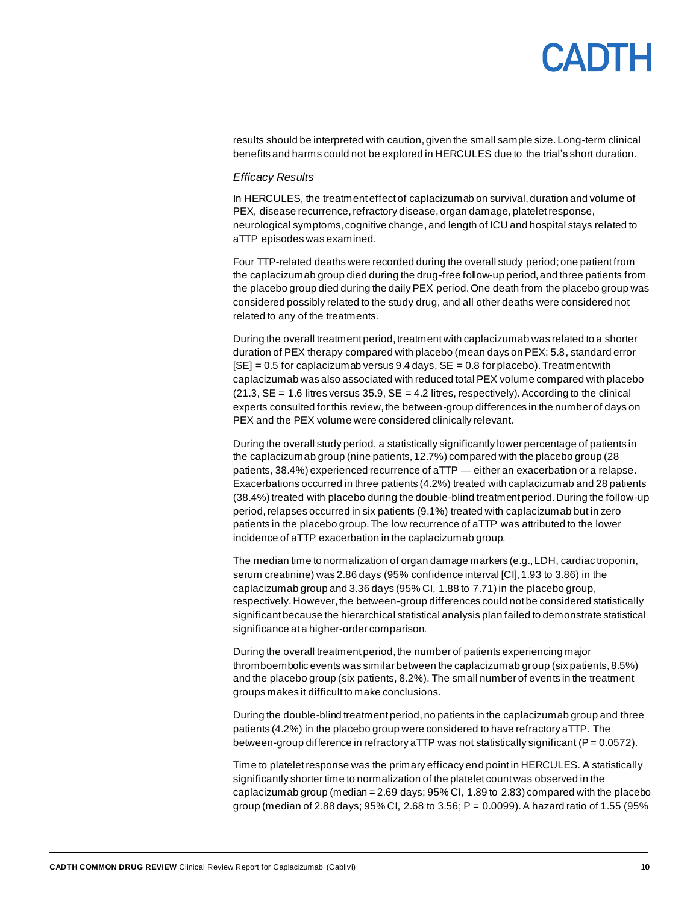results should be interpreted with caution, given the small sample size. Long-term clinical benefits and harms could not be explored in HERCULES due to the trial's short duration.

### *Efficacy Results*

In HERCULES, the treatment effect of caplacizumab on survival, duration and volume of PEX, disease recurrence, refractory disease, organ damage, platelet response, neurological symptoms, cognitive change, and length of ICU and hospital stays related to aTTP episodes was examined.

Four TTP-related deaths were recorded during the overall study period; one patient from the caplacizumab group died during the drug-free follow-up period, and three patients from the placebo group died during the daily PEX period. One death from the placebo group was considered possibly related to the study drug, and all other deaths were considered not related to any of the treatments.

During the overall treatment period, treatment with caplacizumab was related to a shorter duration of PEX therapy compared with placebo (mean days on PEX: 5.8, standard error [SE] = 0.5 for caplacizumab versus 9.4 days, SE = 0.8 for placebo). Treatment with caplacizumab was also associated with reduced total PEX volume compared with placebo (21.3, SE = 1.6 litres versus 35.9, SE = 4.2 litres, respectively). According to the clinical experts consulted for this review, the between-group differences in the number of days on PEX and the PEX volume were considered clinically relevant.

During the overall study period, a statistically significantly lower percentage of patients in the caplacizumab group (nine patients, 12.7%) compared with the placebo group (28 patients, 38.4%) experienced recurrence of aTTP — either an exacerbation or a relapse. Exacerbations occurred in three patients (4.2%) treated with caplacizumab and 28 patients (38.4%) treated with placebo during the double-blind treatment period. During the follow-up period, relapses occurred in six patients (9.1%) treated with caplacizumab but in zero patients in the placebo group. The low recurrence of aTTP was attributed to the lower incidence of aTTP exacerbation in the caplacizumab group.

The median time to normalization of organ damage markers (e.g., LDH, cardiac troponin, serum creatinine) was 2.86 days (95% confidence interval [CI], 1.93 to 3.86) in the caplacizumab group and 3.36 days (95% CI, 1.88 to 7.71) in the placebo group, respectively. However, the between-group differences could not be considered statistically significant because the hierarchical statistical analysis plan failed to demonstrate statistical significance at a higher-order comparison.

During the overall treatment period, the number of patients experiencing major thromboembolic events was similar between the caplacizumab group (six patients, 8.5%) and the placebo group (six patients, 8.2%). The small number of events in the treatment groups makes it difficult to make conclusions.

During the double-blind treatment period, no patients in the caplacizumab group and three patients (4.2%) in the placebo group were considered to have refractory aTTP. The between-group difference in refractory aTTP was not statistically significant ($P = 0.0572$).

Time to platelet response was the primary efficacy end point in HERCULES. A statistically significantly shorter time to normalization of the platelet count was observed in the caplacizumab group (median = 2.69 days; 95% CI, 1.89 to 2.83) compared with the placebo group (median of 2.88 days; 95% CI, 2.68 to 3.56; $P = 0.0099$). A hazard ratio of 1.55 (95%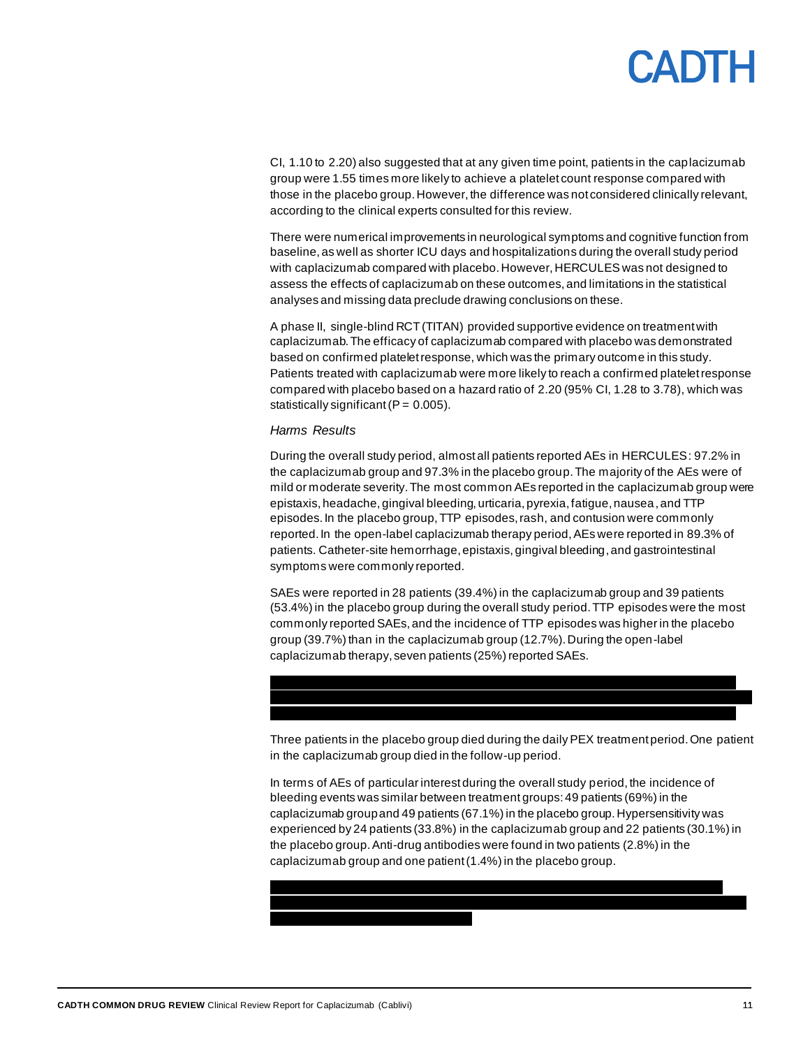CI, 1.10 to 2.20) also suggested that at any given time point, patients in the caplacizumab group were 1.55 times more likely to achieve a platelet count response compared with those in the placebo group. However, the difference was not considered clinically relevant, according to the clinical experts consulted for this review.

There were numerical improvements in neurological symptoms and cognitive function from baseline, as well as shorter ICU days and hospitalizations during the overall study period with caplacizumab compared with placebo. However, HERCULES was not designed to assess the effects of caplacizumab on these outcomes, and limitations in the statistical analyses and missing data preclude drawing conclusions on these.

A phase II, single-blind RCT (TITAN) provided supportive evidence on treatment with caplacizumab. The efficacy of caplacizumab compared with placebo was demonstrated based on confirmed platelet response, which was the primary outcome in this study. Patients treated with caplacizumab were more likely to reach a confirmed platelet response compared with placebo based on a hazard ratio of 2.20 (95% CI, 1.28 to 3.78), which was statistically significant (P = 0.005).

*Harms Results*

During the overall study period, almost all patients reported AEs in HERCULES: 97.2% in the caplacizumab group and 97.3% in the placebo group. The majority of the AEs were of mild or moderate severity. The most common AEs reported in the caplacizumab group were epistaxis, headache, gingival bleeding, urticaria, pyrexia, fatigue, nausea, and TTP episodes. In the placebo group, TTP episodes, rash, and contusion were commonly reported. In the open-label caplacizumab therapy period, AEs were reported in 89.3% of patients. Catheter-site hemorrhage, epistaxis, gingival bleeding, and gastrointestinal symptoms were commonly reported.

SAEs were reported in 28 patients (39.4%) in the caplacizumab group and 39 patients (53.4%) in the placebo group during the overall study period. TTP episodes were the most commonly reported SAEs, and the incidence of TTP episodes was higher in the placebo group (39.7%) than in the caplacizumab group (12.7%). During the open-label caplacizumab therapy, seven patients (25%) reported SAEs.

Three patients in the placebo group died during the daily PEX treatment period. One patient in the caplacizumab group died in the follow-up period.

In terms of AEs of particular interest during the overall study period, the incidence of bleeding events was similar between treatment groups: 49 patients (69%) in the caplacizumab group and 49 patients (67.1%) in the placebo group. Hypersensitivity was experienced by 24 patients (33.8%) in the caplacizumab group and 22 patients (30.1%) in the placebo group. Anti-drug antibodies were found in two patients (2.8%) in the caplacizumab group and one patient (1.4%) in the placebo group.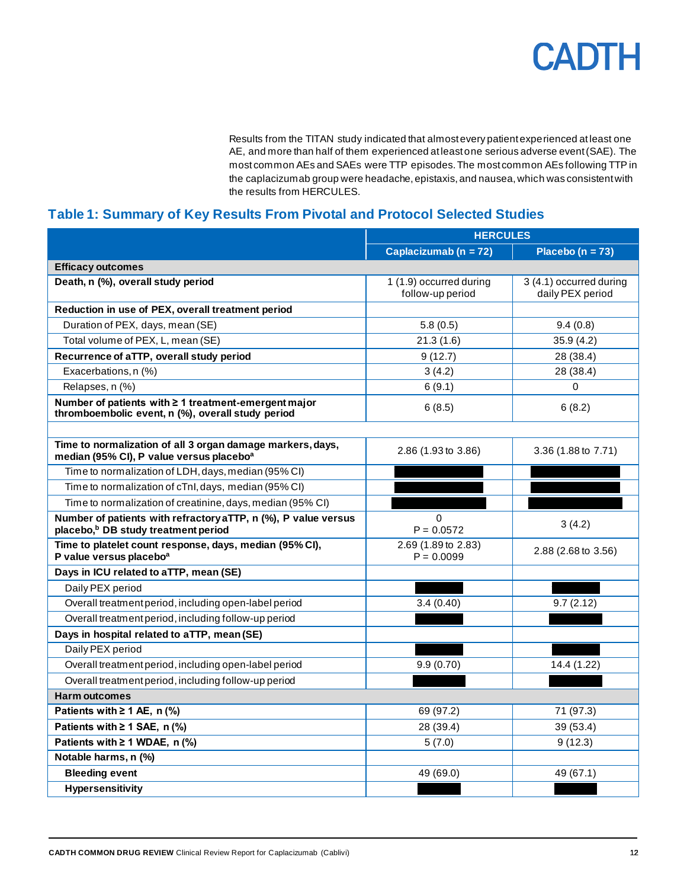Results from the TITAN study indicated that almost every patient experienced at least one AE, and more than half of them experienced at least one serious adverse event (SAE). The most common AEs and SAEs were TTP episodes. The most common AEs following TTP in the caplacizumab group were headache, epistaxis, and nausea, which was consistent with the results from HERCULES.

## Table 1: Summary of Key Results From Pivotal and Protocol Selected Studies

| | HERCULES | |
|---|---|---|
| | **Caplacizumab (n = 72)** | **Placebo (n = 73)** |
| **Efficacy outcomes** | | |
| **Death, n (%), overall study period** | 1 (1.9) occurred during follow-up period | 3 (4.1) occurred during daily PEX period |
| **Reduction in use of PEX, overall treatment period** | | |
| Duration of PEX, days, mean (SE) | 5.8 (0.5) | 9.4 (0.8) |
| Total volume of PEX, L, mean (SE) | 21.3 (1.6) | 35.9 (4.2) |
| **Recurrence of aTTP, overall study period** | 9 (12.7) | 28 (38.4) |
| Exacerbations, n (%) | 3 (4.2) | 28 (38.4) |
| Relapses, n (%) | 6 (9.1) | 0 |
| **Number of patients with ≥ 1 treatment-emergent major thromboembolic event, n (%), overall study period** | 6 (8.5) | 6 (8.2) |
| | | |
| **Time to normalization of all 3 organ damage markers, days, median (95% CI), P value versus placebo[a]** | 2.86 (1.93 to 3.86) | 3.36 (1.88 to 7.71) |
| Time to normalization of LDH, days, median (95% CI) | | |
| Time to normalization of cTnI, days, median (95% CI) | | |
| Time to normalization of creatinine, days, median (95% CI) | | |
| **Number of patients with refractory aTTP, n (%), P value versus placebo,[b] DB study treatment period** | 0<br>P = 0.0572 | 3 (4.2) |
| **Time to platelet count response, days, median (95% CI), P value versus placebo[a]** | 2.69 (1.89 to 2.83)<br>P = 0.0099 | 2.88 (2.68 to 3.56) |
| **Days in ICU related to aTTP, mean (SE)** | | |
| Daily PEX period | | |
| Overall treatment period, including open-label period | 3.4 (0.40) | 9.7 (2.12) |
| Overall treatment period, including follow-up period | | |
| **Days in hospital related to aTTP, mean (SE)** | | |
| Daily PEX period | | |
| Overall treatment period, including open-label period | 9.9 (0.70) | 14.4 (1.22) |
| Overall treatment period, including follow-up period | | |
| **Harm outcomes** | | |
| **Patients with ≥ 1 AE, n (%)** | 69 (97.2) | 71 (97.3) |
| **Patients with ≥ 1 SAE, n (%)** | 28 (39.4) | 39 (53.4) |
| **Patients with ≥ 1 WDAE, n (%)** | 5 (7.0) | 9 (12.3) |
| **Notable harms, n (%)** | | |
| **Bleeding event** | 49 (69.0) | 49 (67.1) |
| **Hypersensitivity** | | |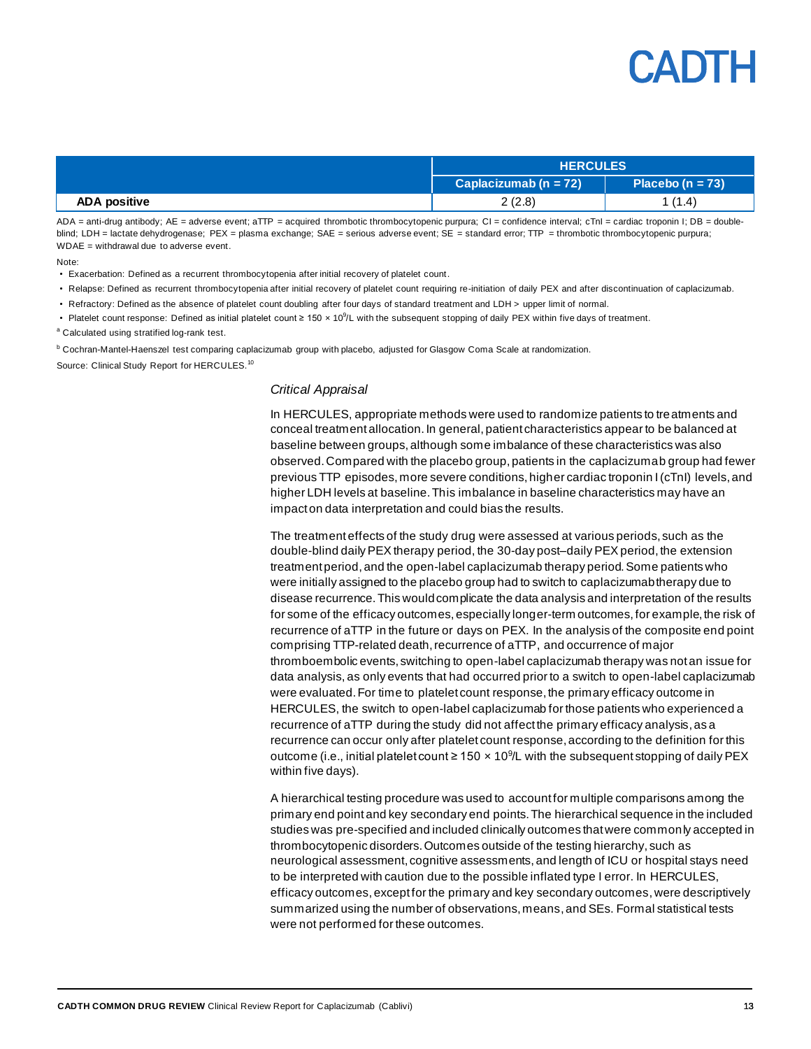| | HERCULES | |
|---|---|---|
| | Caplacizumab (n = 72) | Placebo (n = 73) |
| **ADA positive** | 2 (2.8) | 1 (1.4) |

ADA = anti-drug antibody; AE = adverse event; aTTP = acquired thrombotic thrombocytopenic purpura; CI = confidence interval; cTnI = cardiac troponin I; DB = double-blind; LDH = lactate dehydrogenase; PEX = plasma exchange; SAE = serious adverse event; SE = standard error; TTP = thrombotic thrombocytopenic purpura; WDAE = withdrawal due to adverse event.

Note:

- Exacerbation: Defined as a recurrent thrombocytopenia after initial recovery of platelet count.
- Relapse: Defined as recurrent thrombocytopenia after initial recovery of platelet count requiring re-initiation of daily PEX and after discontinuation of caplacizumab.
- Refractory: Defined as the absence of platelet count doubling after four days of standard treatment and LDH > upper limit of normal.
- Platelet count response: Defined as initial platelet count ≥ 150 × $10^9$/L with the subsequent stopping of daily PEX within five days of treatment.

[a] Calculated using stratified log-rank test.

[b] Cochran-Mantel-Haenszel test comparing caplacizumab group with placebo, adjusted for Glasgow Coma Scale at randomization.

Source: Clinical Study Report for HERCULES.[10]

*Critical Appraisal*

In HERCULES, appropriate methods were used to randomize patients to treatments and conceal treatment allocation. In general, patient characteristics appear to be balanced at baseline between groups, although some imbalance of these characteristics was also observed. Compared with the placebo group, patients in the caplacizumab group had fewer previous TTP episodes, more severe conditions, higher cardiac troponin I (cTnI) levels, and higher LDH levels at baseline. This imbalance in baseline characteristics may have an impact on data interpretation and could bias the results.

The treatment effects of the study drug were assessed at various periods, such as the double-blind daily PEX therapy period, the 30-day post–daily PEX period, the extension treatment period, and the open-label caplacizumab therapy period. Some patients who were initially assigned to the placebo group had to switch to caplacizumab therapy due to disease recurrence. This would complicate the data analysis and interpretation of the results for some of the efficacy outcomes, especially longer-term outcomes, for example, the risk of recurrence of aTTP in the future or days on PEX. In the analysis of the composite end point comprising TTP-related death, recurrence of aTTP, and occurrence of major thromboembolic events, switching to open-label caplacizumab therapy was not an issue for data analysis, as only events that had occurred prior to a switch to open-label caplacizumab were evaluated. For time to platelet count response, the primary efficacy outcome in HERCULES, the switch to open-label caplacizumab for those patients who experienced a recurrence of aTTP during the study did not affect the primary efficacy analysis, as a recurrence can occur only after platelet count response, according to the definition for this outcome (i.e., initial platelet count ≥ 150 × $10^9$/L with the subsequent stopping of daily PEX within five days).

A hierarchical testing procedure was used to account for multiple comparisons among the primary end point and key secondary end points. The hierarchical sequence in the included studies was pre-specified and included clinically outcomes that were commonly accepted in thrombocytopenic disorders. Outcomes outside of the testing hierarchy, such as neurological assessment, cognitive assessments, and length of ICU or hospital stays need to be interpreted with caution due to the possible inflated type I error. In HERCULES, efficacy outcomes, except for the primary and key secondary outcomes, were descriptively summarized using the number of observations, means, and SEs. Formal statistical tests were not performed for these outcomes.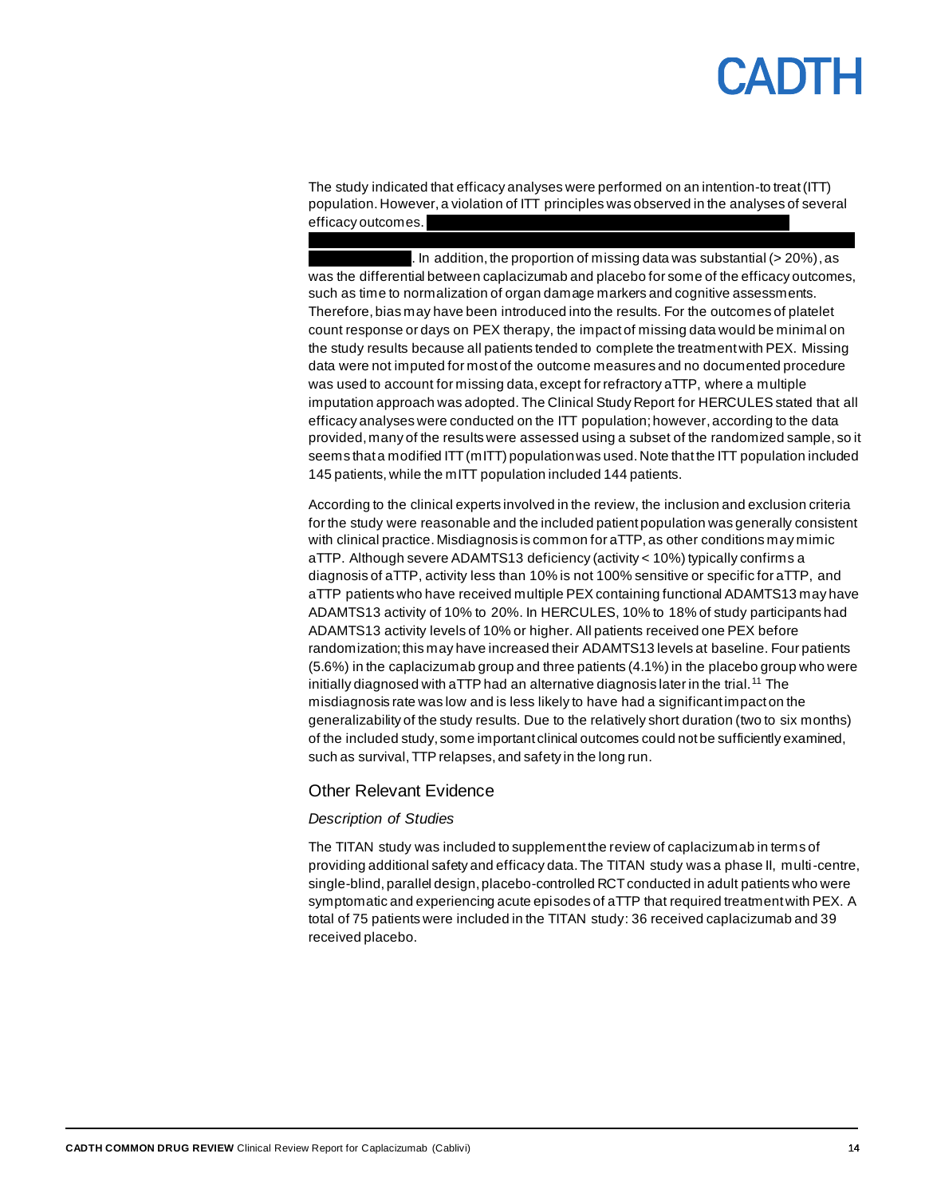The study indicated that efficacy analyses were performed on an intention-to treat (ITT) population. However, a violation of ITT principles was observed in the analyses of several efficacy outcomes. In addition, the proportion of missing data was substantial (> 20%), as was the differential between caplacizumab and placebo for some of the efficacy outcomes, such as time to normalization of organ damage markers and cognitive assessments. Therefore, bias may have been introduced into the results. For the outcomes of platelet count response or days on PEX therapy, the impact of missing data would be minimal on the study results because all patients tended to complete the treatment with PEX. Missing data were not imputed for most of the outcome measures and no documented procedure was used to account for missing data, except for refractory aTTP, where a multiple imputation approach was adopted. The Clinical Study Report for HERCULES stated that all efficacy analyses were conducted on the ITT population; however, according to the data provided, many of the results were assessed using a subset of the randomized sample, so it seems that a modified ITT (mITT) population was used. Note that the ITT population included 145 patients, while the mITT population included 144 patients.

According to the clinical experts involved in the review, the inclusion and exclusion criteria for the study were reasonable and the included patient population was generally consistent with clinical practice. Misdiagnosis is common for aTTP, as other conditions may mimic aTTP. Although severe ADAMTS13 deficiency (activity < 10%) typically confirms a diagnosis of aTTP, activity less than 10% is not 100% sensitive or specific for aTTP, and aTTP patients who have received multiple PEX containing functional ADAMTS13 may have ADAMTS13 activity of 10% to 20%. In HERCULES, 10% to 18% of study participants had ADAMTS13 activity levels of 10% or higher. All patients received one PEX before randomization; this may have increased their ADAMTS13 levels at baseline. Four patients (5.6%) in the caplacizumab group and three patients (4.1%) in the placebo group who were initially diagnosed with aTTP had an alternative diagnosis later in the trial.[11] The misdiagnosis rate was low and is less likely to have had a significant impact on the generalizability of the study results. Due to the relatively short duration (two to six months) of the included study, some important clinical outcomes could not be sufficiently examined, such as survival, TTP relapses, and safety in the long run.

## Other Relevant Evidence

### *Description of Studies*

The TITAN study was included to supplement the review of caplacizumab in terms of providing additional safety and efficacy data. The TITAN study was a phase II, multi-centre, single-blind, parallel design, placebo-controlled RCT conducted in adult patients who were symptomatic and experiencing acute episodes of aTTP that required treatment with PEX. A total of 75 patients were included in the TITAN study: 36 received caplacizumab and 39 received placebo.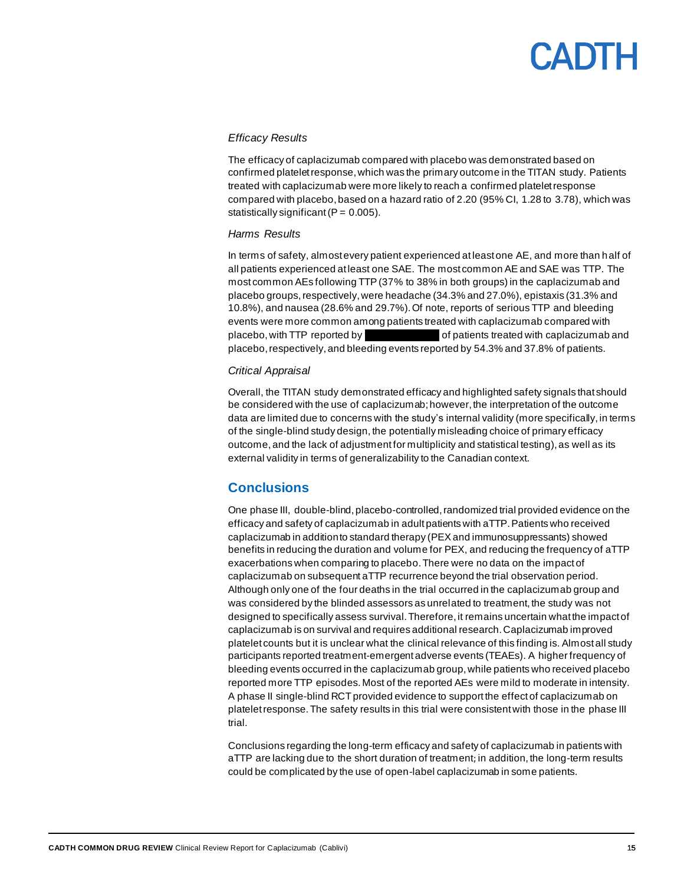*Efficacy Results*

The efficacy of caplacizumab compared with placebo was demonstrated based on confirmed platelet response, which was the primary outcome in the TITAN study. Patients treated with caplacizumab were more likely to reach a confirmed platelet response compared with placebo, based on a hazard ratio of 2.20 (95% CI, 1.28 to 3.78), which was statistically significant (P = 0.005).

*Harms Results*

In terms of safety, almost every patient experienced at least one AE, and more than half of all patients experienced at least one SAE. The most common AE and SAE was TTP. The most common AEs following TTP (37% to 38% in both groups) in the caplacizumab and placebo groups, respectively, were headache (34.3% and 27.0%), epistaxis (31.3% and 10.8%), and nausea (28.6% and 29.7%). Of note, reports of serious TTP and bleeding events were more common among patients treated with caplacizumab compared with placebo, with TTP reported by ████████ of patients treated with caplacizumab and placebo, respectively, and bleeding events reported by 54.3% and 37.8% of patients.

*Critical Appraisal*

Overall, the TITAN study demonstrated efficacy and highlighted safety signals that should be considered with the use of caplacizumab; however, the interpretation of the outcome data are limited due to concerns with the study's internal validity (more specifically, in terms of the single-blind study design, the potentially misleading choice of primary efficacy outcome, and the lack of adjustment for multiplicity and statistical testing), as well as its external validity in terms of generalizability to the Canadian context.

## Conclusions

One phase III, double-blind, placebo-controlled, randomized trial provided evidence on the efficacy and safety of caplacizumab in adult patients with aTTP. Patients who received caplacizumab in addition to standard therapy (PEX and immunosuppressants) showed benefits in reducing the duration and volume for PEX, and reducing the frequency of aTTP exacerbations when comparing to placebo. There were no data on the impact of caplacizumab on subsequent aTTP recurrence beyond the trial observation period. Although only one of the four deaths in the trial occurred in the caplacizumab group and was considered by the blinded assessors as unrelated to treatment, the study was not designed to specifically assess survival. Therefore, it remains uncertain what the impact of caplacizumab is on survival and requires additional research. Caplacizumab improved platelet counts but it is unclear what the clinical relevance of this finding is. Almost all study participants reported treatment-emergent adverse events (TEAEs). A higher frequency of bleeding events occurred in the caplacizumab group, while patients who received placebo reported more TTP episodes. Most of the reported AEs were mild to moderate in intensity. A phase II single-blind RCT provided evidence to support the effect of caplacizumab on platelet response. The safety results in this trial were consistent with those in the phase III trial.

Conclusions regarding the long-term efficacy and safety of caplacizumab in patients with aTTP are lacking due to the short duration of treatment; in addition, the long-term results could be complicated by the use of open-label caplacizumab in some patients.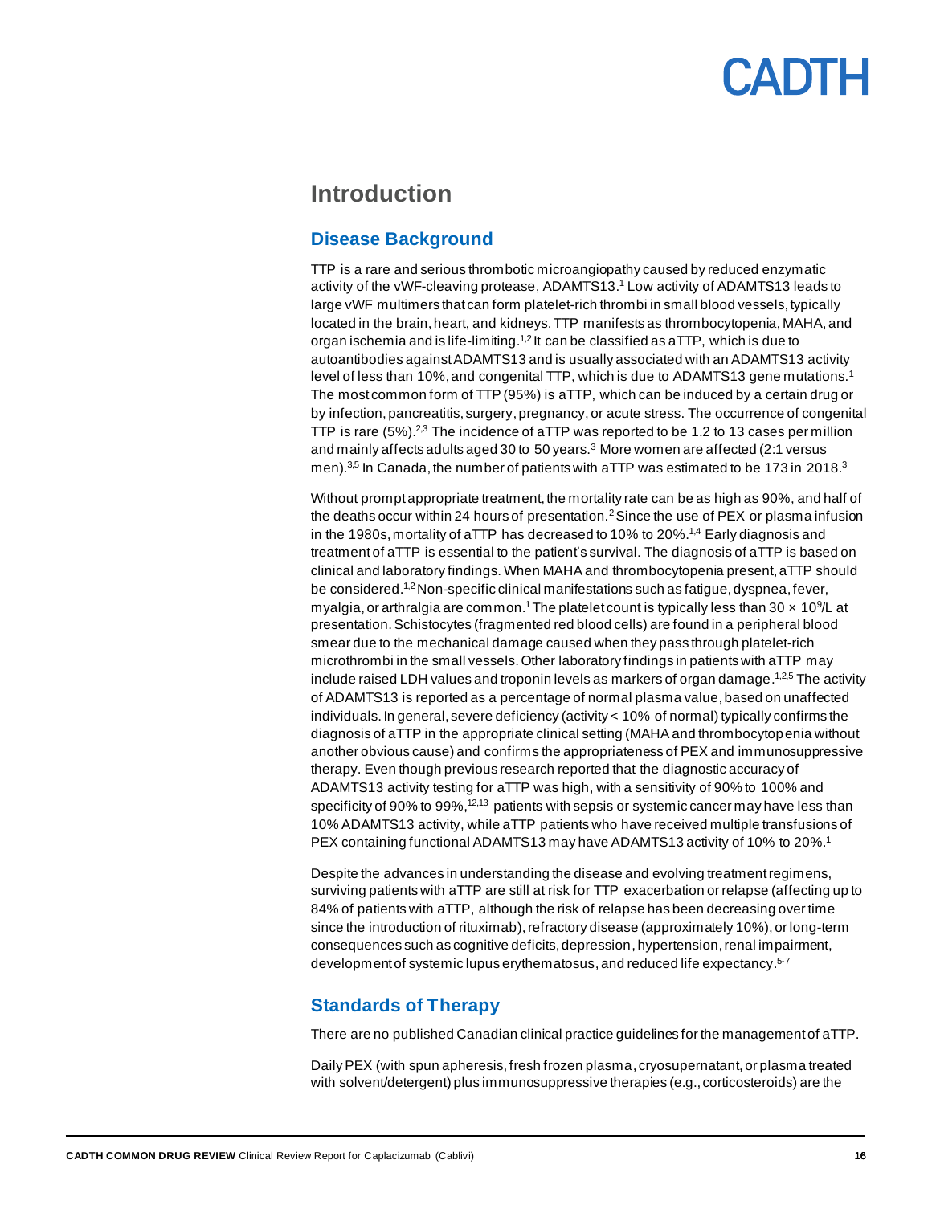# Introduction

## Disease Background

TTP is a rare and serious thrombotic microangiopathy caused by reduced enzymatic activity of the vWF-cleaving protease, ADAMTS13.[1] Low activity of ADAMTS13 leads to large vWF multimers that can form platelet-rich thrombi in small blood vessels, typically located in the brain, heart, and kidneys. TTP manifests as thrombocytopenia, MAHA, and organ ischemia and is life-limiting.[1,2] It can be classified as aTTP, which is due to autoantibodies against ADAMTS13 and is usually associated with an ADAMTS13 activity level of less than 10%, and congenital TTP, which is due to ADAMTS13 gene mutations.[1] The most common form of TTP (95%) is aTTP, which can be induced by a certain drug or by infection, pancreatitis, surgery, pregnancy, or acute stress. The occurrence of congenital TTP is rare (5%).[2,3] The incidence of aTTP was reported to be 1.2 to 13 cases per million and mainly affects adults aged 30 to 50 years.[3] More women are affected (2:1 versus men).[3,5] In Canada, the number of patients with aTTP was estimated to be 173 in 2018.[3]

Without prompt appropriate treatment, the mortality rate can be as high as 90%, and half of the deaths occur within 24 hours of presentation.[2] Since the use of PEX or plasma infusion in the 1980s, mortality of aTTP has decreased to 10% to 20%.[1,4] Early diagnosis and treatment of aTTP is essential to the patient's survival. The diagnosis of aTTP is based on clinical and laboratory findings. When MAHA and thrombocytopenia present, aTTP should be considered.[1,2] Non-specific clinical manifestations such as fatigue, dyspnea, fever, myalgia, or arthralgia are common.[1] The platelet count is typically less than $30 \times 10^9$/L at presentation. Schistocytes (fragmented red blood cells) are found in a peripheral blood smear due to the mechanical damage caused when they pass through platelet-rich microthrombi in the small vessels. Other laboratory findings in patients with aTTP may include raised LDH values and troponin levels as markers of organ damage.[1,2,5] The activity of ADAMTS13 is reported as a percentage of normal plasma value, based on unaffected individuals. In general, severe deficiency (activity < 10% of normal) typically confirms the diagnosis of aTTP in the appropriate clinical setting (MAHA and thrombocytopenia without another obvious cause) and confirms the appropriateness of PEX and immunosuppressive therapy. Even though previous research reported that the diagnostic accuracy of ADAMTS13 activity testing for aTTP was high, with a sensitivity of 90% to 100% and specificity of 90% to 99%,[12,13] patients with sepsis or systemic cancer may have less than 10% ADAMTS13 activity, while aTTP patients who have received multiple transfusions of PEX containing functional ADAMTS13 may have ADAMTS13 activity of 10% to 20%.[1]

Despite the advances in understanding the disease and evolving treatment regimens, surviving patients with aTTP are still at risk for TTP exacerbation or relapse (affecting up to 84% of patients with aTTP, although the risk of relapse has been decreasing over time since the introduction of rituximab), refractory disease (approximately 10%), or long-term consequences such as cognitive deficits, depression, hypertension, renal impairment, development of systemic lupus erythematosus, and reduced life expectancy.[5-7]

## Standards of Therapy

There are no published Canadian clinical practice guidelines for the management of aTTP.

Daily PEX (with spun apheresis, fresh frozen plasma, cryosupernatant, or plasma treated with solvent/detergent) plus immunosuppressive therapies (e.g., corticosteroids) are the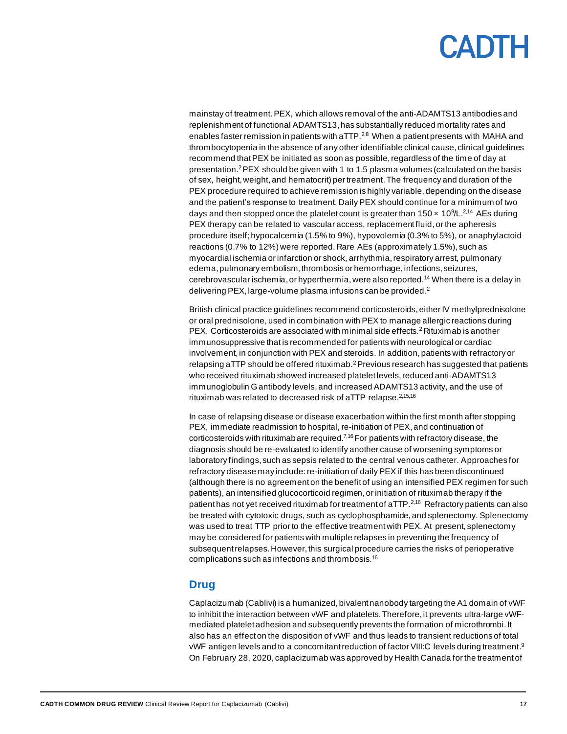mainstay of treatment. PEX, which allows removal of the anti-ADAMTS13 antibodies and replenishment of functional ADAMTS13, has substantially reduced mortality rates and enables faster remission in patients with aTTP.[2,8] When a patient presents with MAHA and thrombocytopenia in the absence of any other identifiable clinical cause, clinical guidelines recommend that PEX be initiated as soon as possible, regardless of the time of day at presentation.[2] PEX should be given with 1 to 1.5 plasma volumes (calculated on the basis of sex, height, weight, and hematocrit) per treatment. The frequency and duration of the PEX procedure required to achieve remission is highly variable, depending on the disease and the patient's response to treatment. Daily PEX should continue for a minimum of two days and then stopped once the platelet count is greater than $150 \times 10^9$/L.[2,14] AEs during PEX therapy can be related to vascular access, replacement fluid, or the apheresis procedure itself; hypocalcemia (1.5% to 9%), hypovolemia (0.3% to 5%), or anaphylactoid reactions (0.7% to 12%) were reported. Rare AEs (approximately 1.5%), such as myocardial ischemia or infarction or shock, arrhythmia, respiratory arrest, pulmonary edema, pulmonary embolism, thrombosis or hemorrhage, infections, seizures, cerebrovascular ischemia, or hyperthermia, were also reported.[14] When there is a delay in delivering PEX, large-volume plasma infusions can be provided.[2]

British clinical practice guidelines recommend corticosteroids, either IV methylprednisolone or oral prednisolone, used in combination with PEX to manage allergic reactions during PEX. Corticosteroids are associated with minimal side effects.[2] Rituximab is another immunosuppressive that is recommended for patients with neurological or cardiac involvement, in conjunction with PEX and steroids. In addition, patients with refractory or relapsing aTTP should be offered rituximab.[2] Previous research has suggested that patients who received rituximab showed increased platelet levels, reduced anti-ADAMTS13 immunoglobulin G antibody levels, and increased ADAMTS13 activity, and the use of rituximab was related to decreased risk of aTTP relapse.[2,15,16]

In case of relapsing disease or disease exacerbation within the first month after stopping PEX, immediate readmission to hospital, re-initiation of PEX, and continuation of corticosteroids with rituximab are required.[7,16] For patients with refractory disease, the diagnosis should be re-evaluated to identify another cause of worsening symptoms or laboratory findings, such as sepsis related to the central venous catheter. Approaches for refractory disease may include: re-initiation of daily PEX if this has been discontinued (although there is no agreement on the benefit of using an intensified PEX regimen for such patients), an intensified glucocorticoid regimen, or initiation of rituximab therapy if the patient has not yet received rituximab for treatment of aTTP.[2,16] Refractory patients can also be treated with cytotoxic drugs, such as cyclophosphamide, and splenectomy. Splenectomy was used to treat TTP prior to the effective treatment with PEX. At present, splenectomy may be considered for patients with multiple relapses in preventing the frequency of subsequent relapses. However, this surgical procedure carries the risks of perioperative complications such as infections and thrombosis.[16]

## Drug

Caplacizumab (Cablivi) is a humanized, bivalent nanobody targeting the A1 domain of vWF to inhibit the interaction between vWF and platelets. Therefore, it prevents ultra-large vWF-mediated platelet adhesion and subsequently prevents the formation of microthrombi. It also has an effect on the disposition of vWF and thus leads to transient reductions of total vWF antigen levels and to a concomitant reduction of factor VIII:C levels during treatment.[9] On February 28, 2020, caplacizumab was approved by Health Canada for the treatment of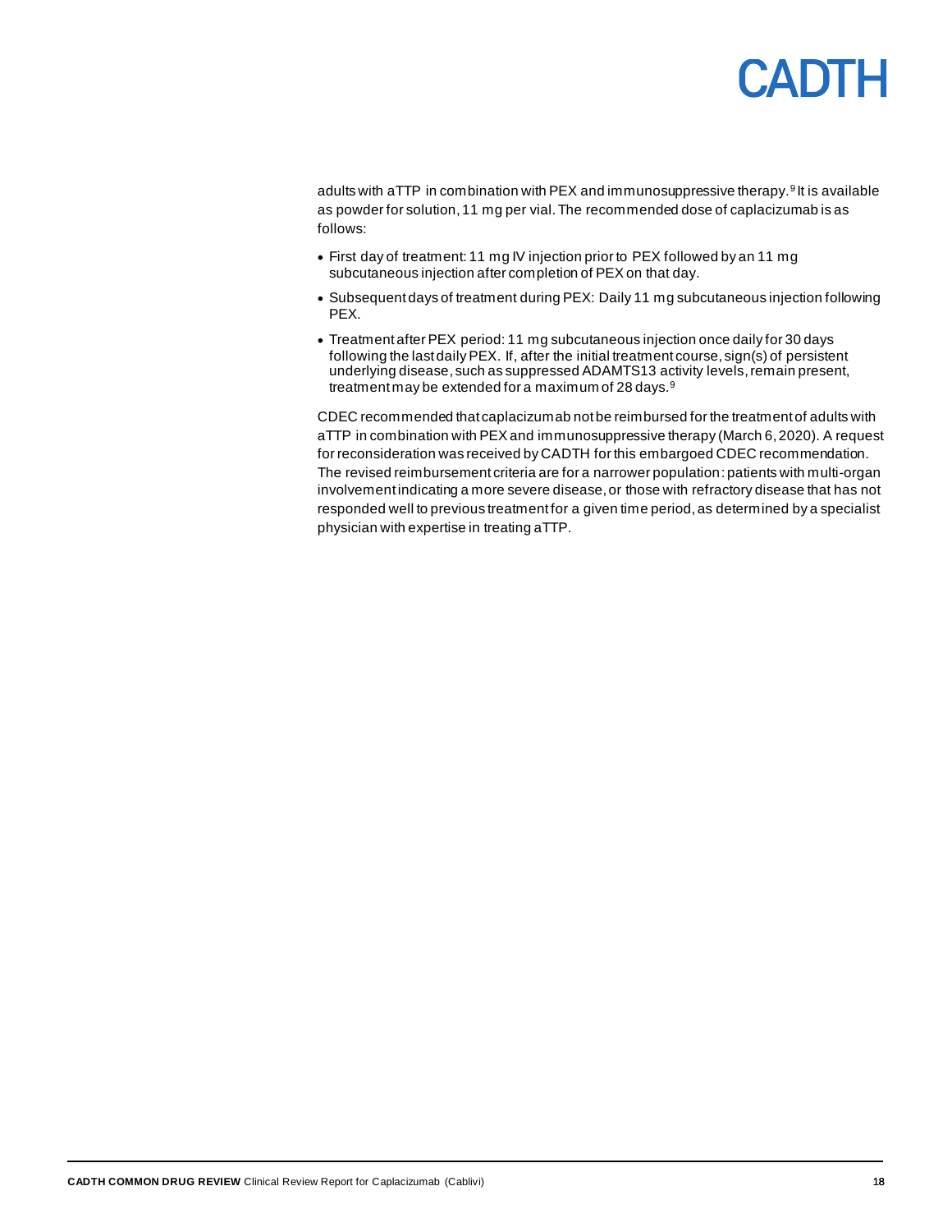adults with aTTP in combination with PEX and immunosuppressive therapy.[9] It is available as powder for solution, 11 mg per vial. The recommended dose of caplacizumab is as follows:

- First day of treatment: 11 mg IV injection prior to PEX followed by an 11 mg subcutaneous injection after completion of PEX on that day.
- Subsequent days of treatment during PEX: Daily 11 mg subcutaneous injection following PEX.
- Treatment after PEX period: 11 mg subcutaneous injection once daily for 30 days following the last daily PEX. If, after the initial treatment course, sign(s) of persistent underlying disease, such as suppressed ADAMTS13 activity levels, remain present, treatment may be extended for a maximum of 28 days.[9]

CDEC recommended that caplacizumab not be reimbursed for the treatment of adults with aTTP in combination with PEX and immunosuppressive therapy (March 6, 2020). A request for reconsideration was received by CADTH for this embargoed CDEC recommendation. The revised reimbursement criteria are for a narrower population: patients with multi-organ involvement indicating a more severe disease, or those with refractory disease that has not responded well to previous treatment for a given time period, as determined by a specialist physician with expertise in treating aTTP.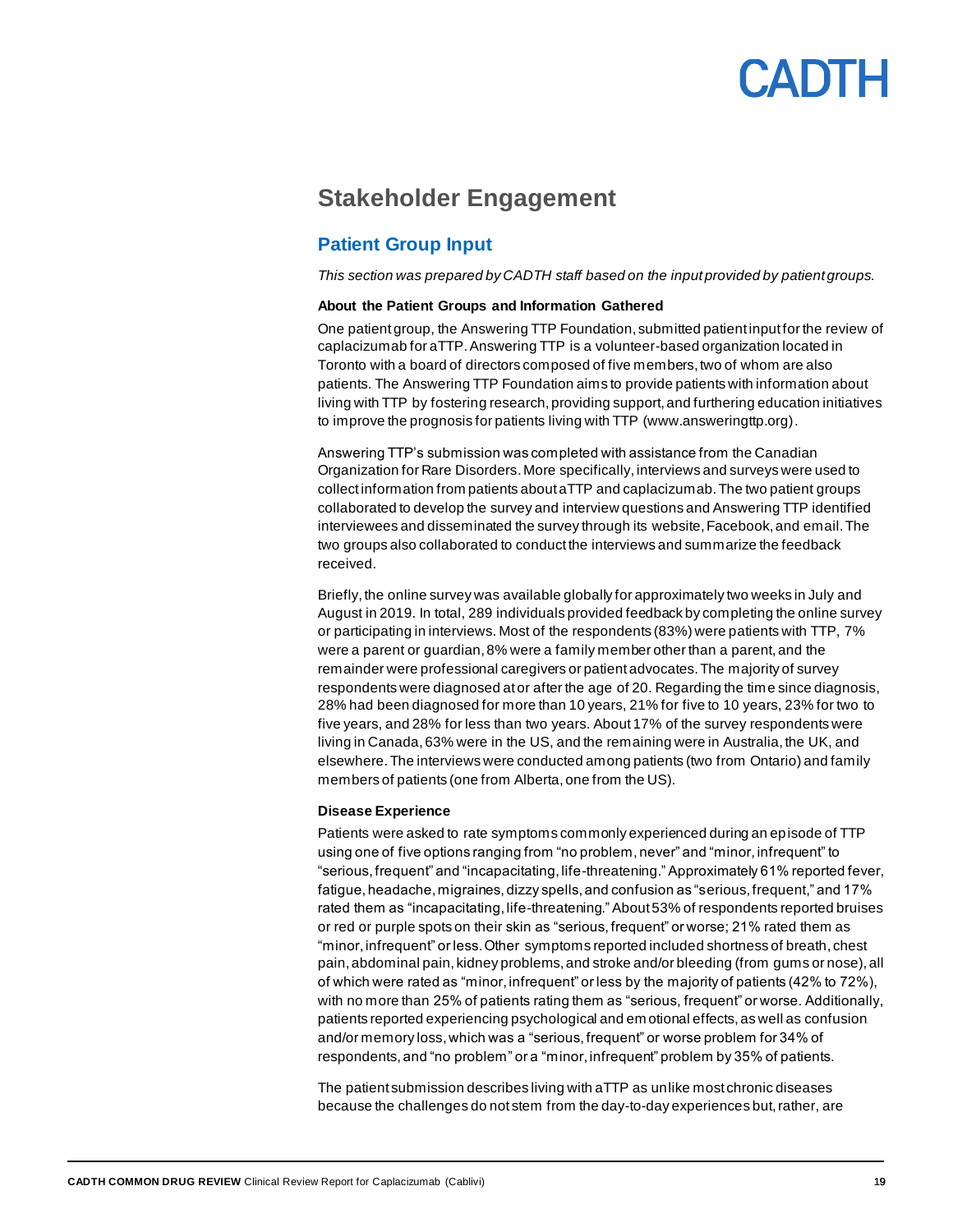# Stakeholder Engagement

## Patient Group Input

*This section was prepared by CADTH staff based on the input provided by patient groups.*

**About the Patient Groups and Information Gathered**

One patient group, the Answering TTP Foundation, submitted patient input for the review of caplacizumab for aTTP. Answering TTP is a volunteer-based organization located in Toronto with a board of directors composed of five members, two of whom are also patients. The Answering TTP Foundation aims to provide patients with information about living with TTP by fostering research, providing support, and furthering education initiatives to improve the prognosis for patients living with TTP (www.answeringttp.org).

Answering TTP's submission was completed with assistance from the Canadian Organization for Rare Disorders. More specifically, interviews and surveys were used to collect information from patients about aTTP and caplacizumab. The two patient groups collaborated to develop the survey and interview questions and Answering TTP identified interviewees and disseminated the survey through its website, Facebook, and email. The two groups also collaborated to conduct the interviews and summarize the feedback received.

Briefly, the online survey was available globally for approximately two weeks in July and August in 2019. In total, 289 individuals provided feedback by completing the online survey or participating in interviews. Most of the respondents (83%) were patients with TTP, 7% were a parent or guardian, 8% were a family member other than a parent, and the remainder were professional caregivers or patient advocates. The majority of survey respondents were diagnosed at or after the age of 20. Regarding the time since diagnosis, 28% had been diagnosed for more than 10 years, 21% for five to 10 years, 23% for two to five years, and 28% for less than two years. About 17% of the survey respondents were living in Canada, 63% were in the US, and the remaining were in Australia, the UK, and elsewhere. The interviews were conducted among patients (two from Ontario) and family members of patients (one from Alberta, one from the US).

**Disease Experience**

Patients were asked to rate symptoms commonly experienced during an episode of TTP using one of five options ranging from "no problem, never" and "minor, infrequent" to "serious, frequent" and "incapacitating, life-threatening." Approximately 61% reported fever, fatigue, headache, migraines, dizzy spells, and confusion as "serious, frequent," and 17% rated them as "incapacitating, life-threatening." About 53% of respondents reported bruises or red or purple spots on their skin as "serious, frequent" or worse; 21% rated them as "minor, infrequent" or less. Other symptoms reported included shortness of breath, chest pain, abdominal pain, kidney problems, and stroke and/or bleeding (from gums or nose), all of which were rated as "minor, infrequent" or less by the majority of patients (42% to 72%), with no more than 25% of patients rating them as "serious, frequent" or worse. Additionally, patients reported experiencing psychological and emotional effects, as well as confusion and/or memory loss, which was a "serious, frequent" or worse problem for 34% of respondents, and "no problem" or a "minor, infrequent" problem by 35% of patients.

The patient submission describes living with aTTP as unlike most chronic diseases because the challenges do not stem from the day-to-day experiences but, rather, are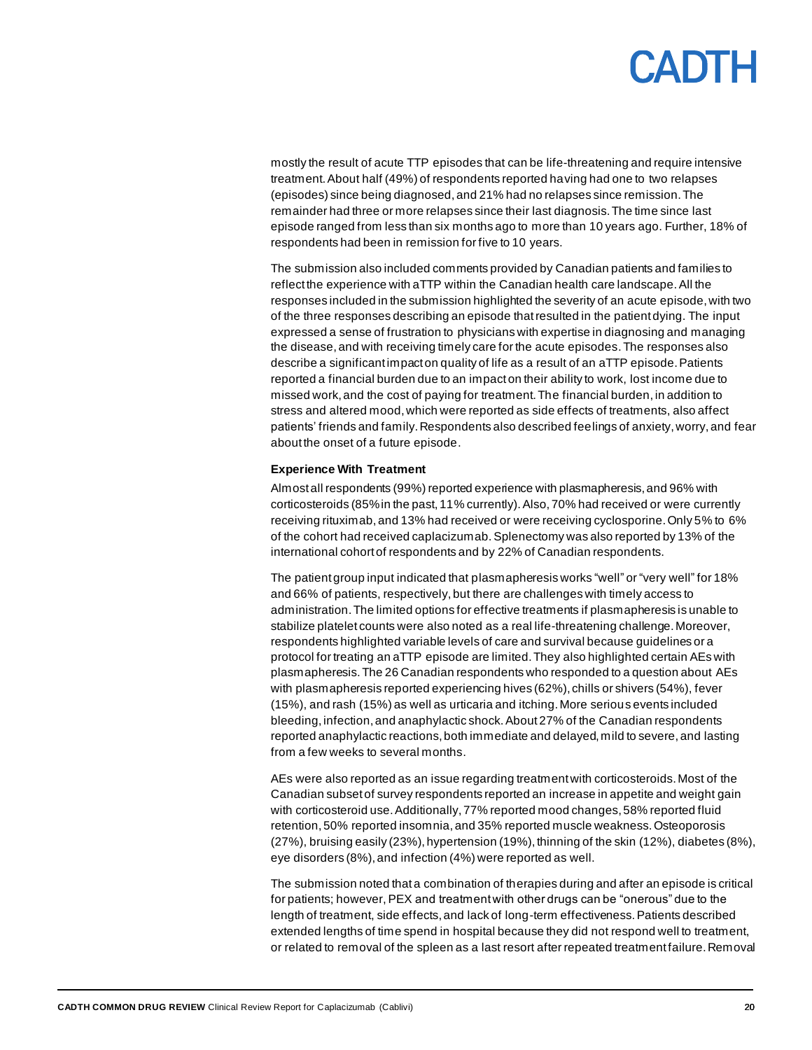mostly the result of acute TTP episodes that can be life-threatening and require intensive treatment. About half (49%) of respondents reported having had one to two relapses (episodes) since being diagnosed, and 21% had no relapses since remission. The remainder had three or more relapses since their last diagnosis. The time since last episode ranged from less than six months ago to more than 10 years ago. Further, 18% of respondents had been in remission for five to 10 years.

The submission also included comments provided by Canadian patients and families to reflect the experience with aTTP within the Canadian health care landscape. All the responses included in the submission highlighted the severity of an acute episode, with two of the three responses describing an episode that resulted in the patient dying. The input expressed a sense of frustration to physicians with expertise in diagnosing and managing the disease, and with receiving timely care for the acute episodes. The responses also describe a significant impact on quality of life as a result of an aTTP episode. Patients reported a financial burden due to an impact on their ability to work, lost income due to missed work, and the cost of paying for treatment. The financial burden, in addition to stress and altered mood, which were reported as side effects of treatments, also affect patients' friends and family. Respondents also described feelings of anxiety, worry, and fear about the onset of a future episode.

**Experience With Treatment**

Almost all respondents (99%) reported experience with plasmapheresis, and 96% with corticosteroids (85% in the past, 11% currently). Also, 70% had received or were currently receiving rituximab, and 13% had received or were receiving cyclosporine. Only 5% to 6% of the cohort had received caplacizumab. Splenectomy was also reported by 13% of the international cohort of respondents and by 22% of Canadian respondents.

The patient group input indicated that plasmapheresis works "well" or "very well" for 18% and 66% of patients, respectively, but there are challenges with timely access to administration. The limited options for effective treatments if plasmapheresis is unable to stabilize platelet counts were also noted as a real life-threatening challenge. Moreover, respondents highlighted variable levels of care and survival because guidelines or a protocol for treating an aTTP episode are limited. They also highlighted certain AEs with plasmapheresis. The 26 Canadian respondents who responded to a question about AEs with plasmapheresis reported experiencing hives (62%), chills or shivers (54%), fever (15%), and rash (15%) as well as urticaria and itching. More serious events included bleeding, infection, and anaphylactic shock. About 27% of the Canadian respondents reported anaphylactic reactions, both immediate and delayed, mild to severe, and lasting from a few weeks to several months.

AEs were also reported as an issue regarding treatment with corticosteroids. Most of the Canadian subset of survey respondents reported an increase in appetite and weight gain with corticosteroid use. Additionally, 77% reported mood changes, 58% reported fluid retention, 50% reported insomnia, and 35% reported muscle weakness. Osteoporosis (27%), bruising easily (23%), hypertension (19%), thinning of the skin (12%), diabetes (8%), eye disorders (8%), and infection (4%) were reported as well.

The submission noted that a combination of therapies during and after an episode is critical for patients; however, PEX and treatment with other drugs can be "onerous" due to the length of treatment, side effects, and lack of long-term effectiveness. Patients described extended lengths of time spend in hospital because they did not respond well to treatment, or related to removal of the spleen as a last resort after repeated treatment failure. Removal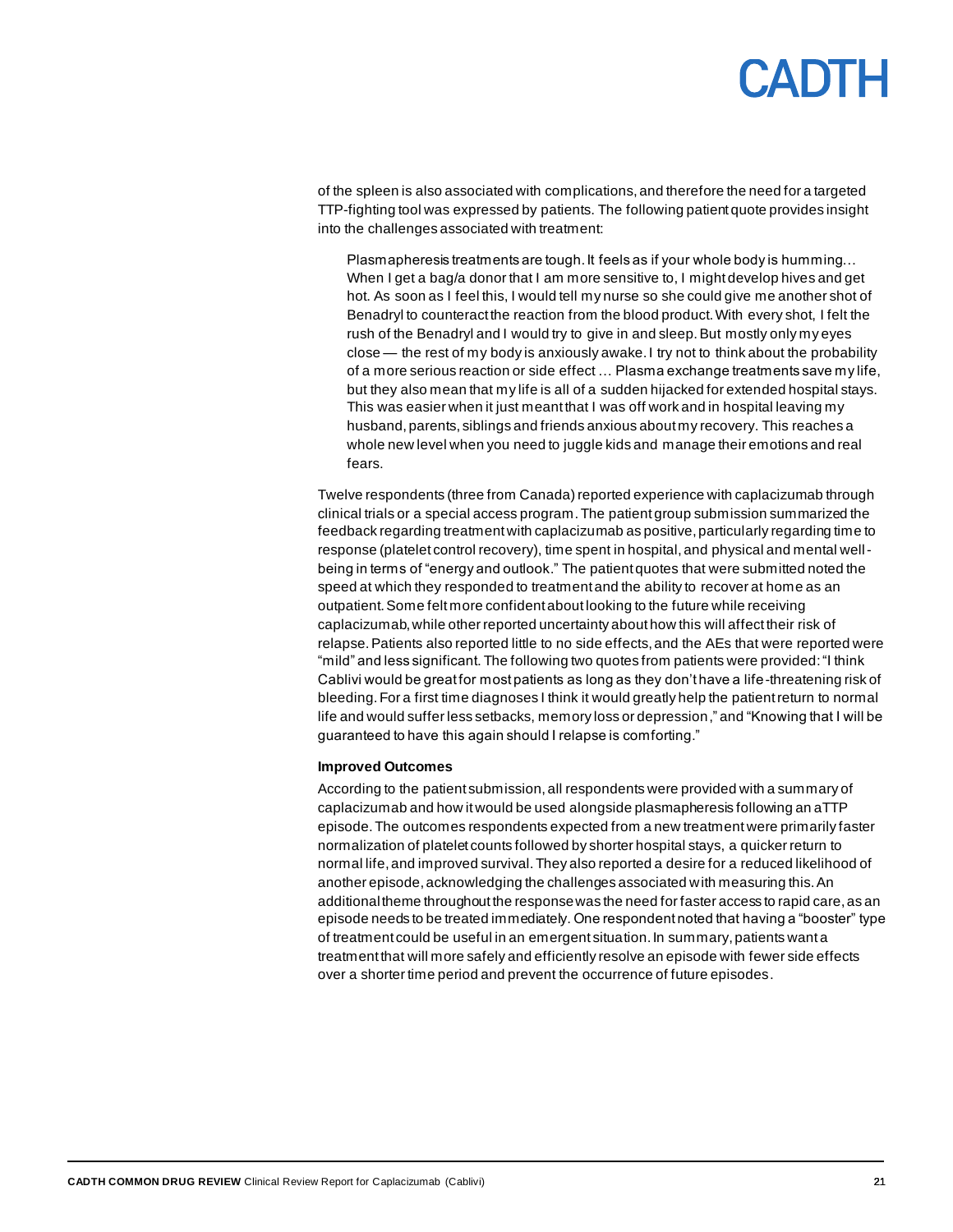of the spleen is also associated with complications, and therefore the need for a targeted TTP-fighting tool was expressed by patients. The following patient quote provides insight into the challenges associated with treatment:

> Plasmapheresis treatments are tough. It feels as if your whole body is humming… When I get a bag/a donor that I am more sensitive to, I might develop hives and get hot. As soon as I feel this, I would tell my nurse so she could give me another shot of Benadryl to counteract the reaction from the blood product. With every shot, I felt the rush of the Benadryl and I would try to give in and sleep. But mostly only my eyes close — the rest of my body is anxiously awake. I try not to think about the probability of a more serious reaction or side effect … Plasma exchange treatments save my life, but they also mean that my life is all of a sudden hijacked for extended hospital stays. This was easier when it just meant that I was off work and in hospital leaving my husband, parents, siblings and friends anxious about my recovery. This reaches a whole new level when you need to juggle kids and manage their emotions and real fears.

Twelve respondents (three from Canada) reported experience with caplacizumab through clinical trials or a special access program. The patient group submission summarized the feedback regarding treatment with caplacizumab as positive, particularly regarding time to response (platelet control recovery), time spent in hospital, and physical and mental well-being in terms of "energy and outlook." The patient quotes that were submitted noted the speed at which they responded to treatment and the ability to recover at home as an outpatient. Some felt more confident about looking to the future while receiving caplacizumab, while other reported uncertainty about how this will affect their risk of relapse. Patients also reported little to no side effects, and the AEs that were reported were "mild" and less significant. The following two quotes from patients were provided: "I think Cablivi would be great for most patients as long as they don't have a life-threatening risk of bleeding. For a first time diagnoses I think it would greatly help the patient return to normal life and would suffer less setbacks, memory loss or depression," and "Knowing that I will be guaranteed to have this again should I relapse is comforting."

**Improved Outcomes**

According to the patient submission, all respondents were provided with a summary of caplacizumab and how it would be used alongside plasmapheresis following an aTTP episode. The outcomes respondents expected from a new treatment were primarily faster normalization of platelet counts followed by shorter hospital stays, a quicker return to normal life, and improved survival. They also reported a desire for a reduced likelihood of another episode, acknowledging the challenges associated with measuring this. An additional theme throughout the response was the need for faster access to rapid care, as an episode needs to be treated immediately. One respondent noted that having a "booster" type of treatment could be useful in an emergent situation. In summary, patients want a treatment that will more safely and efficiently resolve an episode with fewer side effects over a shorter time period and prevent the occurrence of future episodes.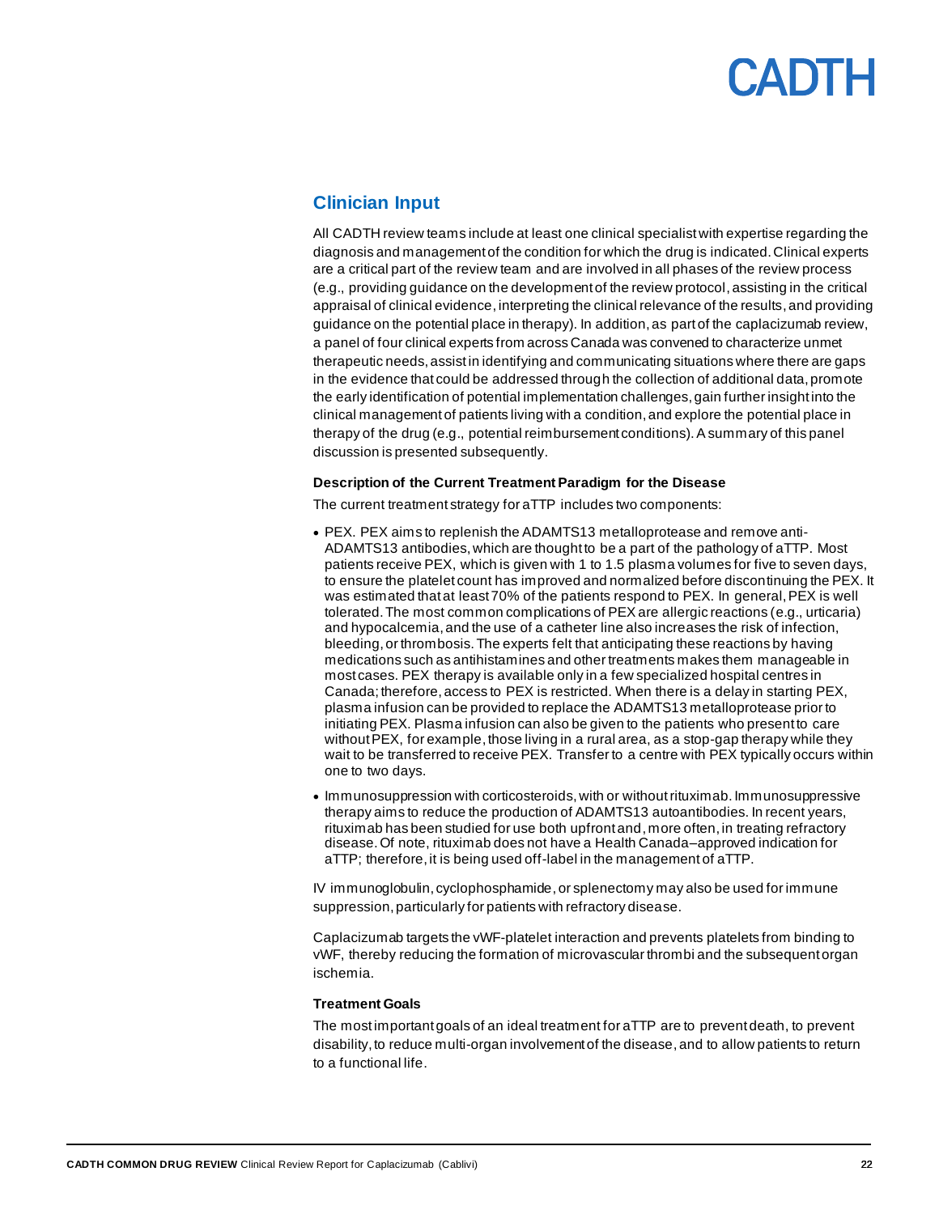## Clinician Input

All CADTH review teams include at least one clinical specialist with expertise regarding the diagnosis and management of the condition for which the drug is indicated. Clinical experts are a critical part of the review team and are involved in all phases of the review process (e.g., providing guidance on the development of the review protocol, assisting in the critical appraisal of clinical evidence, interpreting the clinical relevance of the results, and providing guidance on the potential place in therapy). In addition, as part of the caplacizumab review, a panel of four clinical experts from across Canada was convened to characterize unmet therapeutic needs, assist in identifying and communicating situations where there are gaps in the evidence that could be addressed through the collection of additional data, promote the early identification of potential implementation challenges, gain further insight into the clinical management of patients living with a condition, and explore the potential place in therapy of the drug (e.g., potential reimbursement conditions). A summary of this panel discussion is presented subsequently.

#### Description of the Current Treatment Paradigm for the Disease

The current treatment strategy for aTTP includes two components:

- PEX. PEX aims to replenish the ADAMTS13 metalloprotease and remove anti-ADAMTS13 antibodies, which are thought to be a part of the pathology of aTTP. Most patients receive PEX, which is given with 1 to 1.5 plasma volumes for five to seven days, to ensure the platelet count has improved and normalized before discontinuing the PEX. It was estimated that at least 70% of the patients respond to PEX. In general, PEX is well tolerated. The most common complications of PEX are allergic reactions (e.g., urticaria) and hypocalcemia, and the use of a catheter line also increases the risk of infection, bleeding, or thrombosis. The experts felt that anticipating these reactions by having medications such as antihistamines and other treatments makes them manageable in most cases. PEX therapy is available only in a few specialized hospital centres in Canada; therefore, access to PEX is restricted. When there is a delay in starting PEX, plasma infusion can be provided to replace the ADAMTS13 metalloprotease prior to initiating PEX. Plasma infusion can also be given to the patients who present to care without PEX, for example, those living in a rural area, as a stop-gap therapy while they wait to be transferred to receive PEX. Transfer to a centre with PEX typically occurs within one to two days.
- Immunosuppression with corticosteroids, with or without rituximab. Immunosuppressive therapy aims to reduce the production of ADAMTS13 autoantibodies. In recent years, rituximab has been studied for use both upfront and, more often, in treating refractory disease. Of note, rituximab does not have a Health Canada–approved indication for aTTP; therefore, it is being used off-label in the management of aTTP.

IV immunoglobulin, cyclophosphamide, or splenectomy may also be used for immune suppression, particularly for patients with refractory disease.

Caplacizumab targets the vWF-platelet interaction and prevents platelets from binding to vWF, thereby reducing the formation of microvascular thrombi and the subsequent organ ischemia.

#### Treatment Goals

The most important goals of an ideal treatment for aTTP are to prevent death, to prevent disability, to reduce multi-organ involvement of the disease, and to allow patients to return to a functional life.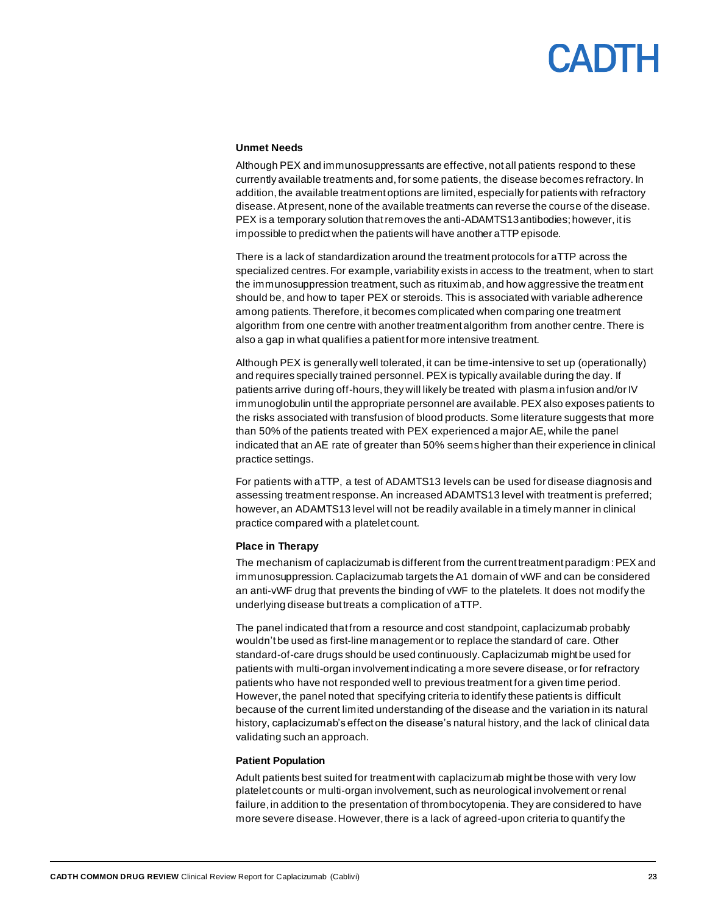**Unmet Needs**

Although PEX and immunosuppressants are effective, not all patients respond to these currently available treatments and, for some patients, the disease becomes refractory. In addition, the available treatment options are limited, especially for patients with refractory disease. At present, none of the available treatments can reverse the course of the disease. PEX is a temporary solution that removes the anti-ADAMTS13 antibodies; however, it is impossible to predict when the patients will have another aTTP episode.

There is a lack of standardization around the treatment protocols for aTTP across the specialized centres. For example, variability exists in access to the treatment, when to start the immunosuppression treatment, such as rituximab, and how aggressive the treatment should be, and how to taper PEX or steroids. This is associated with variable adherence among patients. Therefore, it becomes complicated when comparing one treatment algorithm from one centre with another treatment algorithm from another centre. There is also a gap in what qualifies a patient for more intensive treatment.

Although PEX is generally well tolerated, it can be time-intensive to set up (operationally) and requires specially trained personnel. PEX is typically available during the day. If patients arrive during off-hours, they will likely be treated with plasma infusion and/or IV immunoglobulin until the appropriate personnel are available. PEX also exposes patients to the risks associated with transfusion of blood products. Some literature suggests that more than 50% of the patients treated with PEX experienced a major AE, while the panel indicated that an AE rate of greater than 50% seems higher than their experience in clinical practice settings.

For patients with aTTP, a test of ADAMTS13 levels can be used for disease diagnosis and assessing treatment response. An increased ADAMTS13 level with treatment is preferred; however, an ADAMTS13 level will not be readily available in a timely manner in clinical practice compared with a platelet count.

**Place in Therapy**

The mechanism of caplacizumab is different from the current treatment paradigm: PEX and immunosuppression. Caplacizumab targets the A1 domain of vWF and can be considered an anti-vWF drug that prevents the binding of vWF to the platelets. It does not modify the underlying disease but treats a complication of aTTP.

The panel indicated that from a resource and cost standpoint, caplacizumab probably wouldn't be used as first-line management or to replace the standard of care. Other standard-of-care drugs should be used continuously. Caplacizumab might be used for patients with multi-organ involvement indicating a more severe disease, or for refractory patients who have not responded well to previous treatment for a given time period. However, the panel noted that specifying criteria to identify these patients is difficult because of the current limited understanding of the disease and the variation in its natural history, caplacizumab's effect on the disease's natural history, and the lack of clinical data validating such an approach.

**Patient Population**

Adult patients best suited for treatment with caplacizumab might be those with very low platelet counts or multi-organ involvement, such as neurological involvement or renal failure, in addition to the presentation of thrombocytopenia. They are considered to have more severe disease. However, there is a lack of agreed-upon criteria to quantify the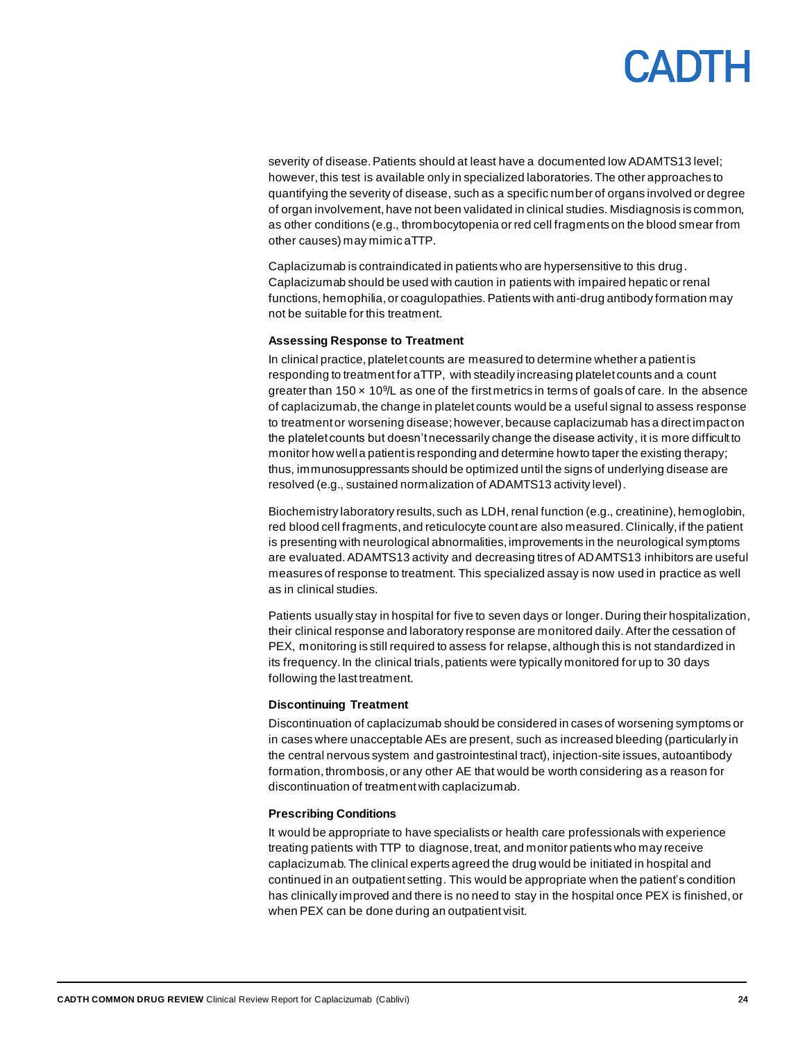severity of disease. Patients should at least have a documented low ADAMTS13 level; however, this test is available only in specialized laboratories. The other approaches to quantifying the severity of disease, such as a specific number of organs involved or degree of organ involvement, have not been validated in clinical studies. Misdiagnosis is common, as other conditions (e.g., thrombocytopenia or red cell fragments on the blood smear from other causes) may mimic aTTP.

Caplacizumab is contraindicated in patients who are hypersensitive to this drug. Caplacizumab should be used with caution in patients with impaired hepatic or renal functions, hemophilia, or coagulopathies. Patients with anti-drug antibody formation may not be suitable for this treatment.

**Assessing Response to Treatment**

In clinical practice, platelet counts are measured to determine whether a patient is responding to treatment for aTTP, with steadily increasing platelet counts and a count greater than $150 \times 10^9$/L as one of the first metrics in terms of goals of care. In the absence of caplacizumab, the change in platelet counts would be a useful signal to assess response to treatment or worsening disease; however, because caplacizumab has a direct impact on the platelet counts but doesn't necessarily change the disease activity, it is more difficult to monitor how well a patient is responding and determine how to taper the existing therapy; thus, immunosuppressants should be optimized until the signs of underlying disease are resolved (e.g., sustained normalization of ADAMTS13 activity level).

Biochemistry laboratory results, such as LDH, renal function (e.g., creatinine), hemoglobin, red blood cell fragments, and reticulocyte count are also measured. Clinically, if the patient is presenting with neurological abnormalities, improvements in the neurological symptoms are evaluated. ADAMTS13 activity and decreasing titres of ADAMTS13 inhibitors are useful measures of response to treatment. This specialized assay is now used in practice as well as in clinical studies.

Patients usually stay in hospital for five to seven days or longer. During their hospitalization, their clinical response and laboratory response are monitored daily. After the cessation of PEX, monitoring is still required to assess for relapse, although this is not standardized in its frequency. In the clinical trials, patients were typically monitored for up to 30 days following the last treatment.

**Discontinuing Treatment**

Discontinuation of caplacizumab should be considered in cases of worsening symptoms or in cases where unacceptable AEs are present, such as increased bleeding (particularly in the central nervous system and gastrointestinal tract), injection-site issues, autoantibody formation, thrombosis, or any other AE that would be worth considering as a reason for discontinuation of treatment with caplacizumab.

**Prescribing Conditions**

It would be appropriate to have specialists or health care professionals with experience treating patients with TTP to diagnose, treat, and monitor patients who may receive caplacizumab. The clinical experts agreed the drug would be initiated in hospital and continued in an outpatient setting. This would be appropriate when the patient's condition has clinically improved and there is no need to stay in the hospital once PEX is finished, or when PEX can be done during an outpatient visit.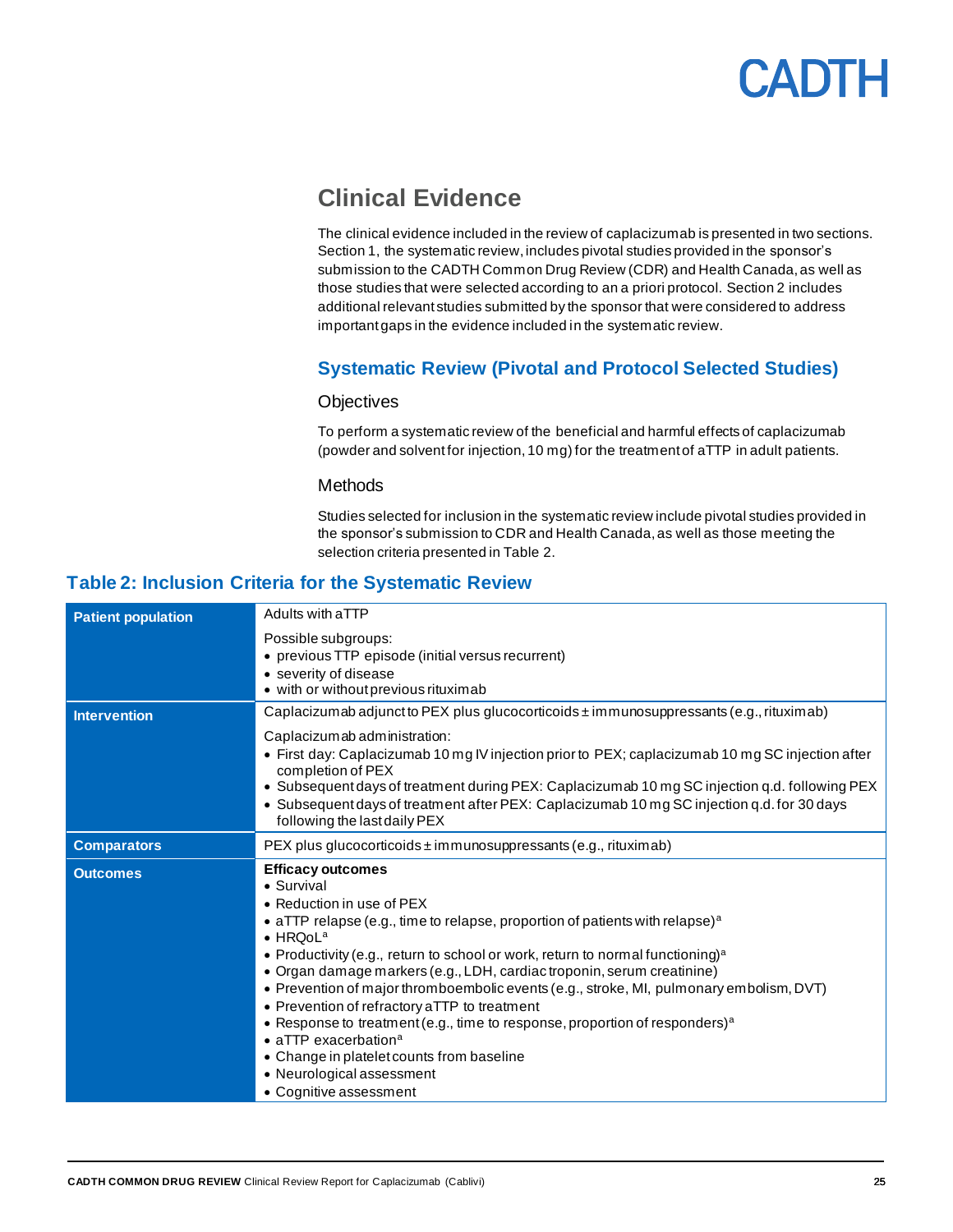# Clinical Evidence

The clinical evidence included in the review of caplacizumab is presented in two sections. Section 1, the systematic review, includes pivotal studies provided in the sponsor's submission to the CADTH Common Drug Review (CDR) and Health Canada, as well as those studies that were selected according to an a priori protocol. Section 2 includes additional relevant studies submitted by the sponsor that were considered to address important gaps in the evidence included in the systematic review.

## Systematic Review (Pivotal and Protocol Selected Studies)

### Objectives

To perform a systematic review of the beneficial and harmful effects of caplacizumab (powder and solvent for injection, 10 mg) for the treatment of aTTP in adult patients.

### Methods

Studies selected for inclusion in the systematic review include pivotal studies provided in the sponsor's submission to CDR and Health Canada, as well as those meeting the selection criteria presented in Table 2.

### Table 2: Inclusion Criteria for the Systematic Review

| | |
|---|---|
| **Patient population** | Adults with aTTP<br><br>Possible subgroups:<br>• previous TTP episode (initial versus recurrent)<br>• severity of disease<br>• with or without previous rituximab |
| **Intervention** | Caplacizumab adjunct to PEX plus glucocorticoids ± immunosuppressants (e.g., rituximab)<br><br>Caplacizumab administration:<br>• First day: Caplacizumab 10 mg IV injection prior to PEX; caplacizumab 10 mg SC injection after completion of PEX<br>• Subsequent days of treatment during PEX: Caplacizumab 10 mg SC injection q.d. following PEX<br>• Subsequent days of treatment after PEX: Caplacizumab 10 mg SC injection q.d. for 30 days following the last daily PEX |
| **Comparators** | PEX plus glucocorticoids ± immunosuppressants (e.g., rituximab) |
| **Outcomes** | **Efficacy outcomes**<br>• Survival<br>• Reduction in use of PEX<br>• aTTP relapse (e.g., time to relapse, proportion of patients with relapse)[a]<br>• HRQoL[a]<br>• Productivity (e.g., return to school or work, return to normal functioning)[a]<br>• Organ damage markers (e.g., LDH, cardiac troponin, serum creatinine)<br>• Prevention of major thromboembolic events (e.g., stroke, MI, pulmonary embolism, DVT)<br>• Prevention of refractory aTTP to treatment<br>• Response to treatment (e.g., time to response, proportion of responders)[a]<br>• aTTP exacerbation[a]<br>• Change in platelet counts from baseline<br>• Neurological assessment<br>• Cognitive assessment |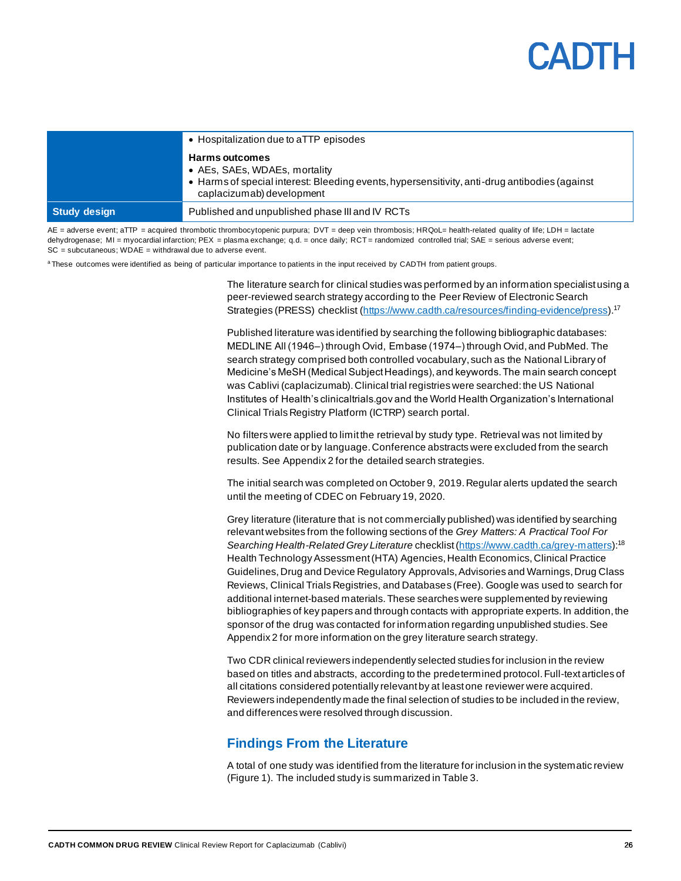| | |
|---|---|
| | • Hospitalization due to aTTP episodes<br><br>**Harms outcomes**<br>• AEs, SAEs, WDAEs, mortality<br>• Harms of special interest: Bleeding events, hypersensitivity, anti-drug antibodies (against caplacizumab) development |
| **Study design** | Published and unpublished phase III and IV RCTs |

AE = adverse event; aTTP = acquired thrombotic thrombocytopenic purpura; DVT = deep vein thrombosis; HRQoL= health-related quality of life; LDH = lactate dehydrogenase; MI = myocardial infarction; PEX = plasma exchange; q.d. = once daily; RCT = randomized controlled trial; SAE = serious adverse event; SC = subcutaneous; WDAE = withdrawal due to adverse event.

[a] These outcomes were identified as being of particular importance to patients in the input received by CADTH from patient groups.

The literature search for clinical studies was performed by an information specialist using a peer-reviewed search strategy according to the Peer Review of Electronic Search Strategies (PRESS) checklist (https://www.cadth.ca/resources/finding-evidence/press).[17]

Published literature was identified by searching the following bibliographic databases: MEDLINE All (1946–) through Ovid, Embase (1974–) through Ovid, and PubMed. The search strategy comprised both controlled vocabulary, such as the National Library of Medicine's MeSH (Medical Subject Headings), and keywords. The main search concept was Cablivi (caplacizumab). Clinical trial registries were searched: the US National Institutes of Health's clinicaltrials.gov and the World Health Organization's International Clinical Trials Registry Platform (ICTRP) search portal.

No filters were applied to limit the retrieval by study type. Retrieval was not limited by publication date or by language. Conference abstracts were excluded from the search results. See Appendix 2 for the detailed search strategies.

The initial search was completed on October 9, 2019. Regular alerts updated the search until the meeting of CDEC on February 19, 2020.

Grey literature (literature that is not commercially published) was identified by searching relevant websites from the following sections of the *Grey Matters: A Practical Tool For Searching Health-Related Grey Literature* checklist (https://www.cadth.ca/grey-matters):[18] Health Technology Assessment (HTA) Agencies, Health Economics, Clinical Practice Guidelines, Drug and Device Regulatory Approvals, Advisories and Warnings, Drug Class Reviews, Clinical Trials Registries, and Databases (Free). Google was used to search for additional internet-based materials. These searches were supplemented by reviewing bibliographies of key papers and through contacts with appropriate experts. In addition, the sponsor of the drug was contacted for information regarding unpublished studies. See Appendix 2 for more information on the grey literature search strategy.

Two CDR clinical reviewers independently selected studies for inclusion in the review based on titles and abstracts, according to the predetermined protocol. Full-text articles of all citations considered potentially relevant by at least one reviewer were acquired. Reviewers independently made the final selection of studies to be included in the review, and differences were resolved through discussion.

## Findings From the Literature

A total of one study was identified from the literature for inclusion in the systematic review (Figure 1). The included study is summarized in Table 3.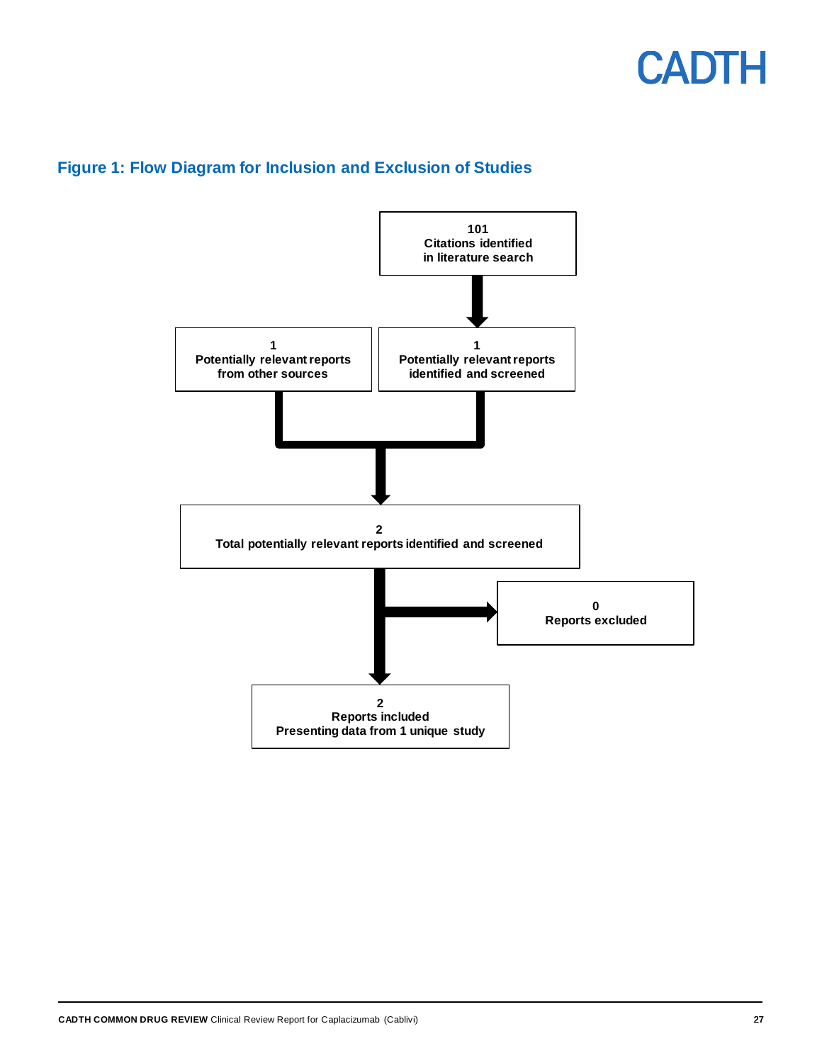## Figure 1: Flow Diagram for Inclusion and Exclusion of Studies

**101**
**Citations identified in literature search**

↓

**1**
**Potentially relevant reports identified and screened**

**1**
**Potentially relevant reports from other sources**

↓

**2**
**Total potentially relevant reports identified and screened**

→ **0**
**Reports excluded**

↓

**2**
**Reports included**
**Presenting data from 1 unique study**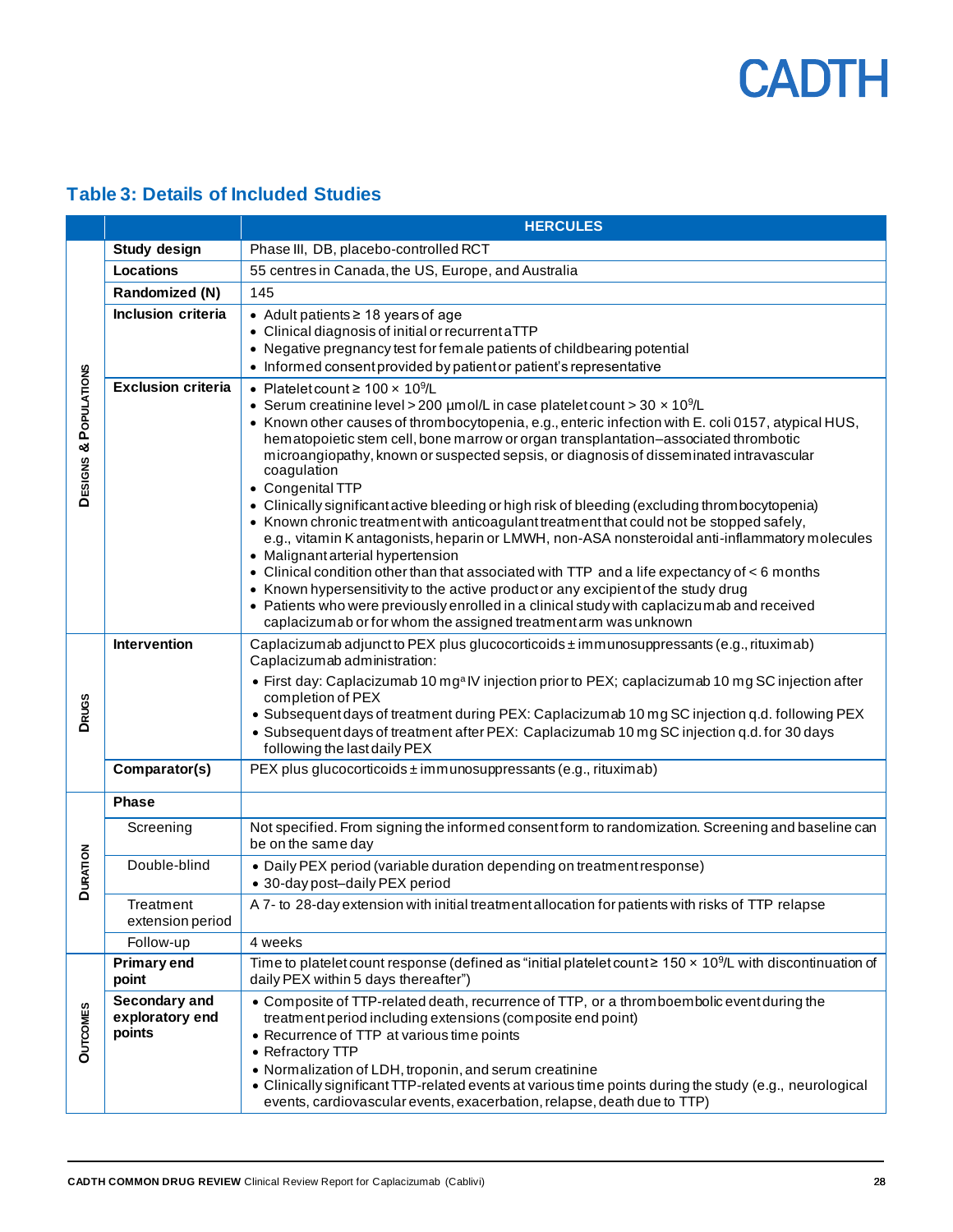## Table 3: Details of Included Studies

| | | HERCULES |
|---|---|---|
| DESIGNS & POPULATIONS | **Study design** | Phase III, DB, placebo-controlled RCT |
| | **Locations** | 55 centres in Canada, the US, Europe, and Australia |
| | **Randomized (N)** | 145 |
| | **Inclusion criteria** | • Adult patients ≥ 18 years of age<br>• Clinical diagnosis of initial or recurrent aTTP<br>• Negative pregnancy test for female patients of childbearing potential<br>• Informed consent provided by patient or patient's representative |
| | **Exclusion criteria** | • Platelet count ≥ 100 × $10^9$/L<br>• Serum creatinine level > 200 µmol/L in case platelet count > 30 × $10^9$/L<br>• Known other causes of thrombocytopenia, e.g., enteric infection with E. coli 0157, atypical HUS, hematopoietic stem cell, bone marrow or organ transplantation–associated thrombotic microangiopathy, known or suspected sepsis, or diagnosis of disseminated intravascular coagulation<br>• Congenital TTP<br>• Clinically significant active bleeding or high risk of bleeding (excluding thrombocytopenia)<br>• Known chronic treatment with anticoagulant treatment that could not be stopped safely, e.g., vitamin K antagonists, heparin or LMWH, non-ASA nonsteroidal anti-inflammatory molecules<br>• Malignant arterial hypertension<br>• Clinical condition other than that associated with TTP and a life expectancy of < 6 months<br>• Known hypersensitivity to the active product or any excipient of the study drug<br>• Patients who were previously enrolled in a clinical study with caplacizumab and received caplacizumab or for whom the assigned treatment arm was unknown |
| DRUGS | **Intervention** | Caplacizumab adjunct to PEX plus glucocorticoids ± immunosuppressants (e.g., rituximab)<br>Caplacizumab administration:<br>• First day: Caplacizumab 10 mg[a] IV injection prior to PEX; caplacizumab 10 mg SC injection after completion of PEX<br>• Subsequent days of treatment during PEX: Caplacizumab 10 mg SC injection q.d. following PEX<br>• Subsequent days of treatment after PEX: Caplacizumab 10 mg SC injection q.d. for 30 days following the last daily PEX |
| | **Comparator(s)** | PEX plus glucocorticoids ± immunosuppressants (e.g., rituximab) |
| DURATION | **Phase** | |
| | Screening | Not specified. From signing the informed consent form to randomization. Screening and baseline can be on the same day |
| | Double-blind | • Daily PEX period (variable duration depending on treatment response)<br>• 30-day post–daily PEX period |
| | Treatment extension period | A 7- to 28-day extension with initial treatment allocation for patients with risks of TTP relapse |
| | Follow-up | 4 weeks |
| OUTCOMES | **Primary end point** | Time to platelet count response (defined as "initial platelet count ≥ 150 × $10^9$/L with discontinuation of daily PEX within 5 days thereafter") |
| | **Secondary and exploratory end points** | • Composite of TTP-related death, recurrence of TTP, or a thromboembolic event during the treatment period including extensions (composite end point)<br>• Recurrence of TTP at various time points<br>• Refractory TTP<br>• Normalization of LDH, troponin, and serum creatinine<br>• Clinically significant TTP-related events at various time points during the study (e.g., neurological events, cardiovascular events, exacerbation, relapse, death due to TTP) |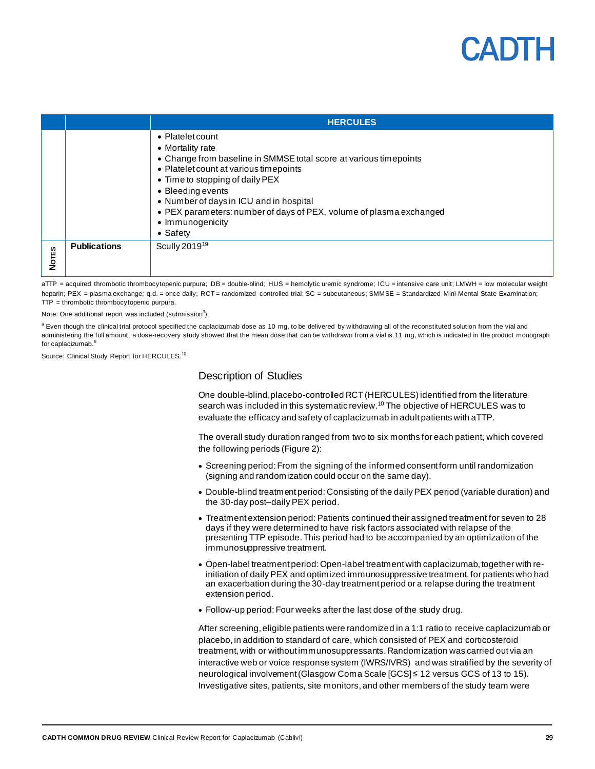| | | HERCULES |
|---|---|---|
| | | • Platelet count<br>• Mortality rate<br>• Change from baseline in SMMSE total score at various timepoints<br>• Platelet count at various timepoints<br>• Time to stopping of daily PEX<br>• Bleeding events<br>• Number of days in ICU and in hospital<br>• PEX parameters: number of days of PEX, volume of plasma exchanged<br>• Immunogenicity<br>• Safety |
| NOTES | **Publications** | Scully 2019[19] |

aTTP = acquired thrombotic thrombocytopenic purpura; DB = double-blind; HUS = hemolytic uremic syndrome; ICU = intensive care unit; LMWH = low molecular weight heparin; PEX = plasma exchange; q.d. = once daily; RCT = randomized controlled trial; SC = subcutaneous; SMMSE = Standardized Mini-Mental State Examination; TTP = thrombotic thrombocytopenic purpura.

Note: One additional report was included (submission[3]).

[a] Even though the clinical trial protocol specified the caplacizumab dose as 10 mg, to be delivered by withdrawing all of the reconstituted solution from the vial and administering the full amount, a dose-recovery study showed that the mean dose that can be withdrawn from a vial is 11 mg, which is indicated in the product monograph for caplacizumab.[9]

Source: Clinical Study Report for HERCULES.[10]

## Description of Studies

One double-blind, placebo-controlled RCT (HERCULES) identified from the literature search was included in this systematic review.[10] The objective of HERCULES was to evaluate the efficacy and safety of caplacizumab in adult patients with aTTP.

The overall study duration ranged from two to six months for each patient, which covered the following periods (Figure 2):

- Screening period: From the signing of the informed consent form until randomization (signing and randomization could occur on the same day).
- Double-blind treatment period: Consisting of the daily PEX period (variable duration) and the 30-day post–daily PEX period.
- Treatment extension period: Patients continued their assigned treatment for seven to 28 days if they were determined to have risk factors associated with relapse of the presenting TTP episode. This period had to be accompanied by an optimization of the immunosuppressive treatment.
- Open-label treatment period: Open-label treatment with caplacizumab, together with re-initiation of daily PEX and optimized immunosuppressive treatment, for patients who had an exacerbation during the 30-day treatment period or a relapse during the treatment extension period.
- Follow-up period: Four weeks after the last dose of the study drug.

After screening, eligible patients were randomized in a 1:1 ratio to receive caplacizumab or placebo, in addition to standard of care, which consisted of PEX and corticosteroid treatment, with or without immunosuppressants. Randomization was carried out via an interactive web or voice response system (IWRS/IVRS) and was stratified by the severity of neurological involvement (Glasgow Coma Scale [GCS] ≤ 12 versus GCS of 13 to 15). Investigative sites, patients, site monitors, and other members of the study team were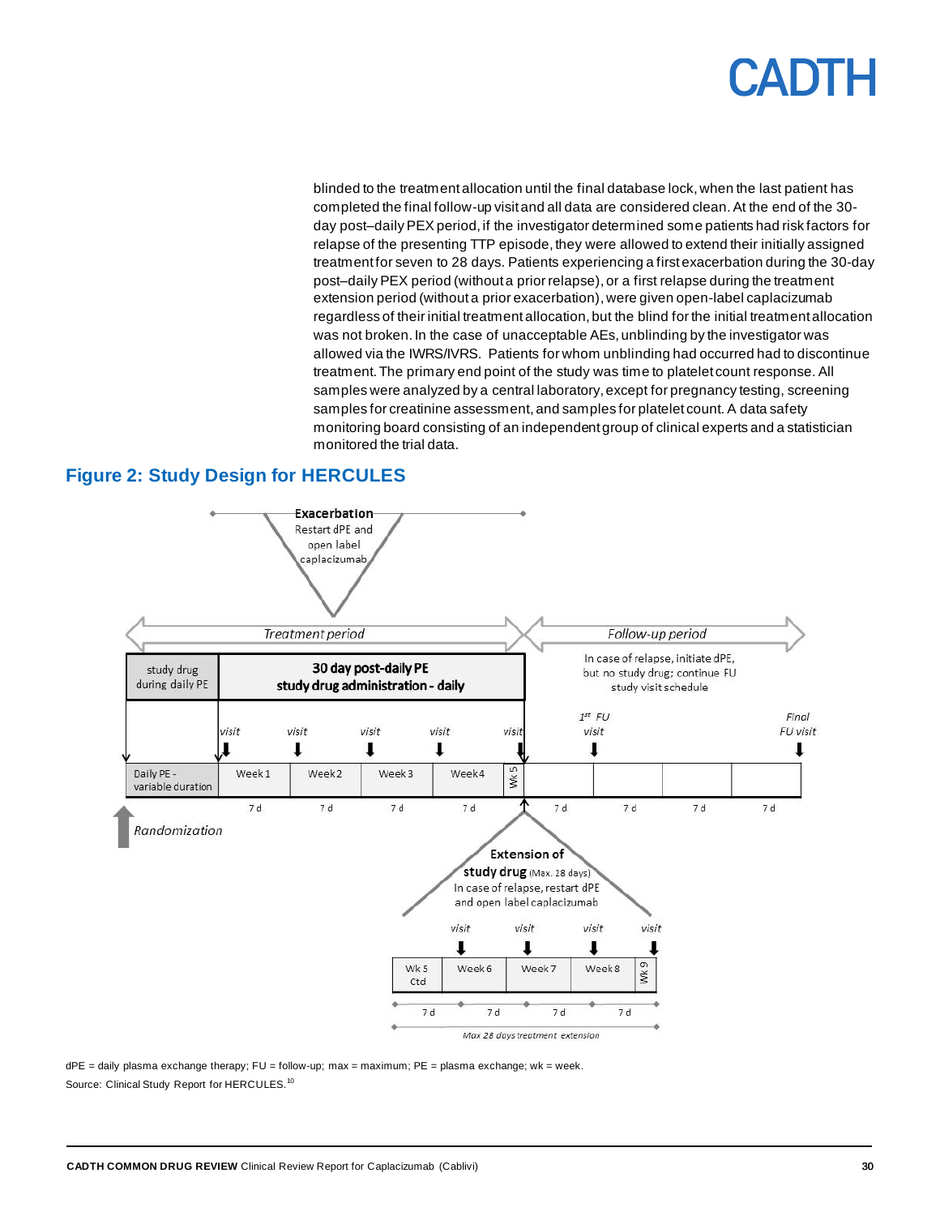blinded to the treatment allocation until the final database lock, when the last patient has completed the final follow-up visit and all data are considered clean. At the end of the 30-day post–daily PEX period, if the investigator determined some patients had risk factors for relapse of the presenting TTP episode, they were allowed to extend their initially assigned treatment for seven to 28 days. Patients experiencing a first exacerbation during the 30-day post–daily PEX period (without a prior relapse), or a first relapse during the treatment extension period (without a prior exacerbation), were given open-label caplacizumab regardless of their initial treatment allocation, but the blind for the initial treatment allocation was not broken. In the case of unacceptable AEs, unblinding by the investigator was allowed via the IWRS/IVRS. Patients for whom unblinding had occurred had to discontinue treatment. The primary end point of the study was time to platelet count response. All samples were analyzed by a central laboratory, except for pregnancy testing, screening samples for creatinine assessment, and samples for platelet count. A data safety monitoring board consisting of an independent group of clinical experts and a statistician monitored the trial data.

## Figure 2: Study Design for HERCULES

Exacerbation
Restart dPE and open label caplacizumab

Treatment period | Follow-up period

study drug during daily PE | 30 day post-daily PE study drug administration - daily

In case of relapse, initiate dPE, but no study drug; continue FU study visit schedule

visit | visit | visit | visit | visit | 1st FU visit | Final FU visit

Daily PE - variable duration | Week 1 | Week 2 | Week 3 | Week 4 | Wk 5

7 d | 7 d | 7 d | 7 d | 7 d | 7 d | 7 d | 7 d

Randomization

Extension of study drug (Max. 28 days)
In case of relapse, restart dPE and open label caplacizumab

visit | visit | visit | visit

Wk 5 Ctd | Week 6 | Week 7 | Week 8 | Wk 9

7 d | 7 d | 7 d | 7 d

Max 28 days treatment extension

dPE = daily plasma exchange therapy; FU = follow-up; max = maximum; PE = plasma exchange; wk = week.

Source: Clinical Study Report for HERCULES.[10]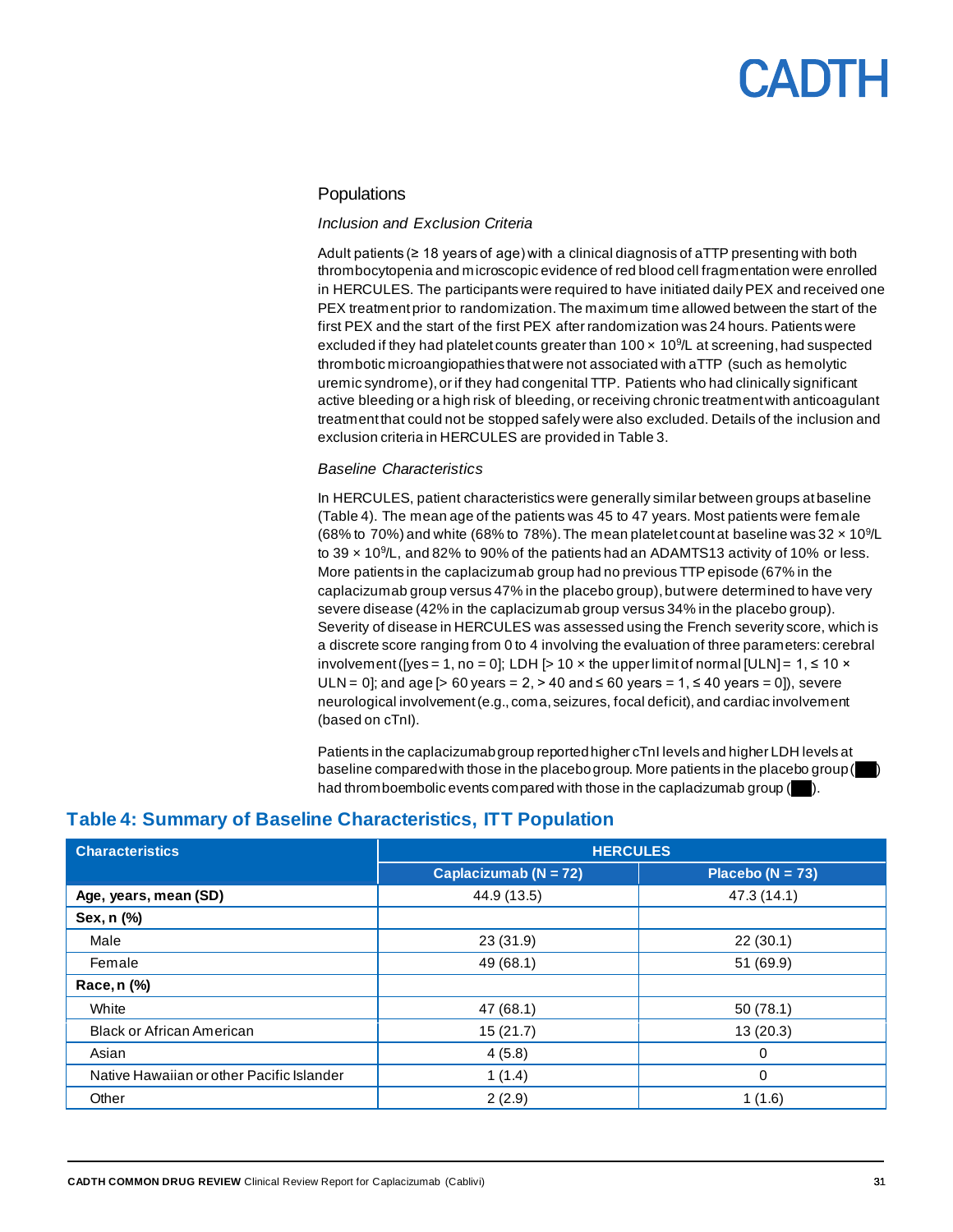## Populations

### *Inclusion and Exclusion Criteria*

Adult patients (≥ 18 years of age) with a clinical diagnosis of aTTP presenting with both thrombocytopenia and microscopic evidence of red blood cell fragmentation were enrolled in HERCULES. The participants were required to have initiated daily PEX and received one PEX treatment prior to randomization. The maximum time allowed between the start of the first PEX and the start of the first PEX after randomization was 24 hours. Patients were excluded if they had platelet counts greater than $100 \times 10^9$/L at screening, had suspected thrombotic microangiopathies that were not associated with aTTP (such as hemolytic uremic syndrome), or if they had congenital TTP. Patients who had clinically significant active bleeding or a high risk of bleeding, or receiving chronic treatment with anticoagulant treatment that could not be stopped safely were also excluded. Details of the inclusion and exclusion criteria in HERCULES are provided in Table 3.

### *Baseline Characteristics*

In HERCULES, patient characteristics were generally similar between groups at baseline (Table 4). The mean age of the patients was 45 to 47 years. Most patients were female (68% to 70%) and white (68% to 78%). The mean platelet count at baseline was $32 \times 10^9$/L to $39 \times 10^9$/L, and 82% to 90% of the patients had an ADAMTS13 activity of 10% or less. More patients in the caplacizumab group had no previous TTP episode (67% in the caplacizumab group versus 47% in the placebo group), but were determined to have very severe disease (42% in the caplacizumab group versus 34% in the placebo group). Severity of disease in HERCULES was assessed using the French severity score, which is a discrete score ranging from 0 to 4 involving the evaluation of three parameters: cerebral involvement ([yes = 1, no = 0]; LDH [> 10 × the upper limit of normal [ULN] = 1, ≤ 10 × ULN = 0]; and age [> 60 years = 2, > 40 and ≤ 60 years = 1, ≤ 40 years = 0]), severe neurological involvement (e.g., coma, seizures, focal deficit), and cardiac involvement (based on cTnI).

Patients in the caplacizumab group reported higher cTnI levels and higher LDH levels at baseline compared with those in the placebo group. More patients in the placebo group (███) had thromboembolic events compared with those in the caplacizumab group (███).

## Table 4: Summary of Baseline Characteristics, ITT Population

| Characteristics | HERCULES | |
|---|---|---|
| | Caplacizumab (N = 72) | Placebo (N = 73) |
| **Age, years, mean (SD)** | 44.9 (13.5) | 47.3 (14.1) |
| **Sex, n (%)** | | |
| Male | 23 (31.9) | 22 (30.1) |
| Female | 49 (68.1) | 51 (69.9) |
| **Race, n (%)** | | |
| White | 47 (68.1) | 50 (78.1) |
| Black or African American | 15 (21.7) | 13 (20.3) |
| Asian | 4 (5.8) | 0 |
| Native Hawaiian or other Pacific Islander | 1 (1.4) | 0 |
| Other | 2 (2.9) | 1 (1.6) |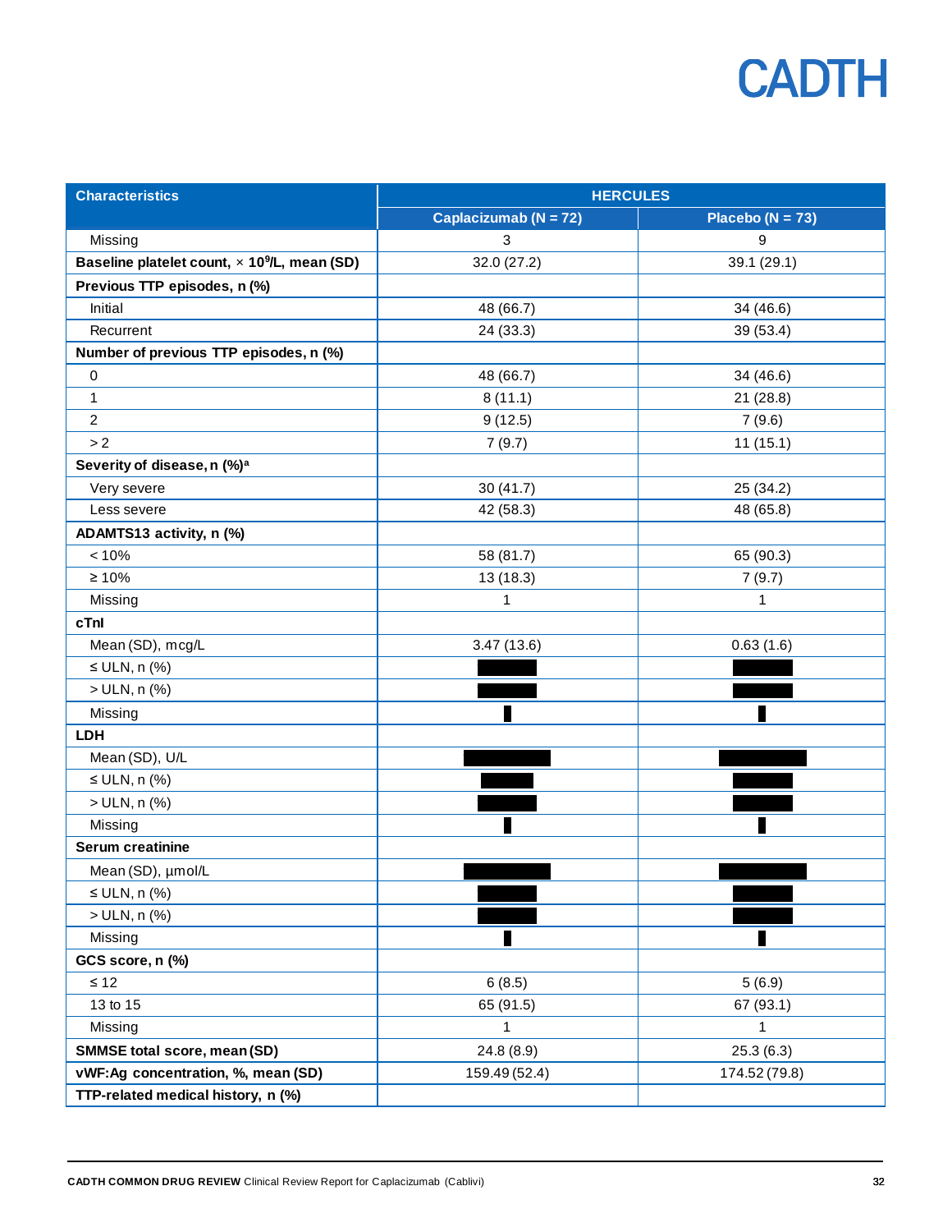| Characteristics | HERCULES | |
|---|---|---|
| | Caplacizumab (N = 72) | Placebo (N = 73) |
| Missing | 3 | 9 |
| **Baseline platelet count, × $10^9$/L, mean (SD)** | 32.0 (27.2) | 39.1 (29.1) |
| **Previous TTP episodes, n (%)** | | |
| Initial | 48 (66.7) | 34 (46.6) |
| Recurrent | 24 (33.3) | 39 (53.4) |
| **Number of previous TTP episodes, n (%)** | | |
| 0 | 48 (66.7) | 34 (46.6) |
| 1 | 8 (11.1) | 21 (28.8) |
| 2 | 9 (12.5) | 7 (9.6) |
| > 2 | 7 (9.7) | 11 (15.1) |
| **Severity of disease, n (%)[a]** | | |
| Very severe | 30 (41.7) | 25 (34.2) |
| Less severe | 42 (58.3) | 48 (65.8) |
| **ADAMTS13 activity, n (%)** | | |
| < 10% | 58 (81.7) | 65 (90.3) |
| ≥ 10% | 13 (18.3) | 7 (9.7) |
| Missing | 1 | 1 |
| **cTnI** | | |
| Mean (SD), mcg/L | 3.47 (13.6) | 0.63 (1.6) |
| ≤ ULN, n (%) | ███ | ███ |
| > ULN, n (%) | ███ | ███ |
| Missing | █ | █ |
| **LDH** | | |
| Mean (SD), U/L | ███ | ███ |
| ≤ ULN, n (%) | ███ | ███ |
| > ULN, n (%) | ███ | ███ |
| Missing | █ | █ |
| **Serum creatinine** | | |
| Mean (SD), µmol/L | ███ | ███ |
| ≤ ULN, n (%) | ███ | ███ |
| > ULN, n (%) | ███ | ███ |
| Missing | █ | █ |
| **GCS score, n (%)** | | |
| ≤ 12 | 6 (8.5) | 5 (6.9) |
| 13 to 15 | 65 (91.5) | 67 (93.1) |
| Missing | 1 | 1 |
| **SMMSE total score, mean (SD)** | 24.8 (8.9) | 25.3 (6.3) |
| **vWF:Ag concentration, %, mean (SD)** | 159.49 (52.4) | 174.52 (79.8) |
| **TTP-related medical history, n (%)** | | |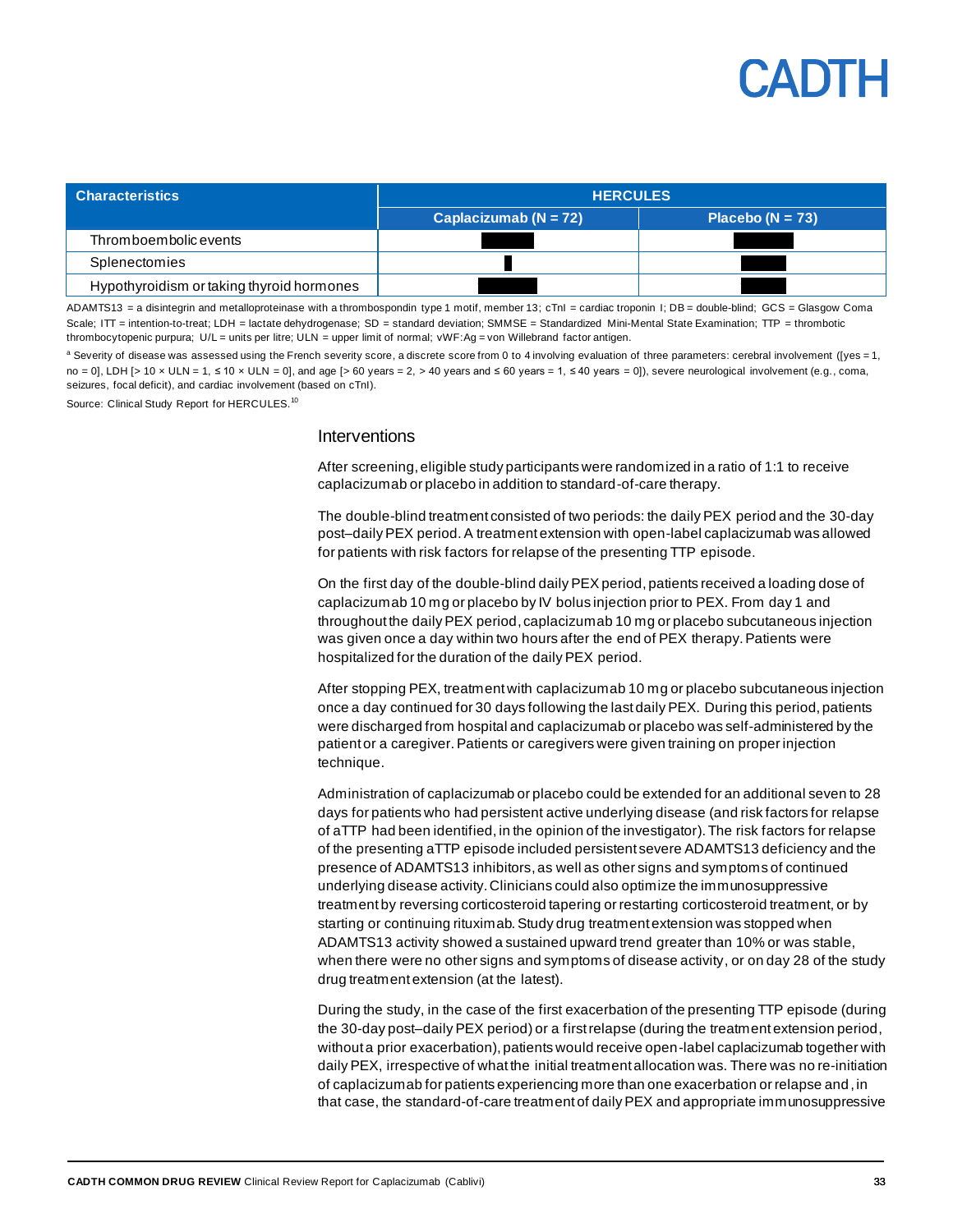| Characteristics | HERCULES | |
|---|---|---|
| | Caplacizumab (N = 72) | Placebo (N = 73) |
| Thromboembolic events | | |
| Splenectomies | | |
| Hypothyroidism or taking thyroid hormones | | |

ADAMTS13 = a disintegrin and metalloproteinase with a thrombospondin type 1 motif, member 13; cTnI = cardiac troponin I; DB = double-blind; GCS = Glasgow Coma Scale; ITT = intention-to-treat; LDH = lactate dehydrogenase; SD = standard deviation; SMMSE = Standardized Mini-Mental State Examination; TTP = thrombotic thrombocytopenic purpura; U/L = units per litre; ULN = upper limit of normal; vWF:Ag = von Willebrand factor antigen.

[a] Severity of disease was assessed using the French severity score, a discrete score from 0 to 4 involving evaluation of three parameters: cerebral involvement ([yes = 1, no = 0], LDH [> 10 × ULN = 1, ≤ 10 × ULN = 0], and age [> 60 years = 2, > 40 years and ≤ 60 years = 1, ≤ 40 years = 0]), severe neurological involvement (e.g., coma, seizures, focal deficit), and cardiac involvement (based on cTnI).

Source: Clinical Study Report for HERCULES.[10]

## Interventions

After screening, eligible study participants were randomized in a ratio of 1:1 to receive caplacizumab or placebo in addition to standard-of-care therapy.

The double-blind treatment consisted of two periods: the daily PEX period and the 30-day post–daily PEX period. A treatment extension with open-label caplacizumab was allowed for patients with risk factors for relapse of the presenting TTP episode.

On the first day of the double-blind daily PEX period, patients received a loading dose of caplacizumab 10 mg or placebo by IV bolus injection prior to PEX. From day 1 and throughout the daily PEX period, caplacizumab 10 mg or placebo subcutaneous injection was given once a day within two hours after the end of PEX therapy. Patients were hospitalized for the duration of the daily PEX period.

After stopping PEX, treatment with caplacizumab 10 mg or placebo subcutaneous injection once a day continued for 30 days following the last daily PEX. During this period, patients were discharged from hospital and caplacizumab or placebo was self-administered by the patient or a caregiver. Patients or caregivers were given training on proper injection technique.

Administration of caplacizumab or placebo could be extended for an additional seven to 28 days for patients who had persistent active underlying disease (and risk factors for relapse of aTTP had been identified, in the opinion of the investigator). The risk factors for relapse of the presenting aTTP episode included persistent severe ADAMTS13 deficiency and the presence of ADAMTS13 inhibitors, as well as other signs and symptoms of continued underlying disease activity. Clinicians could also optimize the immunosuppressive treatment by reversing corticosteroid tapering or restarting corticosteroid treatment, or by starting or continuing rituximab. Study drug treatment extension was stopped when ADAMTS13 activity showed a sustained upward trend greater than 10% or was stable, when there were no other signs and symptoms of disease activity, or on day 28 of the study drug treatment extension (at the latest).

During the study, in the case of the first exacerbation of the presenting TTP episode (during the 30-day post–daily PEX period) or a first relapse (during the treatment extension period, without a prior exacerbation), patients would receive open-label caplacizumab together with daily PEX, irrespective of what the initial treatment allocation was. There was no re-initiation of caplacizumab for patients experiencing more than one exacerbation or relapse and, in that case, the standard-of-care treatment of daily PEX and appropriate immunosuppressive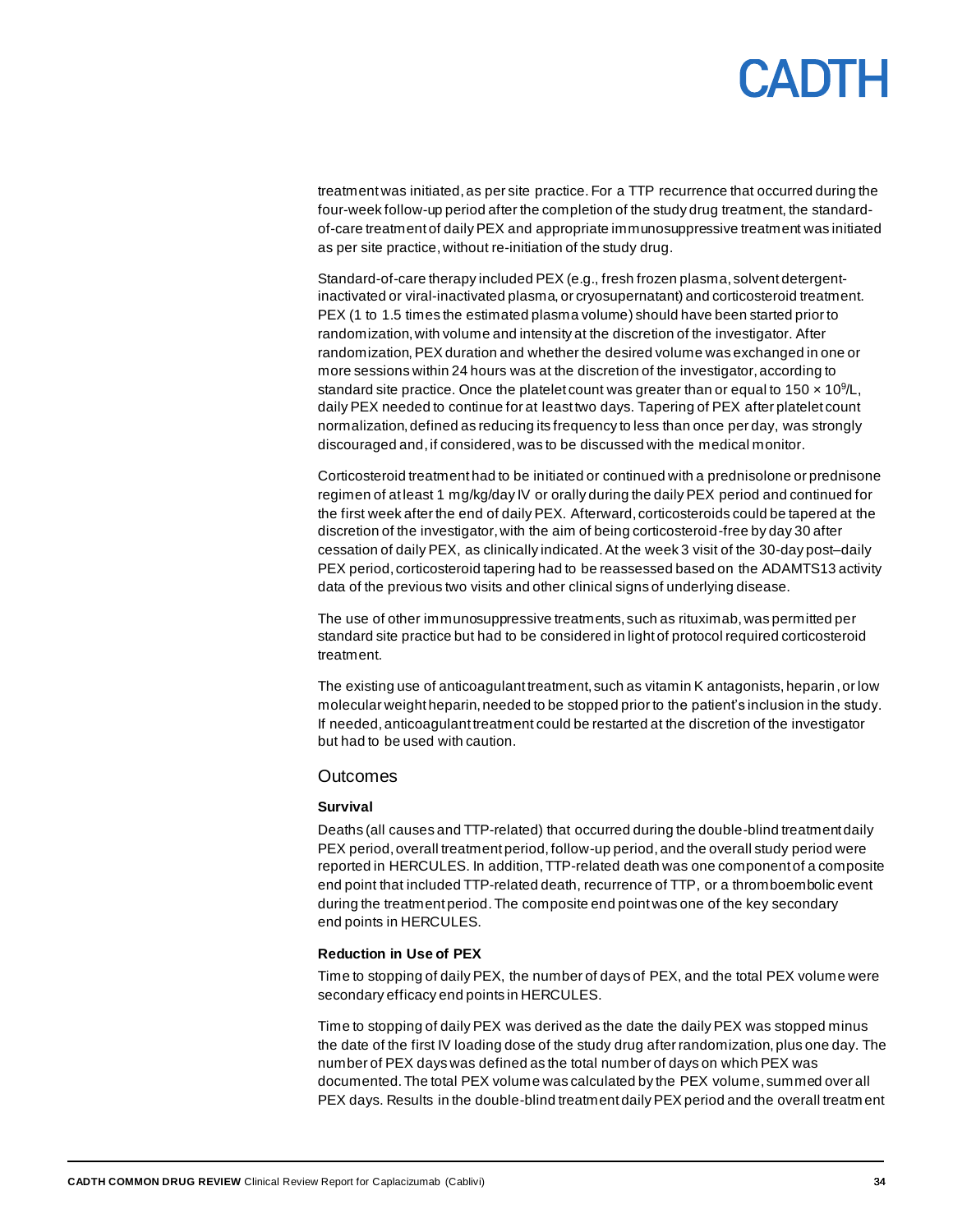treatment was initiated, as per site practice. For a TTP recurrence that occurred during the four-week follow-up period after the completion of the study drug treatment, the standard-of-care treatment of daily PEX and appropriate immunosuppressive treatment was initiated as per site practice, without re-initiation of the study drug.

Standard-of-care therapy included PEX (e.g., fresh frozen plasma, solvent detergent-inactivated or viral-inactivated plasma, or cryosupernatant) and corticosteroid treatment. PEX (1 to 1.5 times the estimated plasma volume) should have been started prior to randomization, with volume and intensity at the discretion of the investigator. After randomization, PEX duration and whether the desired volume was exchanged in one or more sessions within 24 hours was at the discretion of the investigator, according to standard site practice. Once the platelet count was greater than or equal to $150 \times 10^9$/L, daily PEX needed to continue for at least two days. Tapering of PEX after platelet count normalization, defined as reducing its frequency to less than once per day, was strongly discouraged and, if considered, was to be discussed with the medical monitor.

Corticosteroid treatment had to be initiated or continued with a prednisolone or prednisone regimen of at least 1 mg/kg/day IV or orally during the daily PEX period and continued for the first week after the end of daily PEX. Afterward, corticosteroids could be tapered at the discretion of the investigator, with the aim of being corticosteroid-free by day 30 after cessation of daily PEX, as clinically indicated. At the week 3 visit of the 30-day post–daily PEX period, corticosteroid tapering had to be reassessed based on the ADAMTS13 activity data of the previous two visits and other clinical signs of underlying disease.

The use of other immunosuppressive treatments, such as rituximab, was permitted per standard site practice but had to be considered in light of protocol required corticosteroid treatment.

The existing use of anticoagulant treatment, such as vitamin K antagonists, heparin, or low molecular weight heparin, needed to be stopped prior to the patient's inclusion in the study. If needed, anticoagulant treatment could be restarted at the discretion of the investigator but had to be used with caution.

## Outcomes

### Survival

Deaths (all causes and TTP-related) that occurred during the double-blind treatment daily PEX period, overall treatment period, follow-up period, and the overall study period were reported in HERCULES. In addition, TTP-related death was one component of a composite end point that included TTP-related death, recurrence of TTP, or a thromboembolic event during the treatment period. The composite end point was one of the key secondary end points in HERCULES.

### Reduction in Use of PEX

Time to stopping of daily PEX, the number of days of PEX, and the total PEX volume were secondary efficacy end points in HERCULES.

Time to stopping of daily PEX was derived as the date the daily PEX was stopped minus the date of the first IV loading dose of the study drug after randomization, plus one day. The number of PEX days was defined as the total number of days on which PEX was documented. The total PEX volume was calculated by the PEX volume, summed over all PEX days. Results in the double-blind treatment daily PEX period and the overall treatment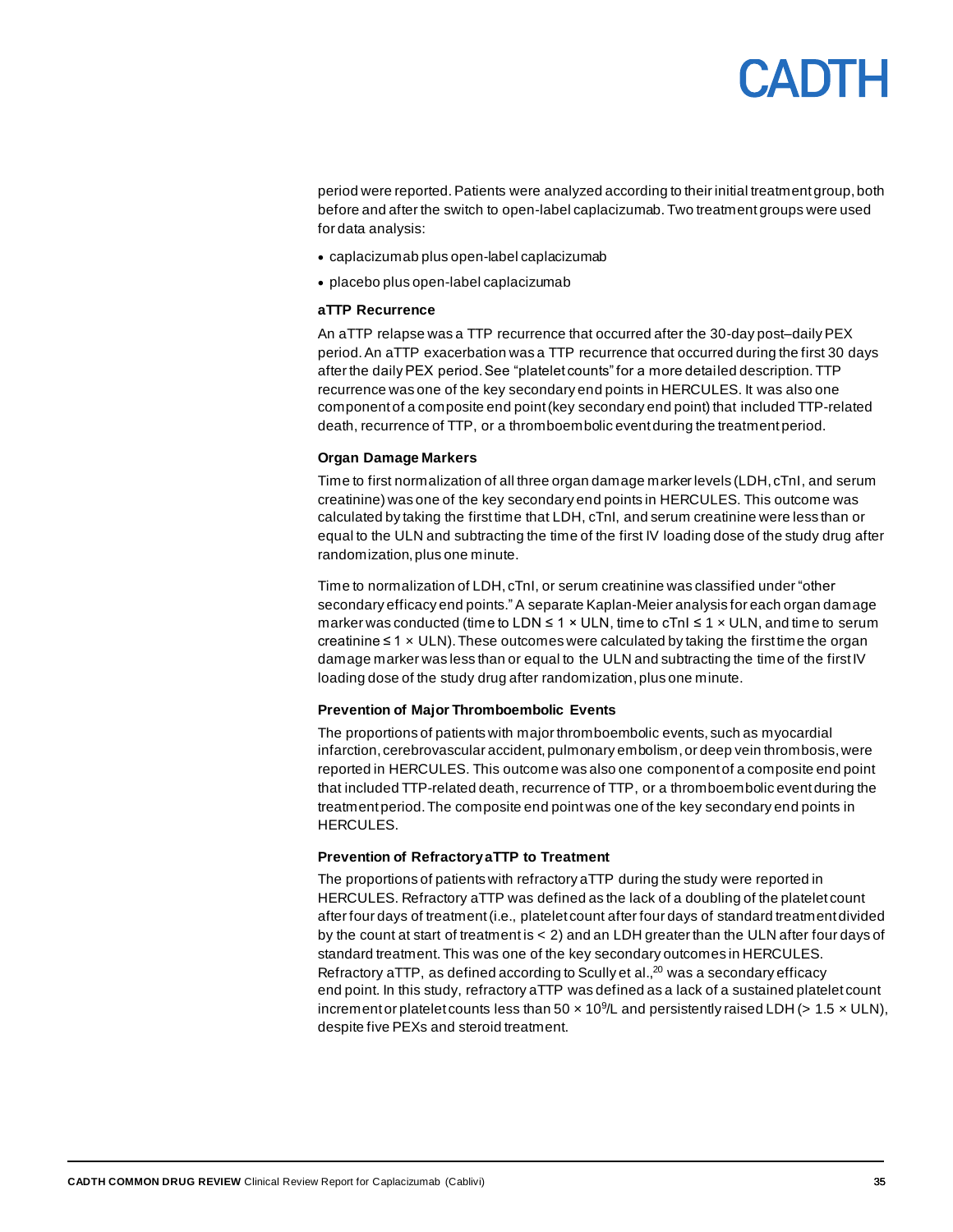period were reported. Patients were analyzed according to their initial treatment group, both before and after the switch to open-label caplacizumab. Two treatment groups were used for data analysis:

- caplacizumab plus open-label caplacizumab
- placebo plus open-label caplacizumab

#### aTTP Recurrence

An aTTP relapse was a TTP recurrence that occurred after the 30-day post–daily PEX period. An aTTP exacerbation was a TTP recurrence that occurred during the first 30 days after the daily PEX period. See "platelet counts" for a more detailed description. TTP recurrence was one of the key secondary end points in HERCULES. It was also one component of a composite end point (key secondary end point) that included TTP-related death, recurrence of TTP, or a thromboembolic event during the treatment period.

#### Organ Damage Markers

Time to first normalization of all three organ damage marker levels (LDH, cTnI, and serum creatinine) was one of the key secondary end points in HERCULES. This outcome was calculated by taking the first time that LDH, cTnI, and serum creatinine were less than or equal to the ULN and subtracting the time of the first IV loading dose of the study drug after randomization, plus one minute.

Time to normalization of LDH, cTnI, or serum creatinine was classified under "other secondary efficacy end points." A separate Kaplan-Meier analysis for each organ damage marker was conducted (time to LDN ≤ 1 × ULN, time to cTnI ≤ 1 × ULN, and time to serum creatinine ≤ 1 × ULN). These outcomes were calculated by taking the first time the organ damage marker was less than or equal to the ULN and subtracting the time of the first IV loading dose of the study drug after randomization, plus one minute.

#### Prevention of Major Thromboembolic Events

The proportions of patients with major thromboembolic events, such as myocardial infarction, cerebrovascular accident, pulmonary embolism, or deep vein thrombosis, were reported in HERCULES. This outcome was also one component of a composite end point that included TTP-related death, recurrence of TTP, or a thromboembolic event during the treatment period. The composite end point was one of the key secondary end points in HERCULES.

#### Prevention of Refractory aTTP to Treatment

The proportions of patients with refractory aTTP during the study were reported in HERCULES. Refractory aTTP was defined as the lack of a doubling of the platelet count after four days of treatment (i.e., platelet count after four days of standard treatment divided by the count at start of treatment is < 2) and an LDH greater than the ULN after four days of standard treatment. This was one of the key secondary outcomes in HERCULES. Refractory aTTP, as defined according to Scully et al.,[20] was a secondary efficacy end point. In this study, refractory aTTP was defined as a lack of a sustained platelet count increment or platelet counts less than $50 \times 10^9$/L and persistently raised LDH (> 1.5 × ULN), despite five PEXs and steroid treatment.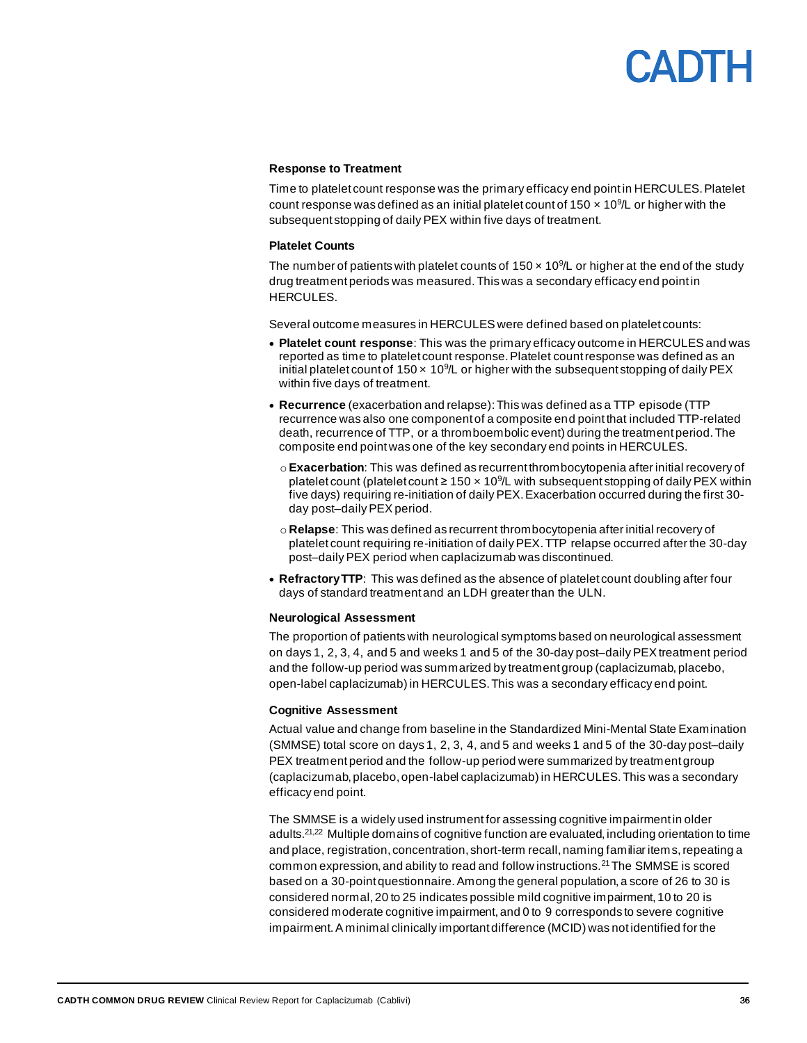#### Response to Treatment

Time to platelet count response was the primary efficacy end point in HERCULES. Platelet count response was defined as an initial platelet count of $150 \times 10^9$/L or higher with the subsequent stopping of daily PEX within five days of treatment.

#### Platelet Counts

The number of patients with platelet counts of $150 \times 10^9$/L or higher at the end of the study drug treatment periods was measured. This was a secondary efficacy end point in HERCULES.

Several outcome measures in HERCULES were defined based on platelet counts:

- **Platelet count response**: This was the primary efficacy outcome in HERCULES and was reported as time to platelet count response. Platelet count response was defined as an initial platelet count of $150 \times 10^9$/L or higher with the subsequent stopping of daily PEX within five days of treatment.
- **Recurrence** (exacerbation and relapse): This was defined as a TTP episode (TTP recurrence was also one component of a composite end point that included TTP-related death, recurrence of TTP, or a thromboembolic event) during the treatment period. The composite end point was one of the key secondary end points in HERCULES.
  - **Exacerbation**: This was defined as recurrent thrombocytopenia after initial recovery of platelet count (platelet count $\geq 150 \times 10^9$/L with subsequent stopping of daily PEX within five days) requiring re-initiation of daily PEX. Exacerbation occurred during the first 30-day post–daily PEX period.
  - **Relapse**: This was defined as recurrent thrombocytopenia after initial recovery of platelet count requiring re-initiation of daily PEX. TTP relapse occurred after the 30-day post–daily PEX period when caplacizumab was discontinued.
- **Refractory TTP**: This was defined as the absence of platelet count doubling after four days of standard treatment and an LDH greater than the ULN.

#### Neurological Assessment

The proportion of patients with neurological symptoms based on neurological assessment on days 1, 2, 3, 4, and 5 and weeks 1 and 5 of the 30-day post–daily PEX treatment period and the follow-up period was summarized by treatment group (caplacizumab, placebo, open-label caplacizumab) in HERCULES. This was a secondary efficacy end point.

#### Cognitive Assessment

Actual value and change from baseline in the Standardized Mini-Mental State Examination (SMMSE) total score on days 1, 2, 3, 4, and 5 and weeks 1 and 5 of the 30-day post–daily PEX treatment period and the follow-up period were summarized by treatment group (caplacizumab, placebo, open-label caplacizumab) in HERCULES. This was a secondary efficacy end point.

The SMMSE is a widely used instrument for assessing cognitive impairment in older adults.[21,22] Multiple domains of cognitive function are evaluated, including orientation to time and place, registration, concentration, short-term recall, naming familiar items, repeating a common expression, and ability to read and follow instructions.[21] The SMMSE is scored based on a 30-point questionnaire. Among the general population, a score of 26 to 30 is considered normal, 20 to 25 indicates possible mild cognitive impairment, 10 to 20 is considered moderate cognitive impairment, and 0 to 9 corresponds to severe cognitive impairment. A minimal clinically important difference (MCID) was not identified for the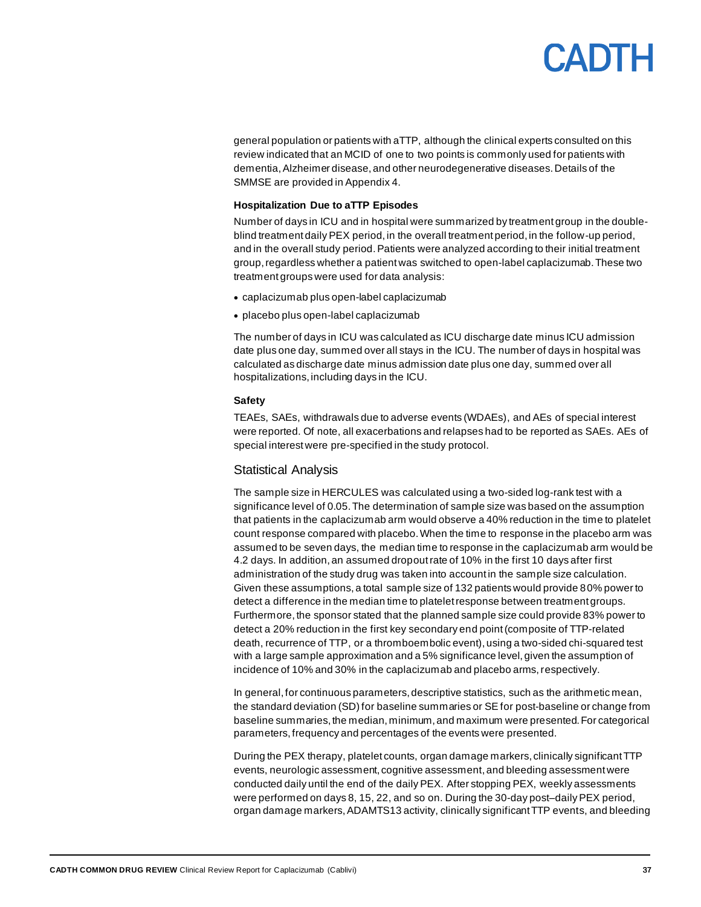general population or patients with aTTP, although the clinical experts consulted on this review indicated that an MCID of one to two points is commonly used for patients with dementia, Alzheimer disease, and other neurodegenerative diseases. Details of the SMMSE are provided in Appendix 4.

#### Hospitalization Due to aTTP Episodes

Number of days in ICU and in hospital were summarized by treatment group in the double-blind treatment daily PEX period, in the overall treatment period, in the follow-up period, and in the overall study period. Patients were analyzed according to their initial treatment group, regardless whether a patient was switched to open-label caplacizumab. These two treatment groups were used for data analysis:

- caplacizumab plus open-label caplacizumab
- placebo plus open-label caplacizumab

The number of days in ICU was calculated as ICU discharge date minus ICU admission date plus one day, summed over all stays in the ICU. The number of days in hospital was calculated as discharge date minus admission date plus one day, summed over all hospitalizations, including days in the ICU.

#### Safety

TEAEs, SAEs, withdrawals due to adverse events (WDAEs), and AEs of special interest were reported. Of note, all exacerbations and relapses had to be reported as SAEs. AEs of special interest were pre-specified in the study protocol.

### Statistical Analysis

The sample size in HERCULES was calculated using a two-sided log-rank test with a significance level of 0.05. The determination of sample size was based on the assumption that patients in the caplacizumab arm would observe a 40% reduction in the time to platelet count response compared with placebo. When the time to response in the placebo arm was assumed to be seven days, the median time to response in the caplacizumab arm would be 4.2 days. In addition, an assumed dropout rate of 10% in the first 10 days after first administration of the study drug was taken into account in the sample size calculation. Given these assumptions, a total sample size of 132 patients would provide 80% power to detect a difference in the median time to platelet response between treatment groups. Furthermore, the sponsor stated that the planned sample size could provide 83% power to detect a 20% reduction in the first key secondary end point (composite of TTP-related death, recurrence of TTP, or a thromboembolic event), using a two-sided chi-squared test with a large sample approximation and a 5% significance level, given the assumption of incidence of 10% and 30% in the caplacizumab and placebo arms, respectively.

In general, for continuous parameters, descriptive statistics, such as the arithmetic mean, the standard deviation (SD) for baseline summaries or SE for post-baseline or change from baseline summaries, the median, minimum, and maximum were presented. For categorical parameters, frequency and percentages of the events were presented.

During the PEX therapy, platelet counts, organ damage markers, clinically significant TTP events, neurologic assessment, cognitive assessment, and bleeding assessment were conducted daily until the end of the daily PEX. After stopping PEX, weekly assessments were performed on days 8, 15, 22, and so on. During the 30-day post–daily PEX period, organ damage markers, ADAMTS13 activity, clinically significant TTP events, and bleeding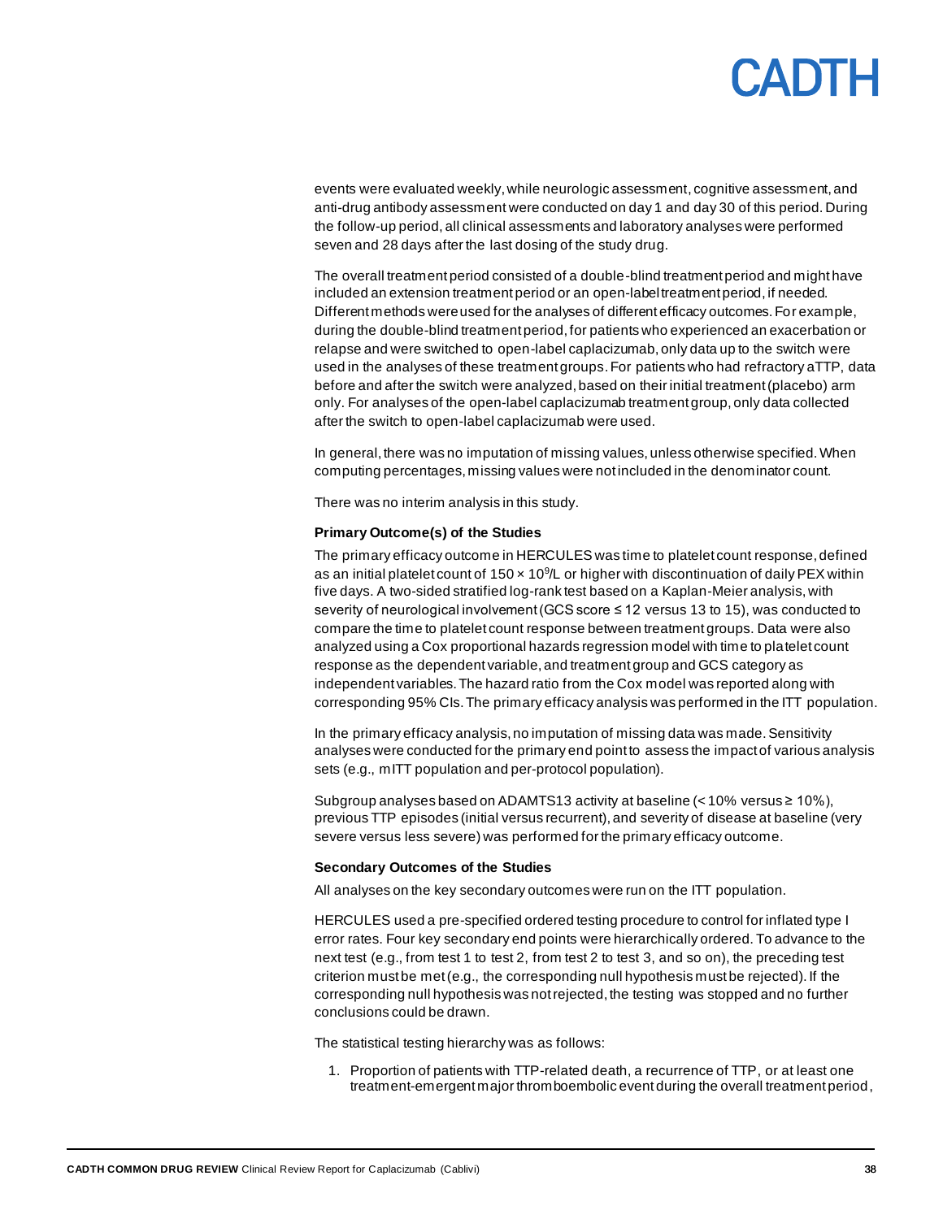events were evaluated weekly, while neurologic assessment, cognitive assessment, and anti-drug antibody assessment were conducted on day 1 and day 30 of this period. During the follow-up period, all clinical assessments and laboratory analyses were performed seven and 28 days after the last dosing of the study drug.

The overall treatment period consisted of a double-blind treatment period and might have included an extension treatment period or an open-label treatment period, if needed. Different methods were used for the analyses of different efficacy outcomes. For example, during the double-blind treatment period, for patients who experienced an exacerbation or relapse and were switched to open-label caplacizumab, only data up to the switch were used in the analyses of these treatment groups. For patients who had refractory aTTP, data before and after the switch were analyzed, based on their initial treatment (placebo) arm only. For analyses of the open-label caplacizumab treatment group, only data collected after the switch to open-label caplacizumab were used.

In general, there was no imputation of missing values, unless otherwise specified. When computing percentages, missing values were not included in the denominator count.

There was no interim analysis in this study.

**Primary Outcome(s) of the Studies**

The primary efficacy outcome in HERCULES was time to platelet count response, defined as an initial platelet count of $150 \times 10^9$/L or higher with discontinuation of daily PEX within five days. A two-sided stratified log-rank test based on a Kaplan-Meier analysis, with severity of neurological involvement (GCS score ≤ 12 versus 13 to 15), was conducted to compare the time to platelet count response between treatment groups. Data were also analyzed using a Cox proportional hazards regression model with time to platelet count response as the dependent variable, and treatment group and GCS category as independent variables. The hazard ratio from the Cox model was reported along with corresponding 95% CIs. The primary efficacy analysis was performed in the ITT population.

In the primary efficacy analysis, no imputation of missing data was made. Sensitivity analyses were conducted for the primary end point to assess the impact of various analysis sets (e.g., mITT population and per-protocol population).

Subgroup analyses based on ADAMTS13 activity at baseline (< 10% versus ≥ 10%), previous TTP episodes (initial versus recurrent), and severity of disease at baseline (very severe versus less severe) was performed for the primary efficacy outcome.

**Secondary Outcomes of the Studies**

All analyses on the key secondary outcomes were run on the ITT population.

HERCULES used a pre-specified ordered testing procedure to control for inflated type I error rates. Four key secondary end points were hierarchically ordered. To advance to the next test (e.g., from test 1 to test 2, from test 2 to test 3, and so on), the preceding test criterion must be met (e.g., the corresponding null hypothesis must be rejected). If the corresponding null hypothesis was not rejected, the testing was stopped and no further conclusions could be drawn.

The statistical testing hierarchy was as follows:

1. Proportion of patients with TTP-related death, a recurrence of TTP, or at least one treatment-emergent major thromboembolic event during the overall treatment period,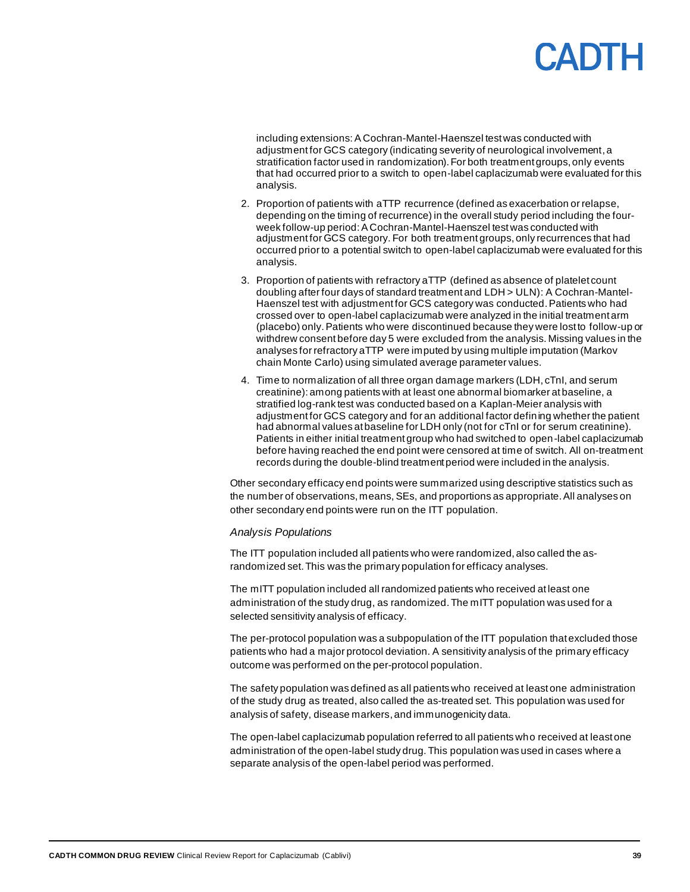including extensions: A Cochran-Mantel-Haenszel test was conducted with adjustment for GCS category (indicating severity of neurological involvement, a stratification factor used in randomization). For both treatment groups, only events that had occurred prior to a switch to open-label caplacizumab were evaluated for this analysis.

2. Proportion of patients with aTTP recurrence (defined as exacerbation or relapse, depending on the timing of recurrence) in the overall study period including the four-week follow-up period: A Cochran-Mantel-Haenszel test was conducted with adjustment for GCS category. For both treatment groups, only recurrences that had occurred prior to a potential switch to open-label caplacizumab were evaluated for this analysis.
3. Proportion of patients with refractory aTTP (defined as absence of platelet count doubling after four days of standard treatment and LDH > ULN): A Cochran-Mantel-Haenszel test with adjustment for GCS category was conducted. Patients who had crossed over to open-label caplacizumab were analyzed in the initial treatment arm (placebo) only. Patients who were discontinued because they were lost to follow-up or withdrew consent before day 5 were excluded from the analysis. Missing values in the analyses for refractory aTTP were imputed by using multiple imputation (Markov chain Monte Carlo) using simulated average parameter values.
4. Time to normalization of all three organ damage markers (LDH, cTnI, and serum creatinine): among patients with at least one abnormal biomarker at baseline, a stratified log-rank test was conducted based on a Kaplan-Meier analysis with adjustment for GCS category and for an additional factor defining whether the patient had abnormal values at baseline for LDH only (not for cTnI or for serum creatinine). Patients in either initial treatment group who had switched to open-label caplacizumab before having reached the end point were censored at time of switch. All on-treatment records during the double-blind treatment period were included in the analysis.

Other secondary efficacy end points were summarized using descriptive statistics such as the number of observations, means, SEs, and proportions as appropriate. All analyses on other secondary end points were run on the ITT population.

*Analysis Populations*

The ITT population included all patients who were randomized, also called the as-randomized set. This was the primary population for efficacy analyses.

The mITT population included all randomized patients who received at least one administration of the study drug, as randomized. The mITT population was used for a selected sensitivity analysis of efficacy.

The per-protocol population was a subpopulation of the ITT population that excluded those patients who had a major protocol deviation. A sensitivity analysis of the primary efficacy outcome was performed on the per-protocol population.

The safety population was defined as all patients who received at least one administration of the study drug as treated, also called the as-treated set. This population was used for analysis of safety, disease markers, and immunogenicity data.

The open-label caplacizumab population referred to all patients who received at least one administration of the open-label study drug. This population was used in cases where a separate analysis of the open-label period was performed.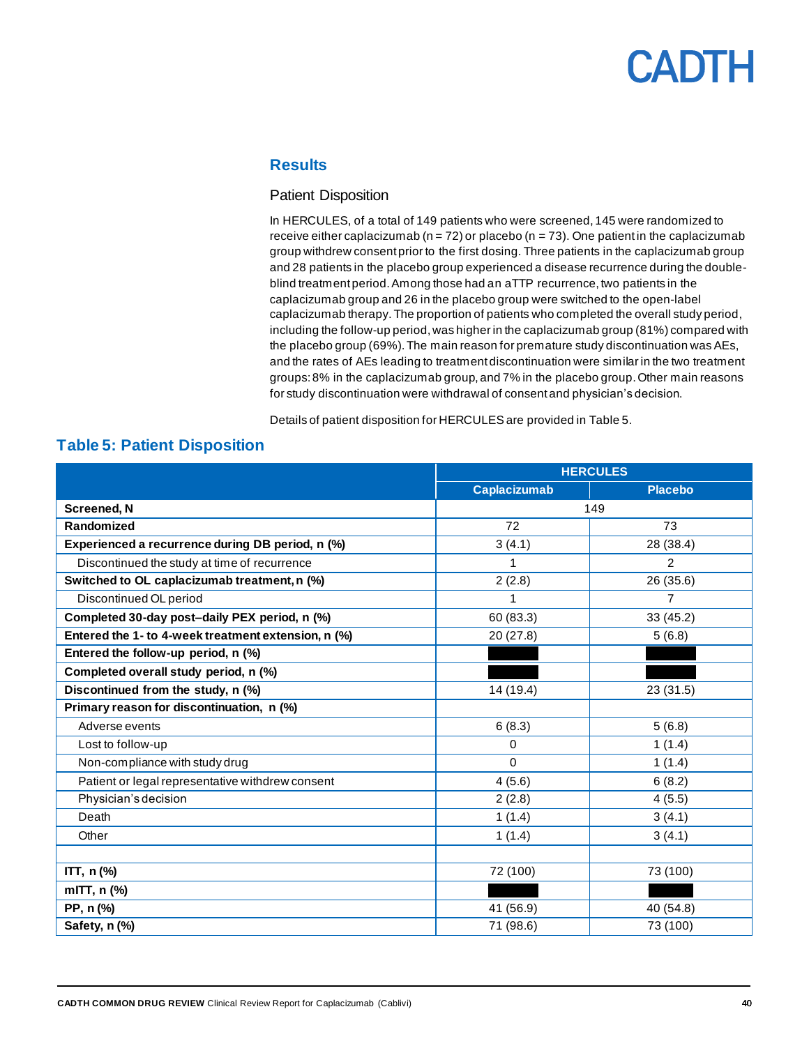## Results

### Patient Disposition

In HERCULES, of a total of 149 patients who were screened, 145 were randomized to receive either caplacizumab (n = 72) or placebo (n = 73). One patient in the caplacizumab group withdrew consent prior to the first dosing. Three patients in the caplacizumab group and 28 patients in the placebo group experienced a disease recurrence during the double-blind treatment period. Among those had an aTTP recurrence, two patients in the caplacizumab group and 26 in the placebo group were switched to the open-label caplacizumab therapy. The proportion of patients who completed the overall study period, including the follow-up period, was higher in the caplacizumab group (81%) compared with the placebo group (69%). The main reason for premature study discontinuation was AEs, and the rates of AEs leading to treatment discontinuation were similar in the two treatment groups: 8% in the caplacizumab group, and 7% in the placebo group. Other main reasons for study discontinuation were withdrawal of consent and physician's decision.

Details of patient disposition for HERCULES are provided in Table 5.

### Table 5: Patient Disposition

| | HERCULES | |
|---|---|---|
| | **Caplacizumab** | **Placebo** |
| **Screened, N** | 149 | |
| **Randomized** | 72 | 73 |
| **Experienced a recurrence during DB period, n (%)** | 3 (4.1) | 28 (38.4) |
| Discontinued the study at time of recurrence | 1 | 2 |
| **Switched to OL caplacizumab treatment, n (%)** | 2 (2.8) | 26 (35.6) |
| Discontinued OL period | 1 | 7 |
| **Completed 30-day post–daily PEX period, n (%)** | 60 (83.3) | 33 (45.2) |
| **Entered the 1- to 4-week treatment extension, n (%)** | 20 (27.8) | 5 (6.8) |
| **Entered the follow-up period, n (%)** | ■■■ | ■■■ |
| **Completed overall study period, n (%)** | ■■■ | ■■■ |
| **Discontinued from the study, n (%)** | 14 (19.4) | 23 (31.5) |
| **Primary reason for discontinuation, n (%)** | | |
| Adverse events | 6 (8.3) | 5 (6.8) |
| Lost to follow-up | 0 | 1 (1.4) |
| Non-compliance with study drug | 0 | 1 (1.4) |
| Patient or legal representative withdrew consent | 4 (5.6) | 6 (8.2) |
| Physician's decision | 2 (2.8) | 4 (5.5) |
| Death | 1 (1.4) | 3 (4.1) |
| Other | 1 (1.4) | 3 (4.1) |
| | | |
| **ITT, n (%)** | 72 (100) | 73 (100) |
| **mITT, n (%)** | ■■■ | ■■■ |
| **PP, n (%)** | 41 (56.9) | 40 (54.8) |
| **Safety, n (%)** | 71 (98.6) | 73 (100) |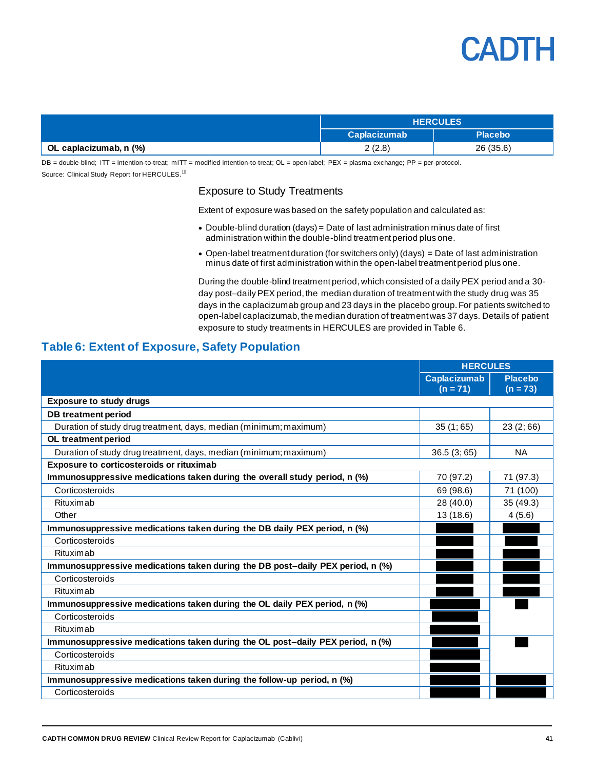| | HERCULES | |
|---|---|---|
| | Caplacizumab | Placebo |
| **OL caplacizumab, n (%)** | 2 (2.8) | 26 (35.6) |

DB = double-blind; ITT = intention-to-treat; mITT = modified intention-to-treat; OL = open-label; PEX = plasma exchange; PP = per-protocol.

Source: Clinical Study Report for HERCULES.[10]

### Exposure to Study Treatments

Extent of exposure was based on the safety population and calculated as:

- Double-blind duration (days) = Date of last administration minus date of first administration within the double-blind treatment period plus one.
- Open-label treatment duration (for switchers only) (days) = Date of last administration minus date of first administration within the open-label treatment period plus one.

During the double-blind treatment period, which consisted of a daily PEX period and a 30-day post–daily PEX period, the median duration of treatment with the study drug was 35 days in the caplacizumab group and 23 days in the placebo group. For patients switched to open-label caplacizumab, the median duration of treatment was 37 days. Details of patient exposure to study treatments in HERCULES are provided in Table 6.

## Table 6: Extent of Exposure, Safety Population

| | HERCULES | |
|---|---|---|
| | Caplacizumab (n = 71) | Placebo (n = 73) |
| **Exposure to study drugs** | | |
| **DB treatment period** | | |
| Duration of study drug treatment, days, median (minimum; maximum) | 35 (1; 65) | 23 (2; 66) |
| **OL treatment period** | | |
| Duration of study drug treatment, days, median (minimum; maximum) | 36.5 (3; 65) | NA |
| **Exposure to corticosteroids or rituximab** | | |
| **Immunosuppressive medications taken during the overall study period, n (%)** | 70 (97.2) | 71 (97.3) |
| Corticosteroids | 69 (98.6) | 71 (100) |
| Rituximab | 28 (40.0) | 35 (49.3) |
| Other | 13 (18.6) | 4 (5.6) |
| **Immunosuppressive medications taken during the DB daily PEX period, n (%)** | ███ | ███ |
| Corticosteroids | ███ | ███ |
| Rituximab | ███ | ███ |
| **Immunosuppressive medications taken during the DB post–daily PEX period, n (%)** | ███ | ███ |
| Corticosteroids | ███ | ███ |
| Rituximab | ███ | ███ |
| **Immunosuppressive medications taken during the OL daily PEX period, n (%)** | ███ | ███ |
| Corticosteroids | ███ | |
| Rituximab | ███ | |
| **Immunosuppressive medications taken during the OL post–daily PEX period, n (%)** | ███ | ███ |
| Corticosteroids | ███ | |
| Rituximab | ███ | |
| **Immunosuppressive medications taken during the follow-up period, n (%)** | ███ | ███ |
| Corticosteroids | ███ | ███ |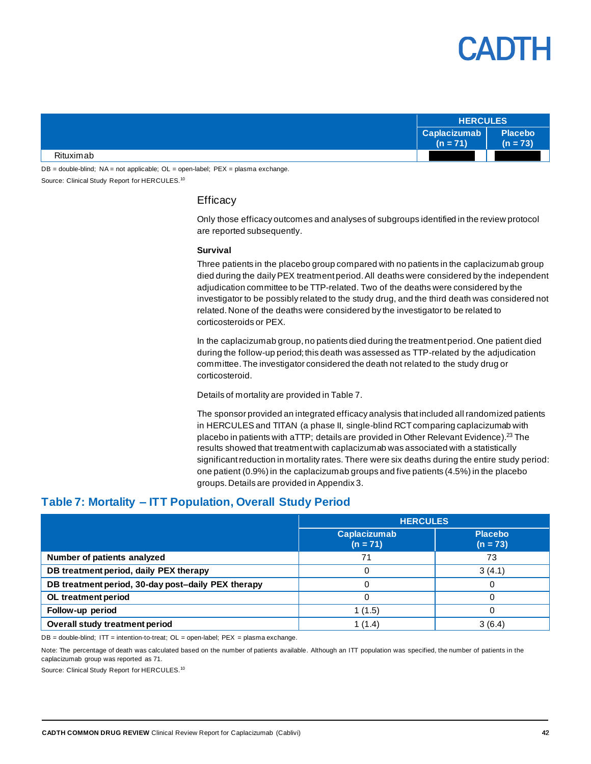| | HERCULES | |
|---|---|---|
| | Caplacizumab (n = 71) | Placebo (n = 73) |
| Rituximab | | |

DB = double-blind; NA = not applicable; OL = open-label; PEX = plasma exchange.

Source: Clinical Study Report for HERCULES.[10]

## Efficacy

Only those efficacy outcomes and analyses of subgroups identified in the review protocol are reported subsequently.

**Survival**

Three patients in the placebo group compared with no patients in the caplacizumab group died during the daily PEX treatment period. All deaths were considered by the independent adjudication committee to be TTP-related. Two of the deaths were considered by the investigator to be possibly related to the study drug, and the third death was considered not related. None of the deaths were considered by the investigator to be related to corticosteroids or PEX.

In the caplacizumab group, no patients died during the treatment period. One patient died during the follow-up period; this death was assessed as TTP-related by the adjudication committee. The investigator considered the death not related to the study drug or corticosteroid.

Details of mortality are provided in Table 7.

The sponsor provided an integrated efficacy analysis that included all randomized patients in HERCULES and TITAN (a phase II, single-blind RCT comparing caplacizumab with placebo in patients with aTTP; details are provided in Other Relevant Evidence).[23] The results showed that treatment with caplacizumab was associated with a statistically significant reduction in mortality rates. There were six deaths during the entire study period: one patient (0.9%) in the caplacizumab groups and five patients (4.5%) in the placebo groups. Details are provided in Appendix 3.

### Table 7: Mortality – ITT Population, Overall Study Period

| | HERCULES | |
|---|---|---|
| | Caplacizumab (n = 71) | Placebo (n = 73) |
| **Number of patients analyzed** | 71 | 73 |
| **DB treatment period, daily PEX therapy** | 0 | 3 (4.1) |
| **DB treatment period, 30-day post–daily PEX therapy** | 0 | 0 |
| **OL treatment period** | 0 | 0 |
| **Follow-up period** | 1 (1.5) | 0 |
| **Overall study treatment period** | 1 (1.4) | 3 (6.4) |

DB = double-blind; ITT = intention-to-treat; OL = open-label; PEX = plasma exchange.

Note: The percentage of death was calculated based on the number of patients available. Although an ITT population was specified, the number of patients in the caplacizumab group was reported as 71.

Source: Clinical Study Report for HERCULES.[10]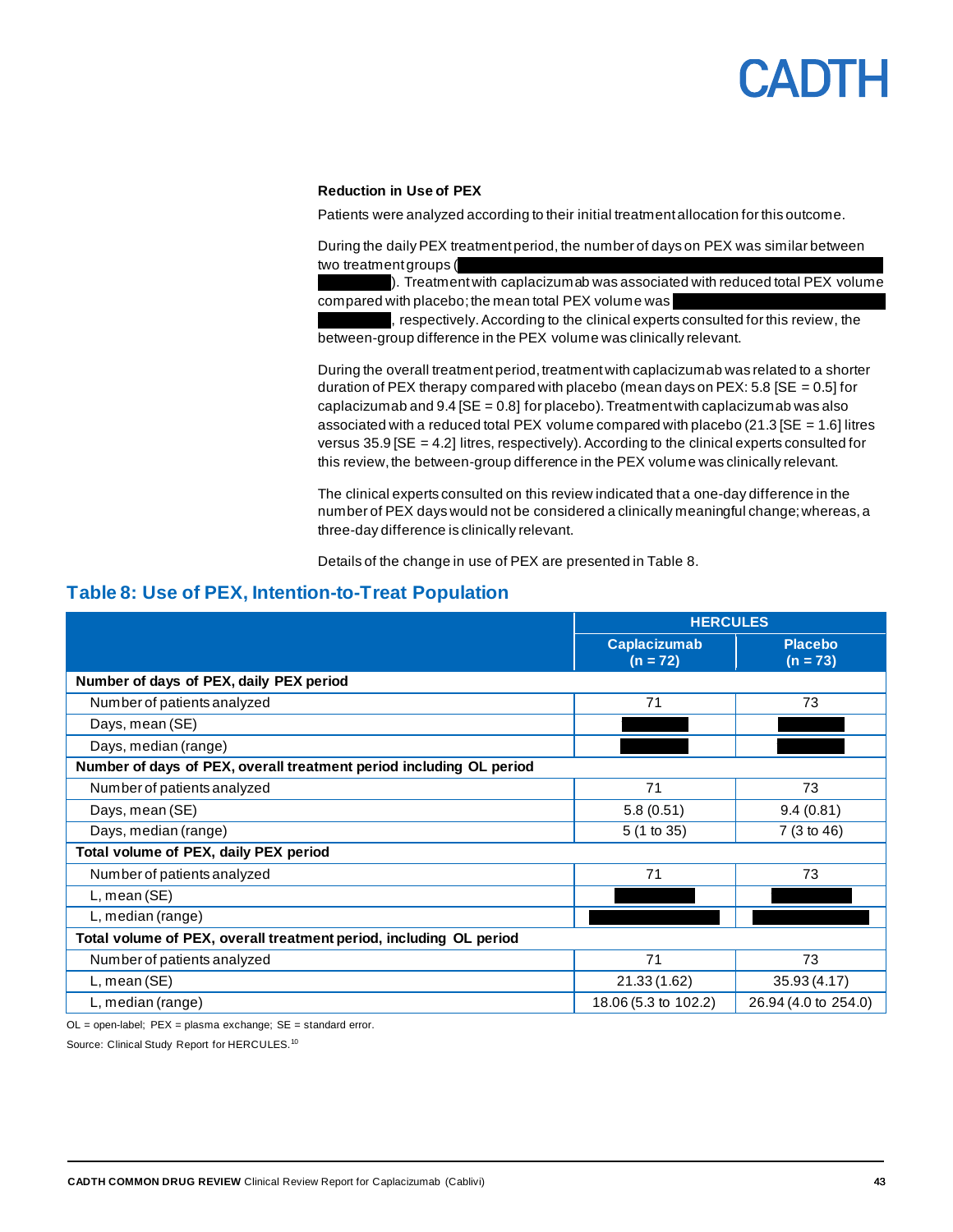#### Reduction in Use of PEX

Patients were analyzed according to their initial treatment allocation for this outcome.

During the daily PEX treatment period, the number of days on PEX was similar between two treatment groups (■■■■■■■■■■■■■■■■■■■■■■■■■■■■■■■■■■■■■■■■■■■■■■■■■■■■■■■■■■■■■■■■■■■■■■■■■■■■■■■■■■). Treatment with caplacizumab was associated with reduced total PEX volume compared with placebo; the mean total PEX volume was ■■■■■■■■■■■■■■■■■■■■■■■■■■■■■■■■■■■■■■■■■■, respectively. According to the clinical experts consulted for this review, the between-group difference in the PEX volume was clinically relevant.

During the overall treatment period, treatment with caplacizumab was related to a shorter duration of PEX therapy compared with placebo (mean days on PEX: 5.8 [SE = 0.5] for caplacizumab and 9.4 [SE = 0.8] for placebo). Treatment with caplacizumab was also associated with a reduced total PEX volume compared with placebo (21.3 [SE = 1.6] litres versus 35.9 [SE = 4.2] litres, respectively). According to the clinical experts consulted for this review, the between-group difference in the PEX volume was clinically relevant.

The clinical experts consulted on this review indicated that a one-day difference in the number of PEX days would not be considered a clinically meaningful change; whereas, a three-day difference is clinically relevant.

Details of the change in use of PEX are presented in Table 8.

## Table 8: Use of PEX, Intention-to-Treat Population

| | HERCULES | |
|---|---|---|
| | **Caplacizumab (n = 72)** | **Placebo (n = 73)** |
| **Number of days of PEX, daily PEX period** | | |
| Number of patients analyzed | 71 | 73 |
| Days, mean (SE) | ■■■■ | ■■■■ |
| Days, median (range) | ■■■■ | ■■■■ |
| **Number of days of PEX, overall treatment period including OL period** | | |
| Number of patients analyzed | 71 | 73 |
| Days, mean (SE) | 5.8 (0.51) | 9.4 (0.81) |
| Days, median (range) | 5 (1 to 35) | 7 (3 to 46) |
| **Total volume of PEX, daily PEX period** | | |
| Number of patients analyzed | 71 | 73 |
| L, mean (SE) | ■■■■ | ■■■■ |
| L, median (range) | ■■■■ | ■■■■ |
| **Total volume of PEX, overall treatment period, including OL period** | | |
| Number of patients analyzed | 71 | 73 |
| L, mean (SE) | 21.33 (1.62) | 35.93 (4.17) |
| L, median (range) | 18.06 (5.3 to 102.2) | 26.94 (4.0 to 254.0) |

OL = open-label; PEX = plasma exchange; SE = standard error.

Source: Clinical Study Report for HERCULES.[10]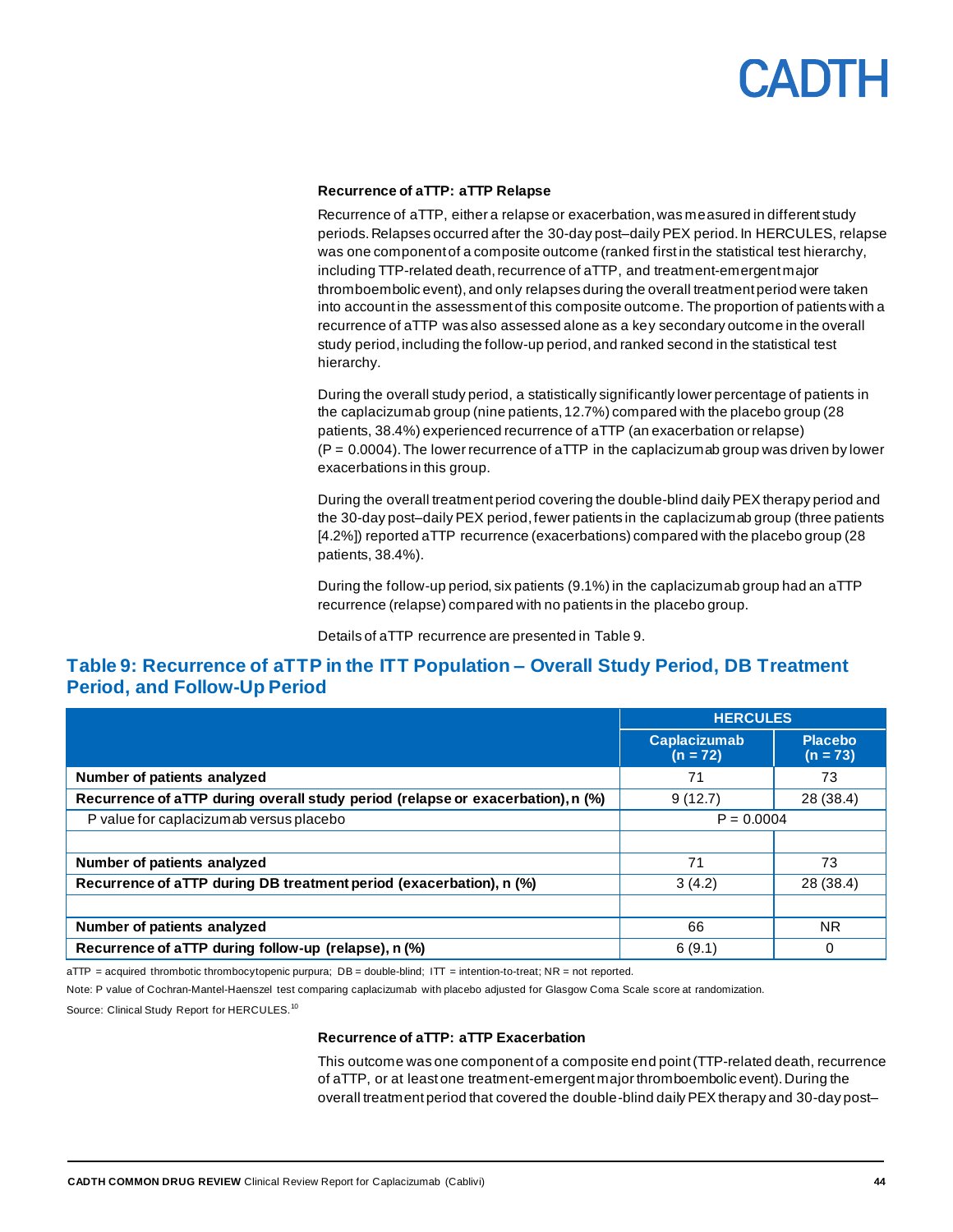### Recurrence of aTTP: aTTP Relapse

Recurrence of aTTP, either a relapse or exacerbation, was measured in different study periods. Relapses occurred after the 30-day post–daily PEX period. In HERCULES, relapse was one component of a composite outcome (ranked first in the statistical test hierarchy, including TTP-related death, recurrence of aTTP, and treatment-emergent major thromboembolic event), and only relapses during the overall treatment period were taken into account in the assessment of this composite outcome. The proportion of patients with a recurrence of aTTP was also assessed alone as a key secondary outcome in the overall study period, including the follow-up period, and ranked second in the statistical test hierarchy.

During the overall study period, a statistically significantly lower percentage of patients in the caplacizumab group (nine patients, 12.7%) compared with the placebo group (28 patients, 38.4%) experienced recurrence of aTTP (an exacerbation or relapse) (P = 0.0004). The lower recurrence of aTTP in the caplacizumab group was driven by lower exacerbations in this group.

During the overall treatment period covering the double-blind daily PEX therapy period and the 30-day post–daily PEX period, fewer patients in the caplacizumab group (three patients [4.2%]) reported aTTP recurrence (exacerbations) compared with the placebo group (28 patients, 38.4%).

During the follow-up period, six patients (9.1%) in the caplacizumab group had an aTTP recurrence (relapse) compared with no patients in the placebo group.

Details of aTTP recurrence are presented in Table 9.

## Table 9: Recurrence of aTTP in the ITT Population – Overall Study Period, DB Treatment Period, and Follow-Up Period

| | HERCULES | |
|---|---|---|
| | **Caplacizumab (n = 72)** | **Placebo (n = 73)** |
| **Number of patients analyzed** | 71 | 73 |
| **Recurrence of aTTP during overall study period (relapse or exacerbation), n (%)** | 9 (12.7) | 28 (38.4) |
| P value for caplacizumab versus placebo | P = 0.0004 | |
| | | |
| **Number of patients analyzed** | 71 | 73 |
| **Recurrence of aTTP during DB treatment period (exacerbation), n (%)** | 3 (4.2) | 28 (38.4) |
| | | |
| **Number of patients analyzed** | 66 | NR |
| **Recurrence of aTTP during follow-up (relapse), n (%)** | 6 (9.1) | 0 |

aTTP = acquired thrombotic thrombocytopenic purpura; DB = double-blind; ITT = intention-to-treat; NR = not reported.

Note: P value of Cochran-Mantel-Haenszel test comparing caplacizumab with placebo adjusted for Glasgow Coma Scale score at randomization.

Source: Clinical Study Report for HERCULES.[10]

### Recurrence of aTTP: aTTP Exacerbation

This outcome was one component of a composite end point (TTP-related death, recurrence of aTTP, or at least one treatment-emergent major thromboembolic event). During the overall treatment period that covered the double-blind daily PEX therapy and 30-day post–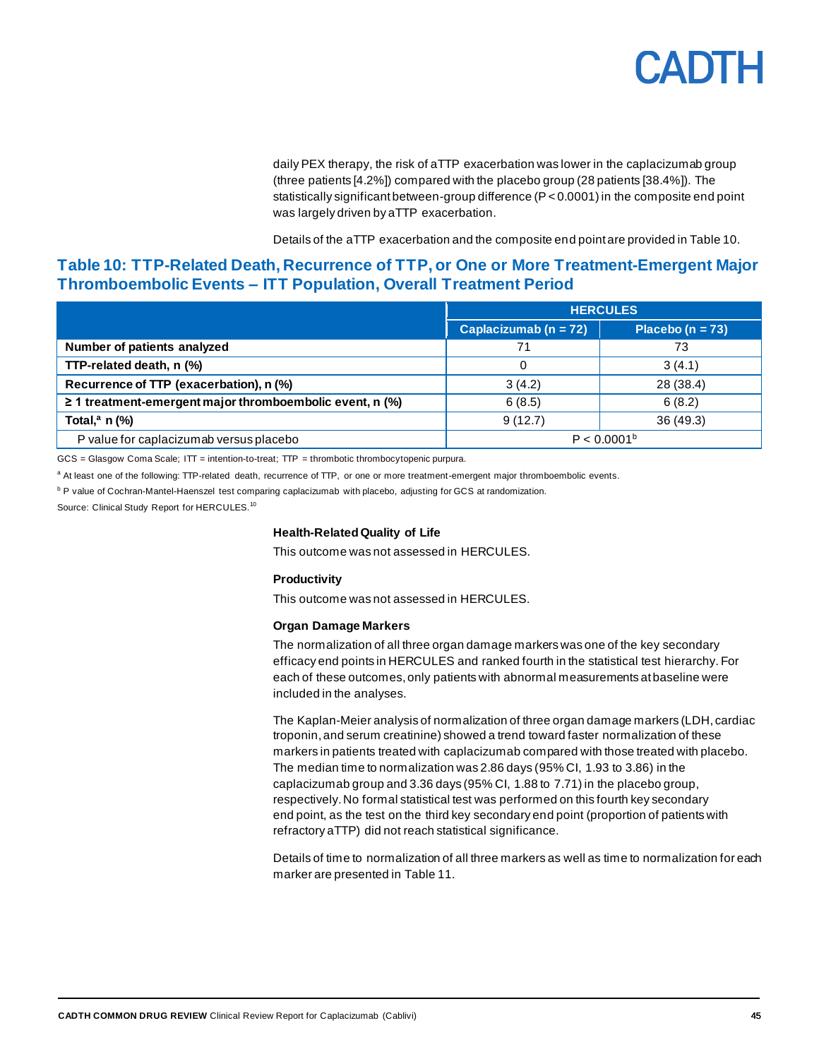daily PEX therapy, the risk of aTTP exacerbation was lower in the caplacizumab group (three patients [4.2%]) compared with the placebo group (28 patients [38.4%]). The statistically significant between-group difference (P < 0.0001) in the composite end point was largely driven by aTTP exacerbation.

Details of the aTTP exacerbation and the composite end point are provided in Table 10.

## Table 10: TTP-Related Death, Recurrence of TTP, or One or More Treatment-Emergent Major Thromboembolic Events – ITT Population, Overall Treatment Period

| | HERCULES | |
|---|---|---|
| | **Caplacizumab (n = 72)** | **Placebo (n = 73)** |
| **Number of patients analyzed** | 71 | 73 |
| **TTP-related death, n (%)** | 0 | 3 (4.1) |
| **Recurrence of TTP (exacerbation), n (%)** | 3 (4.2) | 28 (38.4) |
| **≥ 1 treatment-emergent major thromboembolic event, n (%)** | 6 (8.5) | 6 (8.2) |
| **Total,[a] n (%)** | 9 (12.7) | 36 (49.3) |
| P value for caplacizumab versus placebo | P < 0.0001[b] | |

GCS = Glasgow Coma Scale; ITT = intention-to-treat; TTP = thrombotic thrombocytopenic purpura.

[a] At least one of the following: TTP-related death, recurrence of TTP, or one or more treatment-emergent major thromboembolic events.

[b] P value of Cochran-Mantel-Haenszel test comparing caplacizumab with placebo, adjusting for GCS at randomization.

Source: Clinical Study Report for HERCULES.[10]

#### Health-Related Quality of Life

This outcome was not assessed in HERCULES.

#### Productivity

This outcome was not assessed in HERCULES.

#### Organ Damage Markers

The normalization of all three organ damage markers was one of the key secondary efficacy end points in HERCULES and ranked fourth in the statistical test hierarchy. For each of these outcomes, only patients with abnormal measurements at baseline were included in the analyses.

The Kaplan-Meier analysis of normalization of three organ damage markers (LDH, cardiac troponin, and serum creatinine) showed a trend toward faster normalization of these markers in patients treated with caplacizumab compared with those treated with placebo. The median time to normalization was 2.86 days (95% CI, 1.93 to 3.86) in the caplacizumab group and 3.36 days (95% CI, 1.88 to 7.71) in the placebo group, respectively. No formal statistical test was performed on this fourth key secondary end point, as the test on the third key secondary end point (proportion of patients with refractory aTTP) did not reach statistical significance.

Details of time to normalization of all three markers as well as time to normalization for each marker are presented in Table 11.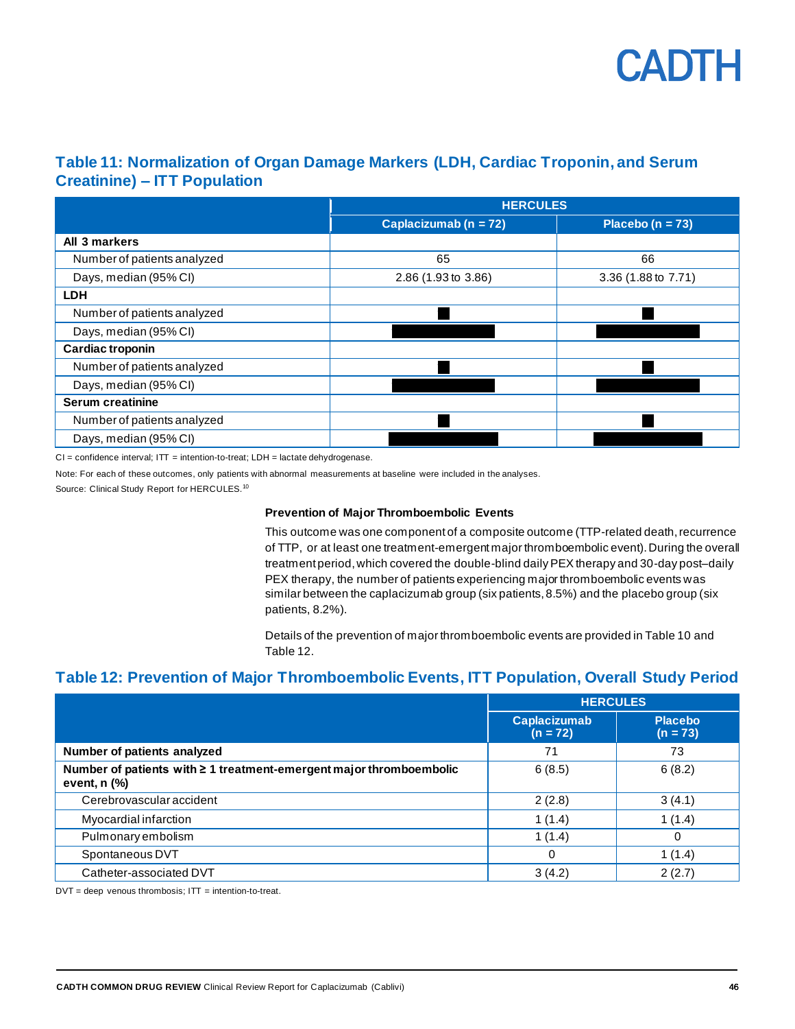## Table 11: Normalization of Organ Damage Markers (LDH, Cardiac Troponin, and Serum Creatinine) – ITT Population

| | HERCULES | |
|---|---|---|
| | Caplacizumab (n = 72) | Placebo (n = 73) |
| **All 3 markers** | | |
| Number of patients analyzed | 65 | 66 |
| Days, median (95% CI) | 2.86 (1.93 to 3.86) | 3.36 (1.88 to 7.71) |
| **LDH** | | |
| Number of patients analyzed | ■ | ■ |
| Days, median (95% CI) | ■ | ■ |
| **Cardiac troponin** | | |
| Number of patients analyzed | ■ | ■ |
| Days, median (95% CI) | ■ | ■ |
| **Serum creatinine** | | |
| Number of patients analyzed | ■ | ■ |
| Days, median (95% CI) | ■ | ■ |

CI = confidence interval; ITT = intention-to-treat; LDH = lactate dehydrogenase.

Note: For each of these outcomes, only patients with abnormal measurements at baseline were included in the analyses.

Source: Clinical Study Report for HERCULES.[10]

#### Prevention of Major Thromboembolic Events

This outcome was one component of a composite outcome (TTP-related death, recurrence of TTP, or at least one treatment-emergent major thromboembolic event). During the overall treatment period, which covered the double-blind daily PEX therapy and 30-day post–daily PEX therapy, the number of patients experiencing major thromboembolic events was similar between the caplacizumab group (six patients, 8.5%) and the placebo group (six patients, 8.2%).

Details of the prevention of major thromboembolic events are provided in Table 10 and Table 12.

## Table 12: Prevention of Major Thromboembolic Events, ITT Population, Overall Study Period

| | HERCULES | |
|---|---|---|
| | Caplacizumab (n = 72) | Placebo (n = 73) |
| **Number of patients analyzed** | 71 | 73 |
| **Number of patients with ≥ 1 treatment-emergent major thromboembolic event, n (%)** | 6 (8.5) | 6 (8.2) |
| Cerebrovascular accident | 2 (2.8) | 3 (4.1) |
| Myocardial infarction | 1 (1.4) | 1 (1.4) |
| Pulmonary embolism | 1 (1.4) | 0 |
| Spontaneous DVT | 0 | 1 (1.4) |
| Catheter-associated DVT | 3 (4.2) | 2 (2.7) |

DVT = deep venous thrombosis; ITT = intention-to-treat.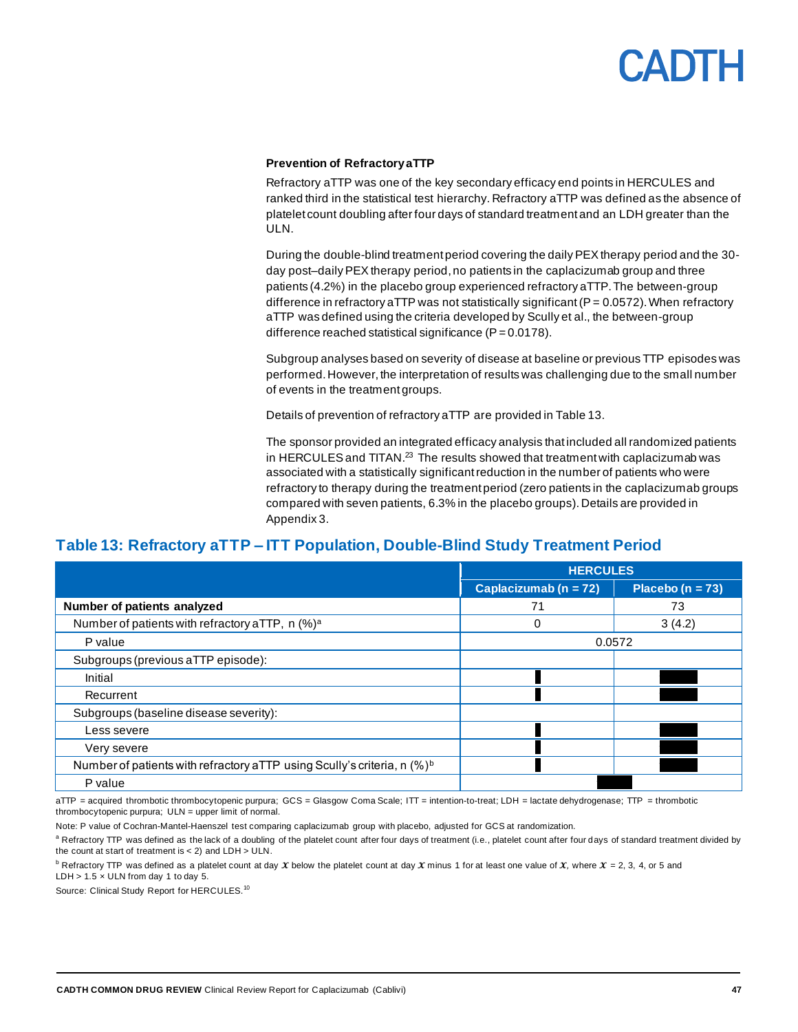### Prevention of Refractory aTTP

Refractory aTTP was one of the key secondary efficacy end points in HERCULES and ranked third in the statistical test hierarchy. Refractory aTTP was defined as the absence of platelet count doubling after four days of standard treatment and an LDH greater than the ULN.

During the double-blind treatment period covering the daily PEX therapy period and the 30-day post–daily PEX therapy period, no patients in the caplacizumab group and three patients (4.2%) in the placebo group experienced refractory aTTP. The between-group difference in refractory aTTP was not statistically significant (P = 0.0572). When refractory aTTP was defined using the criteria developed by Scully et al., the between-group difference reached statistical significance (P = 0.0178).

Subgroup analyses based on severity of disease at baseline or previous TTP episodes was performed. However, the interpretation of results was challenging due to the small number of events in the treatment groups.

Details of prevention of refractory aTTP are provided in Table 13.

The sponsor provided an integrated efficacy analysis that included all randomized patients in HERCULES and TITAN.[23] The results showed that treatment with caplacizumab was associated with a statistically significant reduction in the number of patients who were refractory to therapy during the treatment period (zero patients in the caplacizumab groups compared with seven patients, 6.3% in the placebo groups). Details are provided in Appendix 3.

## Table 13: Refractory aTTP – ITT Population, Double-Blind Study Treatment Period

| | HERCULES | |
|---|---|---|
| | Caplacizumab (n = 72) | Placebo (n = 73) |
| **Number of patients analyzed** | 71 | 73 |
| Number of patients with refractory aTTP, n (%)[a] | 0 | 3 (4.2) |
| P value | 0.0572 | |
| Subgroups (previous aTTP episode): | | |
| Initial | | |
| Recurrent | | |
| Subgroups (baseline disease severity): | | |
| Less severe | | |
| Very severe | | |
| Number of patients with refractory aTTP using Scully's criteria, n (%)[b] | | |
| P value | | |

aTTP = acquired thrombotic thrombocytopenic purpura; GCS = Glasgow Coma Scale; ITT = intention-to-treat; LDH = lactate dehydrogenase; TTP = thrombotic thrombocytopenic purpura; ULN = upper limit of normal.

Note: P value of Cochran-Mantel-Haenszel test comparing caplacizumab group with placebo, adjusted for GCS at randomization.

[a] Refractory TTP was defined as the lack of a doubling of the platelet count after four days of treatment (i.e., platelet count after four days of standard treatment divided by the count at start of treatment is < 2) and LDH > ULN.

[b] Refractory TTP was defined as a platelet count at day $x$ below the platelet count at day $x$ minus 1 for at least one value of $x$, where $x$ = 2, 3, 4, or 5 and LDH > 1.5 × ULN from day 1 to day 5.

Source: Clinical Study Report for HERCULES.[10]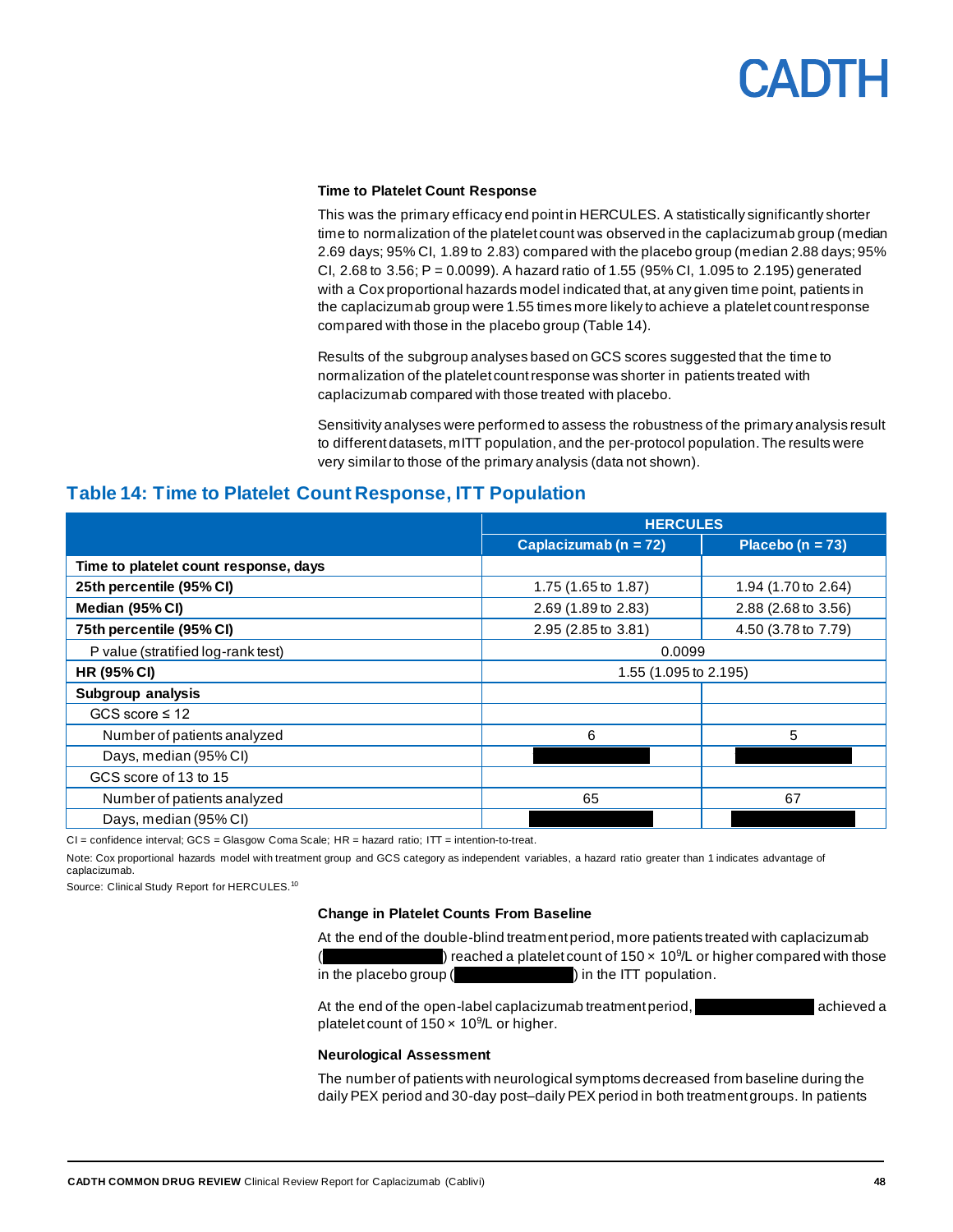### Time to Platelet Count Response

This was the primary efficacy end point in HERCULES. A statistically significantly shorter time to normalization of the platelet count was observed in the caplacizumab group (median 2.69 days; 95% CI, 1.89 to 2.83) compared with the placebo group (median 2.88 days; 95% CI, 2.68 to 3.56; P = 0.0099). A hazard ratio of 1.55 (95% CI, 1.095 to 2.195) generated with a Cox proportional hazards model indicated that, at any given time point, patients in the caplacizumab group were 1.55 times more likely to achieve a platelet count response compared with those in the placebo group (Table 14).

Results of the subgroup analyses based on GCS scores suggested that the time to normalization of the platelet count response was shorter in patients treated with caplacizumab compared with those treated with placebo.

Sensitivity analyses were performed to assess the robustness of the primary analysis result to different datasets, mITT population, and the per-protocol population. The results were very similar to those of the primary analysis (data not shown).

## Table 14: Time to Platelet Count Response, ITT Population

| | HERCULES | |
|---|---|---|
| | **Caplacizumab (n = 72)** | **Placebo (n = 73)** |
| **Time to platelet count response, days** | | |
| **25th percentile (95% CI)** | 1.75 (1.65 to 1.87) | 1.94 (1.70 to 2.64) |
| **Median (95% CI)** | 2.69 (1.89 to 2.83) | 2.88 (2.68 to 3.56) |
| **75th percentile (95% CI)** | 2.95 (2.85 to 3.81) | 4.50 (3.78 to 7.79) |
| P value (stratified log-rank test) | 0.0099 | |
| **HR (95% CI)** | 1.55 (1.095 to 2.195) | |
| **Subgroup analysis** | | |
| GCS score ≤ 12 | | |
| Number of patients analyzed | 6 | 5 |
| Days, median (95% CI) | | |
| GCS score of 13 to 15 | | |
| Number of patients analyzed | 65 | 67 |
| Days, median (95% CI) | | |

CI = confidence interval; GCS = Glasgow Coma Scale; HR = hazard ratio; ITT = intention-to-treat.

Note: Cox proportional hazards model with treatment group and GCS category as independent variables, a hazard ratio greater than 1 indicates advantage of caplacizumab.

Source: Clinical Study Report for HERCULES.[10]

### Change in Platelet Counts From Baseline

At the end of the double-blind treatment period, more patients treated with caplacizumab ( ) reached a platelet count of 150 × $10^9$/L or higher compared with those in the placebo group ( ) in the ITT population.

At the end of the open-label caplacizumab treatment period, achieved a platelet count of 150 × $10^9$/L or higher.

### Neurological Assessment

The number of patients with neurological symptoms decreased from baseline during the daily PEX period and 30-day post–daily PEX period in both treatment groups. In patients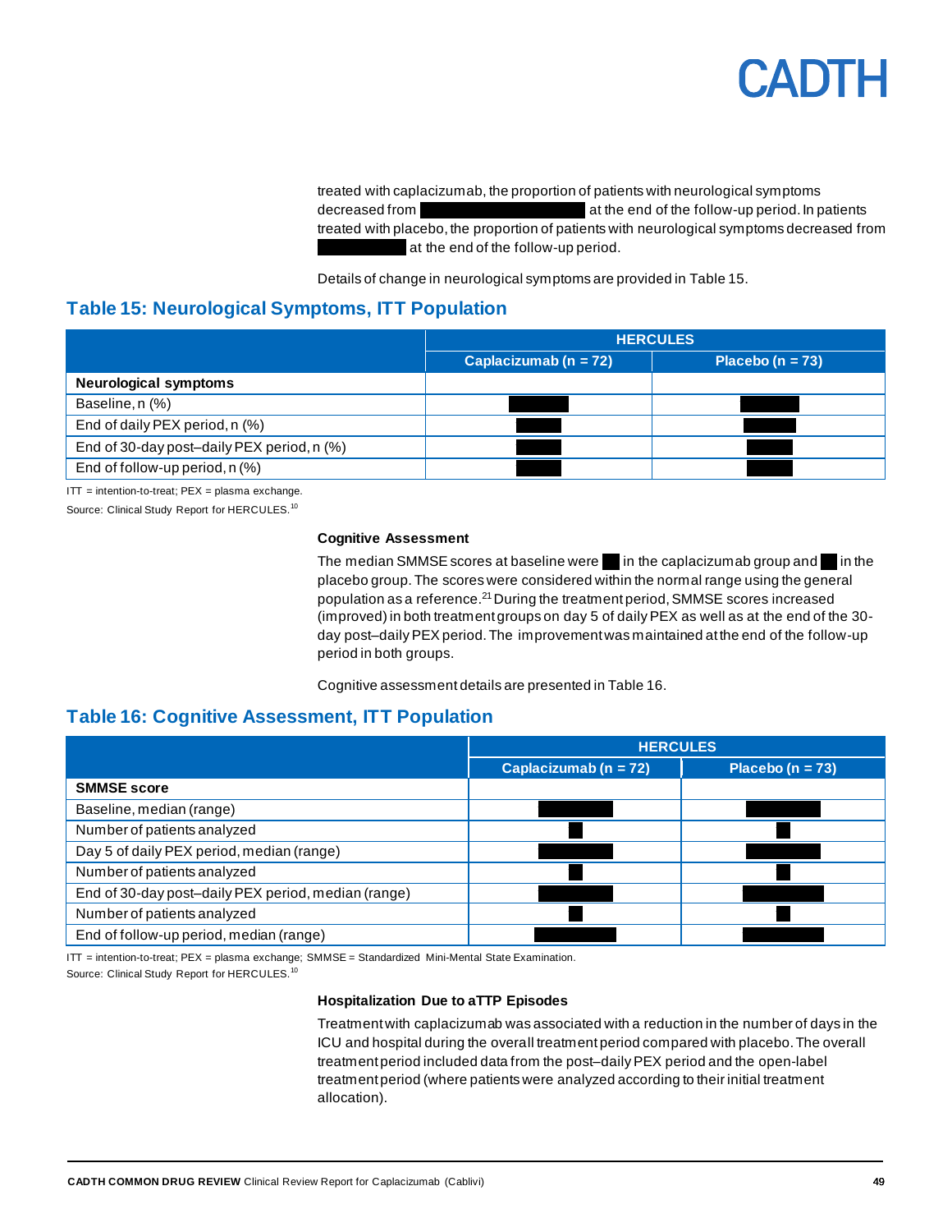treated with caplacizumab, the proportion of patients with neurological symptoms decreased from ██████████████ at the end of the follow-up period. In patients treated with placebo, the proportion of patients with neurological symptoms decreased from ███████ at the end of the follow-up period.

Details of change in neurological symptoms are provided in Table 15.

## Table 15: Neurological Symptoms, ITT Population

| | HERCULES | |
|---|---|---|
| | Caplacizumab (n = 72) | Placebo (n = 73) |
| **Neurological symptoms** | | |
| Baseline, n (%) | ████ | ████ |
| End of daily PEX period, n (%) | ████ | ████ |
| End of 30-day post–daily PEX period, n (%) | ████ | ████ |
| End of follow-up period, n (%) | ████ | ████ |

ITT = intention-to-treat; PEX = plasma exchange.

Source: Clinical Study Report for HERCULES.[10]

**Cognitive Assessment**

The median SMMSE scores at baseline were █ in the caplacizumab group and █ in the placebo group. The scores were considered within the normal range using the general population as a reference.[21] During the treatment period, SMMSE scores increased (improved) in both treatment groups on day 5 of daily PEX as well as at the end of the 30-day post–daily PEX period. The improvement was maintained at the end of the follow-up period in both groups.

Cognitive assessment details are presented in Table 16.

## Table 16: Cognitive Assessment, ITT Population

| | HERCULES | |
|---|---|---|
| | Caplacizumab (n = 72) | Placebo (n = 73) |
| **SMMSE score** | | |
| Baseline, median (range) | ████ | ████ |
| Number of patients analyzed | █ | █ |
| Day 5 of daily PEX period, median (range) | ████ | ████ |
| Number of patients analyzed | █ | █ |
| End of 30-day post–daily PEX period, median (range) | ████ | ████ |
| Number of patients analyzed | █ | █ |
| End of follow-up period, median (range) | ████ | ████ |

ITT = intention-to-treat; PEX = plasma exchange; SMMSE = Standardized Mini-Mental State Examination.

Source: Clinical Study Report for HERCULES.[10]

**Hospitalization Due to aTTP Episodes**

Treatment with caplacizumab was associated with a reduction in the number of days in the ICU and hospital during the overall treatment period compared with placebo. The overall treatment period included data from the post–daily PEX period and the open-label treatment period (where patients were analyzed according to their initial treatment allocation).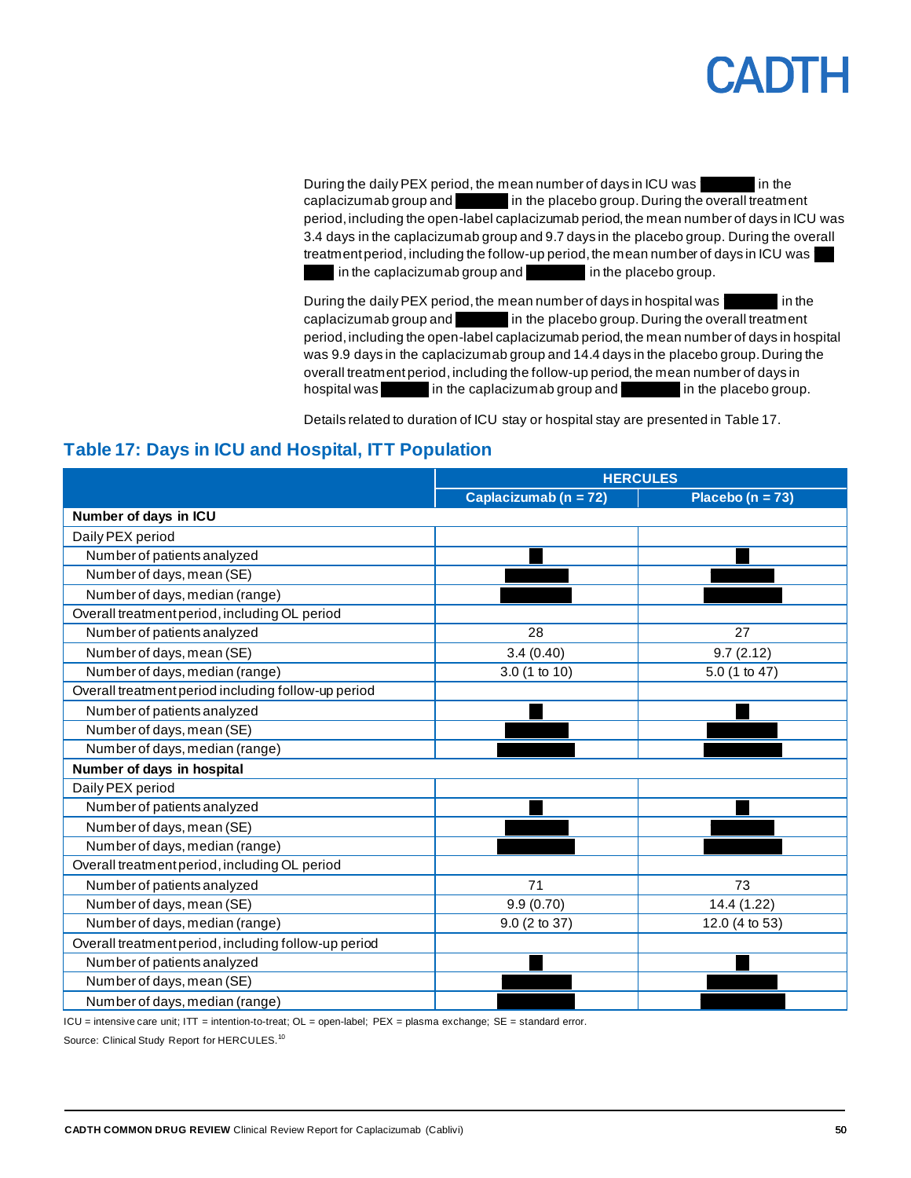During the daily PEX period, the mean number of days in ICU was ████ in the caplacizumab group and ████ in the placebo group. During the overall treatment period, including the open-label caplacizumab period, the mean number of days in ICU was 3.4 days in the caplacizumab group and 9.7 days in the placebo group. During the overall treatment period, including the follow-up period, the mean number of days in ICU was ████ in the caplacizumab group and ████ in the placebo group.

During the daily PEX period, the mean number of days in hospital was ████ in the caplacizumab group and ████ in the placebo group. During the overall treatment period, including the open-label caplacizumab period, the mean number of days in hospital was 9.9 days in the caplacizumab group and 14.4 days in the placebo group. During the overall treatment period, including the follow-up period, the mean number of days in hospital was ████ in the caplacizumab group and ████ in the placebo group.

Details related to duration of ICU stay or hospital stay are presented in Table 17.

## Table 17: Days in ICU and Hospital, ITT Population

| | HERCULES | |
|---|---|---|
| | Caplacizumab (n = 72) | Placebo (n = 73) |
| **Number of days in ICU** | | |
| Daily PEX period | | |
| Number of patients analyzed | ██ | ██ |
| Number of days, mean (SE) | ████ | ████ |
| Number of days, median (range) | ████ | ████ |
| Overall treatment period, including OL period | | |
| Number of patients analyzed | 28 | 27 |
| Number of days, mean (SE) | 3.4 (0.40) | 9.7 (2.12) |
| Number of days, median (range) | 3.0 (1 to 10) | 5.0 (1 to 47) |
| Overall treatment period including follow-up period | | |
| Number of patients analyzed | ██ | ██ |
| Number of days, mean (SE) | ████ | ████ |
| Number of days, median (range) | ████ | ████ |
| **Number of days in hospital** | | |
| Daily PEX period | | |
| Number of patients analyzed | ██ | ██ |
| Number of days, mean (SE) | ████ | ████ |
| Number of days, median (range) | ████ | ████ |
| Overall treatment period, including OL period | | |
| Number of patients analyzed | 71 | 73 |
| Number of days, mean (SE) | 9.9 (0.70) | 14.4 (1.22) |
| Number of days, median (range) | 9.0 (2 to 37) | 12.0 (4 to 53) |
| Overall treatment period, including follow-up period | | |
| Number of patients analyzed | ██ | ██ |
| Number of days, mean (SE) | ████ | ████ |
| Number of days, median (range) | ████ | ████ |

ICU = intensive care unit; ITT = intention-to-treat; OL = open-label; PEX = plasma exchange; SE = standard error.

Source: Clinical Study Report for HERCULES.[10]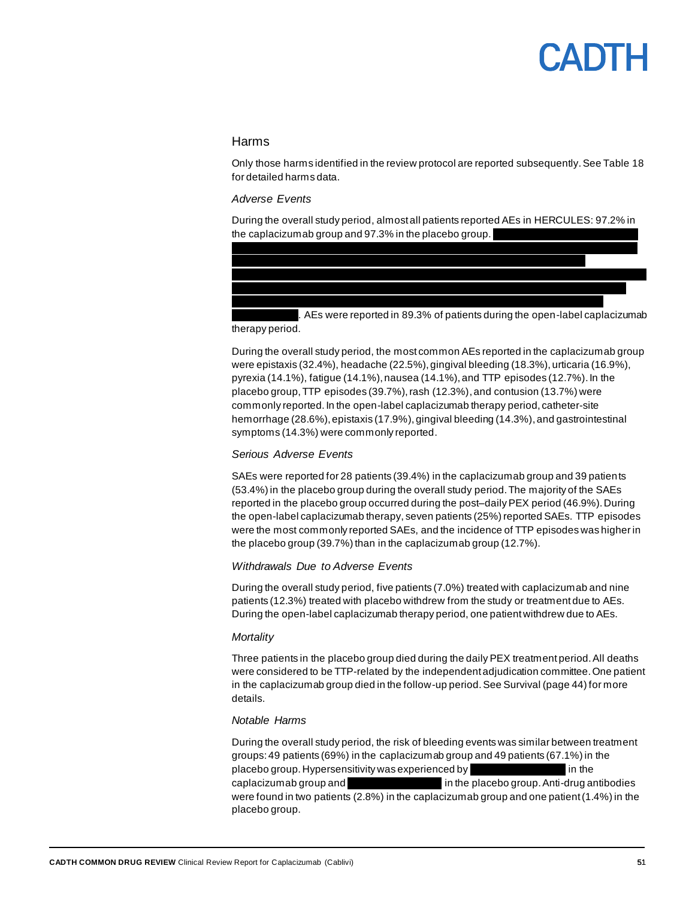## Harms

Only those harms identified in the review protocol are reported subsequently. See Table 18 for detailed harms data.

### *Adverse Events*

During the overall study period, almost all patients reported AEs in HERCULES: 97.2% in the caplacizumab group and 97.3% in the placebo group. . AEs were reported in 89.3% of patients during the open-label caplacizumab therapy period.

During the overall study period, the most common AEs reported in the caplacizumab group were epistaxis (32.4%), headache (22.5%), gingival bleeding (18.3%), urticaria (16.9%), pyrexia (14.1%), fatigue (14.1%), nausea (14.1%), and TTP episodes (12.7%). In the placebo group, TTP episodes (39.7%), rash (12.3%), and contusion (13.7%) were commonly reported. In the open-label caplacizumab therapy period, catheter-site hemorrhage (28.6%), epistaxis (17.9%), gingival bleeding (14.3%), and gastrointestinal symptoms (14.3%) were commonly reported.

### *Serious Adverse Events*

SAEs were reported for 28 patients (39.4%) in the caplacizumab group and 39 patients (53.4%) in the placebo group during the overall study period. The majority of the SAEs reported in the placebo group occurred during the post–daily PEX period (46.9%). During the open-label caplacizumab therapy, seven patients (25%) reported SAEs. TTP episodes were the most commonly reported SAEs, and the incidence of TTP episodes was higher in the placebo group (39.7%) than in the caplacizumab group (12.7%).

### *Withdrawals Due to Adverse Events*

During the overall study period, five patients (7.0%) treated with caplacizumab and nine patients (12.3%) treated with placebo withdrew from the study or treatment due to AEs. During the open-label caplacizumab therapy period, one patient withdrew due to AEs.

### *Mortality*

Three patients in the placebo group died during the daily PEX treatment period. All deaths were considered to be TTP-related by the independent adjudication committee. One patient in the caplacizumab group died in the follow-up period. See Survival (page 44) for more details.

### *Notable Harms*

During the overall study period, the risk of bleeding events was similar between treatment groups: 49 patients (69%) in the caplacizumab group and 49 patients (67.1%) in the placebo group. Hypersensitivity was experienced by in the caplacizumab group and in the placebo group. Anti-drug antibodies were found in two patients (2.8%) in the caplacizumab group and one patient (1.4%) in the placebo group.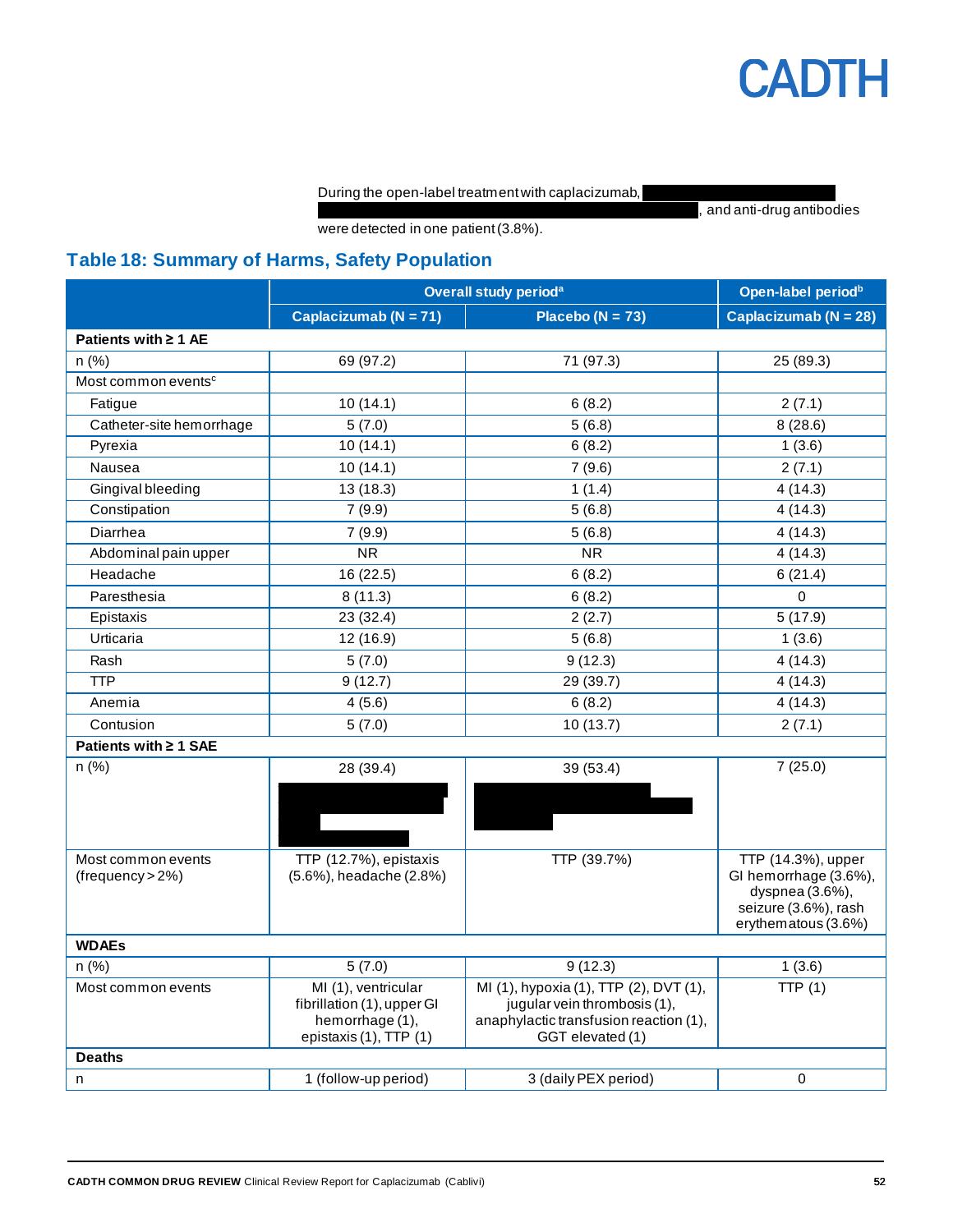During the open-label treatment with caplacizumab, [redacted], and anti-drug antibodies were detected in one patient (3.8%).

## Table 18: Summary of Harms, Safety Population

| | Overall study period[a] | | Open-label period[b] |
|---|---|---|---|
| | Caplacizumab (N = 71) | Placebo (N = 73) | Caplacizumab (N = 28) |
| **Patients with ≥ 1 AE** | | | |
| n (%) | 69 (97.2) | 71 (97.3) | 25 (89.3) |
| Most common events[c] | | | |
| Fatigue | 10 (14.1) | 6 (8.2) | 2 (7.1) |
| Catheter-site hemorrhage | 5 (7.0) | 5 (6.8) | 8 (28.6) |
| Pyrexia | 10 (14.1) | 6 (8.2) | 1 (3.6) |
| Nausea | 10 (14.1) | 7 (9.6) | 2 (7.1) |
| Gingival bleeding | 13 (18.3) | 1 (1.4) | 4 (14.3) |
| Constipation | 7 (9.9) | 5 (6.8) | 4 (14.3) |
| Diarrhea | 7 (9.9) | 5 (6.8) | 4 (14.3) |
| Abdominal pain upper | NR | NR | 4 (14.3) |
| Headache | 16 (22.5) | 6 (8.2) | 6 (21.4) |
| Paresthesia | 8 (11.3) | 6 (8.2) | 0 |
| Epistaxis | 23 (32.4) | 2 (2.7) | 5 (17.9) |
| Urticaria | 12 (16.9) | 5 (6.8) | 1 (3.6) |
| Rash | 5 (7.0) | 9 (12.3) | 4 (14.3) |
| TTP | 9 (12.7) | 29 (39.7) | 4 (14.3) |
| Anemia | 4 (5.6) | 6 (8.2) | 4 (14.3) |
| Contusion | 5 (7.0) | 10 (13.7) | 2 (7.1) |
| **Patients with ≥ 1 SAE** | | | |
| n (%) | 28 (39.4) [redacted] | 39 (53.4) [redacted] | 7 (25.0) |
| Most common events (frequency > 2%) | TTP (12.7%), epistaxis (5.6%), headache (2.8%) | TTP (39.7%) | TTP (14.3%), upper GI hemorrhage (3.6%), dyspnea (3.6%), seizure (3.6%), rash erythematous (3.6%) |
| **WDAEs** | | | |
| n (%) | 5 (7.0) | 9 (12.3) | 1 (3.6) |
| Most common events | MI (1), ventricular fibrillation (1), upper GI hemorrhage (1), epistaxis (1), TTP (1) | MI (1), hypoxia (1), TTP (2), DVT (1), jugular vein thrombosis (1), anaphylactic transfusion reaction (1), GGT elevated (1) | TTP (1) |
| **Deaths** | | | |
| n | 1 (follow-up period) | 3 (daily PEX period) | 0 |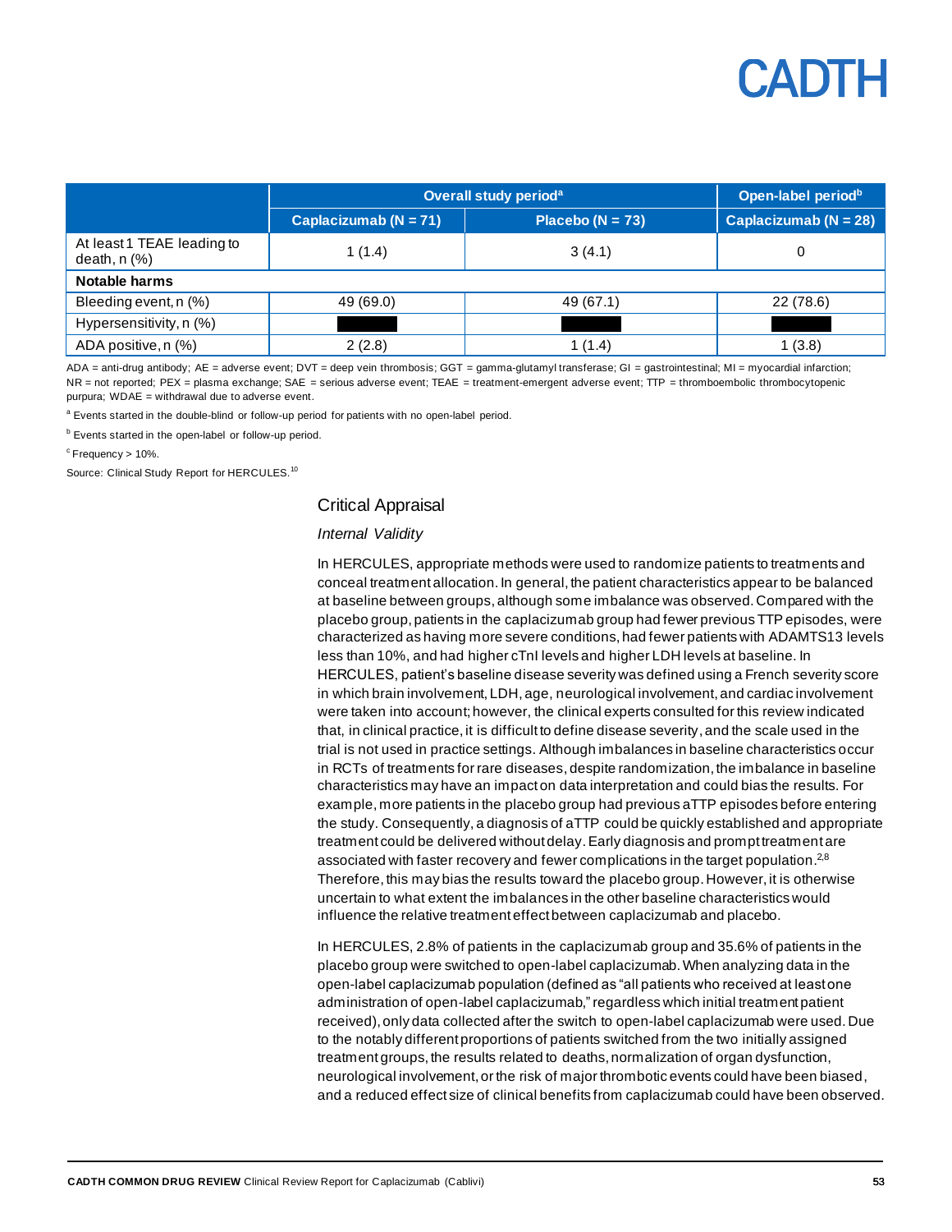|  | Overall study period[a] |  | Open-label period[b] |
|---|---|---|---|
|  | Caplacizumab (N = 71) | Placebo (N = 73) | Caplacizumab (N = 28) |
| At least 1 TEAE leading to death, n (%) | 1 (1.4) | 3 (4.1) | 0 |
| **Notable harms** |  |  |  |
| Bleeding event, n (%) | 49 (69.0) | 49 (67.1) | 22 (78.6) |
| Hypersensitivity, n (%) | ███ | ███ | ███ |
| ADA positive, n (%) | 2 (2.8) | 1 (1.4) | 1 (3.8) |

ADA = anti-drug antibody; AE = adverse event; DVT = deep vein thrombosis; GGT = gamma-glutamyl transferase; GI = gastrointestinal; MI = myocardial infarction; NR = not reported; PEX = plasma exchange; SAE = serious adverse event; TEAE = treatment-emergent adverse event; TTP = thromboembolic thrombocytopenic purpura; WDAE = withdrawal due to adverse event.

[a] Events started in the double-blind or follow-up period for patients with no open-label period.

[b] Events started in the open-label or follow-up period.

[c] Frequency > 10%.

Source: Clinical Study Report for HERCULES.[10]

## Critical Appraisal

### *Internal Validity*

In HERCULES, appropriate methods were used to randomize patients to treatments and conceal treatment allocation. In general, the patient characteristics appear to be balanced at baseline between groups, although some imbalance was observed. Compared with the placebo group, patients in the caplacizumab group had fewer previous TTP episodes, were characterized as having more severe conditions, had fewer patients with ADAMTS13 levels less than 10%, and had higher cTnI levels and higher LDH levels at baseline. In HERCULES, patient's baseline disease severity was defined using a French severity score in which brain involvement, LDH, age, neurological involvement, and cardiac involvement were taken into account; however, the clinical experts consulted for this review indicated that, in clinical practice, it is difficult to define disease severity, and the scale used in the trial is not used in practice settings. Although imbalances in baseline characteristics occur in RCTs of treatments for rare diseases, despite randomization, the imbalance in baseline characteristics may have an impact on data interpretation and could bias the results. For example, more patients in the placebo group had previous aTTP episodes before entering the study. Consequently, a diagnosis of aTTP could be quickly established and appropriate treatment could be delivered without delay. Early diagnosis and prompt treatment are associated with faster recovery and fewer complications in the target population.[2,8] Therefore, this may bias the results toward the placebo group. However, it is otherwise uncertain to what extent the imbalances in the other baseline characteristics would influence the relative treatment effect between caplacizumab and placebo.

In HERCULES, 2.8% of patients in the caplacizumab group and 35.6% of patients in the placebo group were switched to open-label caplacizumab. When analyzing data in the open-label caplacizumab population (defined as "all patients who received at least one administration of open-label caplacizumab," regardless which initial treatment patient received), only data collected after the switch to open-label caplacizumab were used. Due to the notably different proportions of patients switched from the two initially assigned treatment groups, the results related to deaths, normalization of organ dysfunction, neurological involvement, or the risk of major thrombotic events could have been biased, and a reduced effect size of clinical benefits from caplacizumab could have been observed.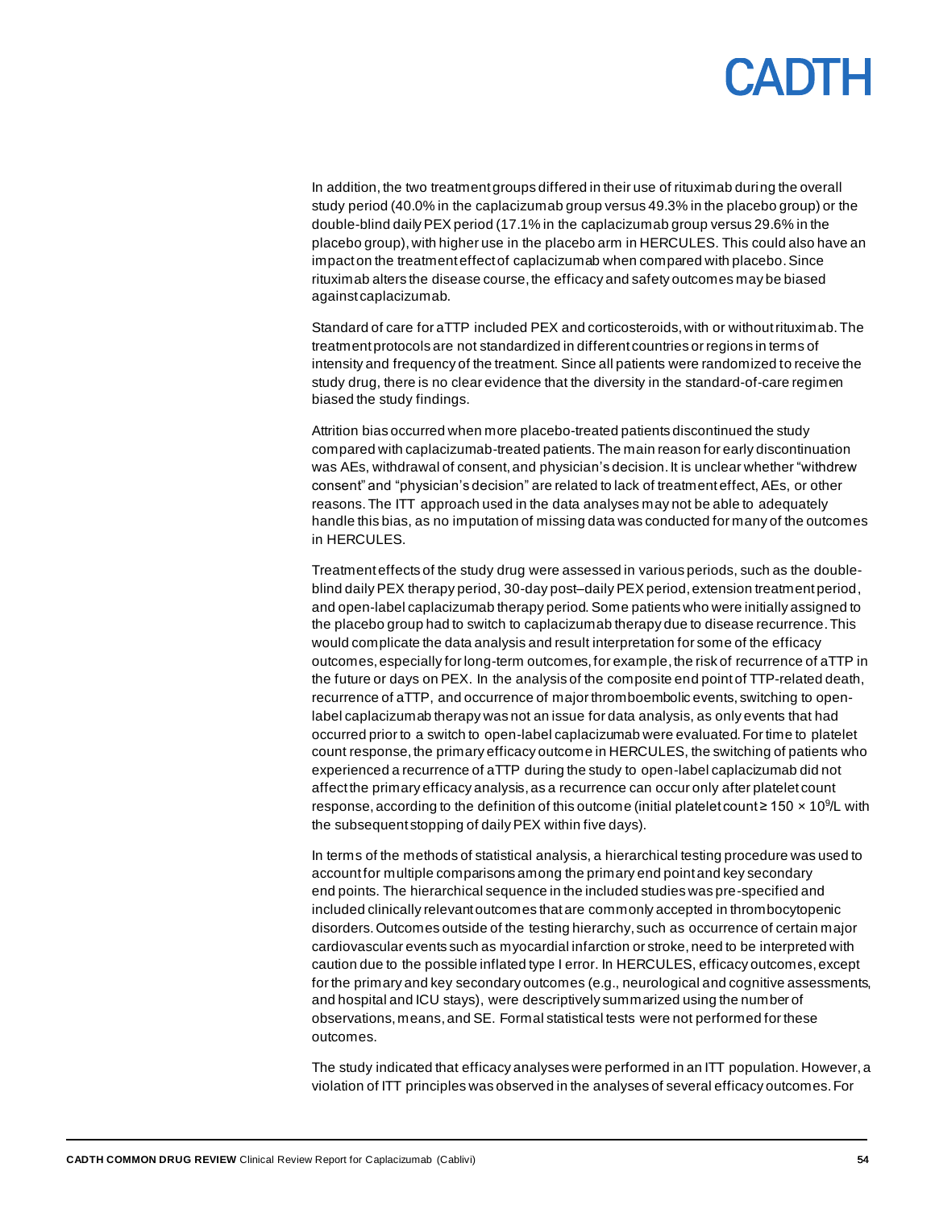In addition, the two treatment groups differed in their use of rituximab during the overall study period (40.0% in the caplacizumab group versus 49.3% in the placebo group) or the double-blind daily PEX period (17.1% in the caplacizumab group versus 29.6% in the placebo group), with higher use in the placebo arm in HERCULES. This could also have an impact on the treatment effect of caplacizumab when compared with placebo. Since rituximab alters the disease course, the efficacy and safety outcomes may be biased against caplacizumab.

Standard of care for aTTP included PEX and corticosteroids, with or without rituximab. The treatment protocols are not standardized in different countries or regions in terms of intensity and frequency of the treatment. Since all patients were randomized to receive the study drug, there is no clear evidence that the diversity in the standard-of-care regimen biased the study findings.

Attrition bias occurred when more placebo-treated patients discontinued the study compared with caplacizumab-treated patients. The main reason for early discontinuation was AEs, withdrawal of consent, and physician's decision. It is unclear whether "withdrew consent" and "physician's decision" are related to lack of treatment effect, AEs, or other reasons. The ITT approach used in the data analyses may not be able to adequately handle this bias, as no imputation of missing data was conducted for many of the outcomes in HERCULES.

Treatment effects of the study drug were assessed in various periods, such as the double-blind daily PEX therapy period, 30-day post–daily PEX period, extension treatment period, and open-label caplacizumab therapy period. Some patients who were initially assigned to the placebo group had to switch to caplacizumab therapy due to disease recurrence. This would complicate the data analysis and result interpretation for some of the efficacy outcomes, especially for long-term outcomes, for example, the risk of recurrence of aTTP in the future or days on PEX. In the analysis of the composite end point of TTP-related death, recurrence of aTTP, and occurrence of major thromboembolic events, switching to open-label caplacizumab therapy was not an issue for data analysis, as only events that had occurred prior to a switch to open-label caplacizumab were evaluated. For time to platelet count response, the primary efficacy outcome in HERCULES, the switching of patients who experienced a recurrence of aTTP during the study to open-label caplacizumab did not affect the primary efficacy analysis, as a recurrence can occur only after platelet count response, according to the definition of this outcome (initial platelet count ≥ 150 × $10^9$/L with the subsequent stopping of daily PEX within five days).

In terms of the methods of statistical analysis, a hierarchical testing procedure was used to account for multiple comparisons among the primary end point and key secondary end points. The hierarchical sequence in the included studies was pre-specified and included clinically relevant outcomes that are commonly accepted in thrombocytopenic disorders. Outcomes outside of the testing hierarchy, such as occurrence of certain major cardiovascular events such as myocardial infarction or stroke, need to be interpreted with caution due to the possible inflated type I error. In HERCULES, efficacy outcomes, except for the primary and key secondary outcomes (e.g., neurological and cognitive assessments, and hospital and ICU stays), were descriptively summarized using the number of observations, means, and SE. Formal statistical tests were not performed for these outcomes.

The study indicated that efficacy analyses were performed in an ITT population. However, a violation of ITT principles was observed in the analyses of several efficacy outcomes. For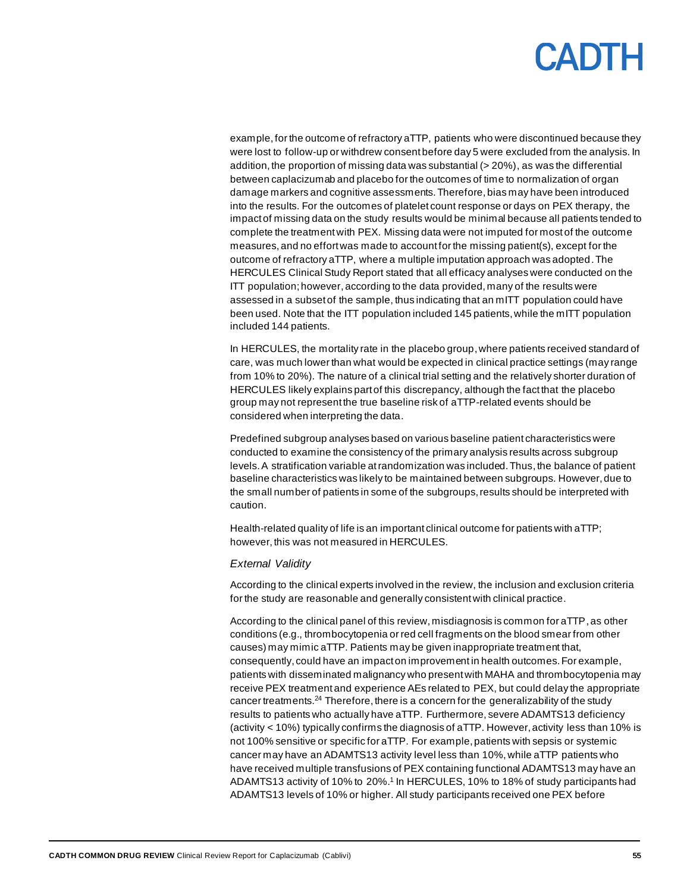example, for the outcome of refractory aTTP, patients who were discontinued because they were lost to follow-up or withdrew consent before day 5 were excluded from the analysis. In addition, the proportion of missing data was substantial (> 20%), as was the differential between caplacizumab and placebo for the outcomes of time to normalization of organ damage markers and cognitive assessments. Therefore, bias may have been introduced into the results. For the outcomes of platelet count response or days on PEX therapy, the impact of missing data on the study results would be minimal because all patients tended to complete the treatment with PEX. Missing data were not imputed for most of the outcome measures, and no effort was made to account for the missing patient(s), except for the outcome of refractory aTTP, where a multiple imputation approach was adopted. The HERCULES Clinical Study Report stated that all efficacy analyses were conducted on the ITT population; however, according to the data provided, many of the results were assessed in a subset of the sample, thus indicating that an mITT population could have been used. Note that the ITT population included 145 patients, while the mITT population included 144 patients.

In HERCULES, the mortality rate in the placebo group, where patients received standard of care, was much lower than what would be expected in clinical practice settings (may range from 10% to 20%). The nature of a clinical trial setting and the relatively shorter duration of HERCULES likely explains part of this discrepancy, although the fact that the placebo group may not represent the true baseline risk of aTTP-related events should be considered when interpreting the data.

Predefined subgroup analyses based on various baseline patient characteristics were conducted to examine the consistency of the primary analysis results across subgroup levels. A stratification variable at randomization was included. Thus, the balance of patient baseline characteristics was likely to be maintained between subgroups. However, due to the small number of patients in some of the subgroups, results should be interpreted with caution.

Health-related quality of life is an important clinical outcome for patients with aTTP; however, this was not measured in HERCULES.

*External Validity*

According to the clinical experts involved in the review, the inclusion and exclusion criteria for the study are reasonable and generally consistent with clinical practice.

According to the clinical panel of this review, misdiagnosis is common for aTTP, as other conditions (e.g., thrombocytopenia or red cell fragments on the blood smear from other causes) may mimic aTTP. Patients may be given inappropriate treatment that, consequently, could have an impact on improvement in health outcomes. For example, patients with disseminated malignancy who present with MAHA and thrombocytopenia may receive PEX treatment and experience AEs related to PEX, but could delay the appropriate cancer treatments.[24] Therefore, there is a concern for the generalizability of the study results to patients who actually have aTTP. Furthermore, severe ADAMTS13 deficiency (activity < 10%) typically confirms the diagnosis of aTTP. However, activity less than 10% is not 100% sensitive or specific for aTTP. For example, patients with sepsis or systemic cancer may have an ADAMTS13 activity level less than 10%, while aTTP patients who have received multiple transfusions of PEX containing functional ADAMTS13 may have an ADAMTS13 activity of 10% to 20%.[1] In HERCULES, 10% to 18% of study participants had ADAMTS13 levels of 10% or higher. All study participants received one PEX before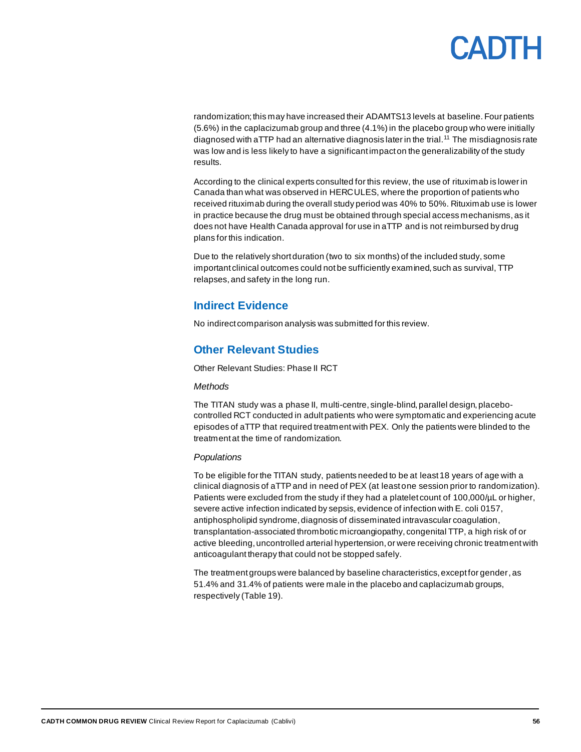randomization; this may have increased their ADAMTS13 levels at baseline. Four patients (5.6%) in the caplacizumab group and three (4.1%) in the placebo group who were initially diagnosed with aTTP had an alternative diagnosis later in the trial.[11] The misdiagnosis rate was low and is less likely to have a significant impact on the generalizability of the study results.

According to the clinical experts consulted for this review, the use of rituximab is lower in Canada than what was observed in HERCULES, where the proportion of patients who received rituximab during the overall study period was 40% to 50%. Rituximab use is lower in practice because the drug must be obtained through special access mechanisms, as it does not have Health Canada approval for use in aTTP and is not reimbursed by drug plans for this indication.

Due to the relatively short duration (two to six months) of the included study, some important clinical outcomes could not be sufficiently examined, such as survival, TTP relapses, and safety in the long run.

## Indirect Evidence

No indirect comparison analysis was submitted for this review.

## Other Relevant Studies

Other Relevant Studies: Phase II RCT

*Methods*

The TITAN study was a phase II, multi-centre, single-blind, parallel design, placebo-controlled RCT conducted in adult patients who were symptomatic and experiencing acute episodes of aTTP that required treatment with PEX. Only the patients were blinded to the treatment at the time of randomization.

*Populations*

To be eligible for the TITAN study, patients needed to be at least 18 years of age with a clinical diagnosis of aTTP and in need of PEX (at least one session prior to randomization). Patients were excluded from the study if they had a platelet count of 100,000/µL or higher, severe active infection indicated by sepsis, evidence of infection with E. coli 0157, antiphospholipid syndrome, diagnosis of disseminated intravascular coagulation, transplantation-associated thrombotic microangiopathy, congenital TTP, a high risk of or active bleeding, uncontrolled arterial hypertension, or were receiving chronic treatment with anticoagulant therapy that could not be stopped safely.

The treatment groups were balanced by baseline characteristics, except for gender, as 51.4% and 31.4% of patients were male in the placebo and caplacizumab groups, respectively (Table 19).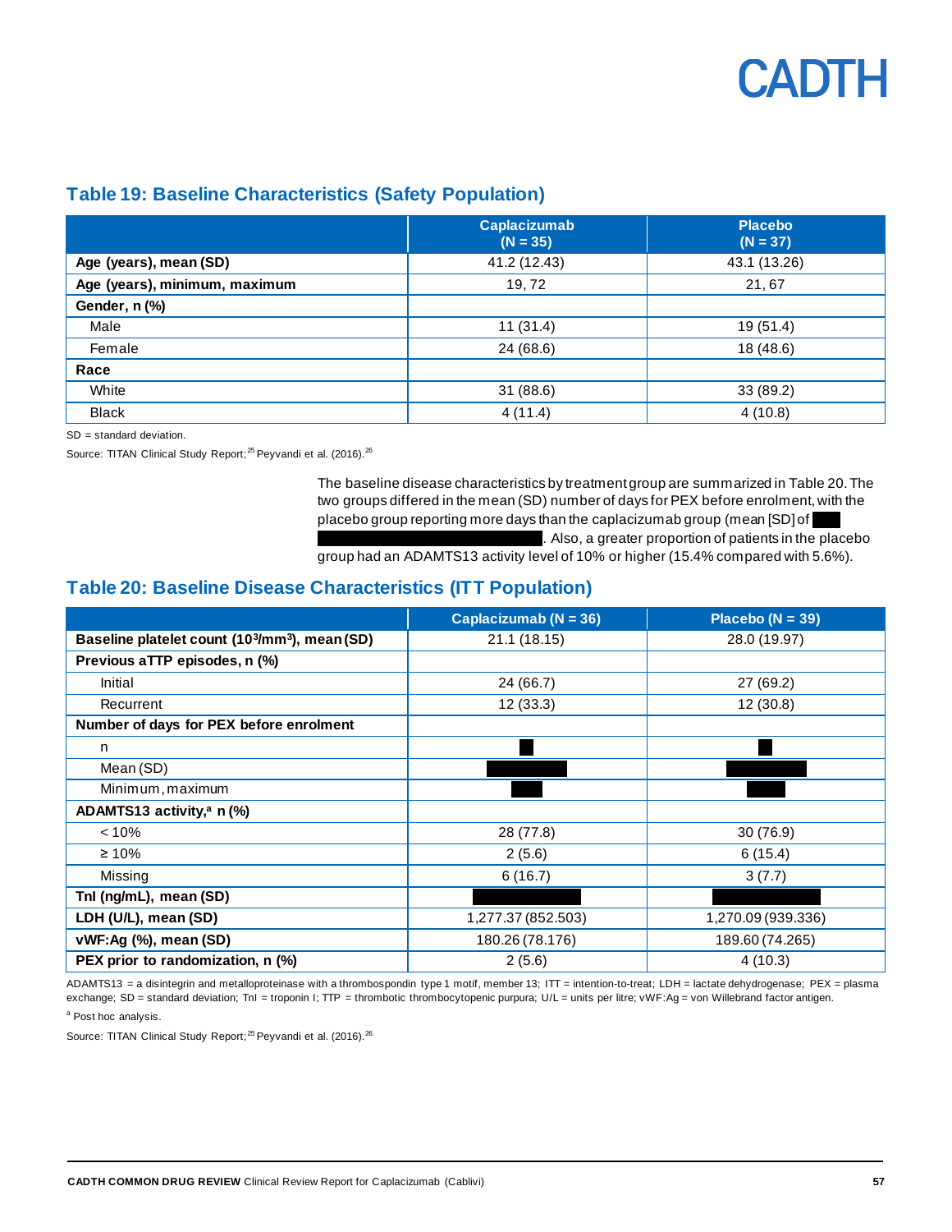## Table 19: Baseline Characteristics (Safety Population)

| | Caplacizumab (N = 35) | Placebo (N = 37) |
|---|---|---|
| **Age (years), mean (SD)** | 41.2 (12.43) | 43.1 (13.26) |
| **Age (years), minimum, maximum** | 19, 72 | 21, 67 |
| **Gender, n (%)** | | |
| Male | 11 (31.4) | 19 (51.4) |
| Female | 24 (68.6) | 18 (48.6) |
| **Race** | | |
| White | 31 (88.6) | 33 (89.2) |
| Black | 4 (11.4) | 4 (10.8) |

SD = standard deviation.

Source: TITAN Clinical Study Report;[25] Peyvandi et al. (2016).[26]

The baseline disease characteristics by treatment group are summarized in Table 20. The two groups differed in the mean (SD) number of days for PEX before enrolment, with the placebo group reporting more days than the caplacizumab group (mean [SD] of ███ ████████████████████████. Also, a greater proportion of patients in the placebo group had an ADAMTS13 activity level of 10% or higher (15.4% compared with 5.6%).

## Table 20: Baseline Disease Characteristics (ITT Population)

| | Caplacizumab (N = 36) | Placebo (N = 39) |
|---|---|---|
| **Baseline platelet count ($10^3/mm^3$), mean (SD)** | 21.1 (18.15) | 28.0 (19.97) |
| **Previous aTTP episodes, n (%)** | | |
| Initial | 24 (66.7) | 27 (69.2) |
| Recurrent | 12 (33.3) | 12 (30.8) |
| **Number of days for PEX before enrolment** | | |
| n | ██ | ██ |
| Mean (SD) | ██████ | ██████ |
| Minimum, maximum | ███ | ███ |
| **ADAMTS13 activity,[a] n (%)** | | |
| < 10% | 28 (77.8) | 30 (76.9) |
| ≥ 10% | 2 (5.6) | 6 (15.4) |
| Missing | 6 (16.7) | 3 (7.7) |
| **TnI (ng/mL), mean (SD)** | ████████ | ████████ |
| **LDH (U/L), mean (SD)** | 1,277.37 (852.503) | 1,270.09 (939.336) |
| **vWF:Ag (%), mean (SD)** | 180.26 (78.176) | 189.60 (74.265) |
| **PEX prior to randomization, n (%)** | 2 (5.6) | 4 (10.3) |

ADAMTS13 = a disintegrin and metalloproteinase with a thrombospondin type 1 motif, member 13; ITT = intention-to-treat; LDH = lactate dehydrogenase; PEX = plasma exchange; SD = standard deviation; TnI = troponin I; TTP = thrombotic thrombocytopenic purpura; U/L = units per litre; vWF:Ag = von Willebrand factor antigen.

[a] Post hoc analysis.

Source: TITAN Clinical Study Report;[25] Peyvandi et al. (2016).[26]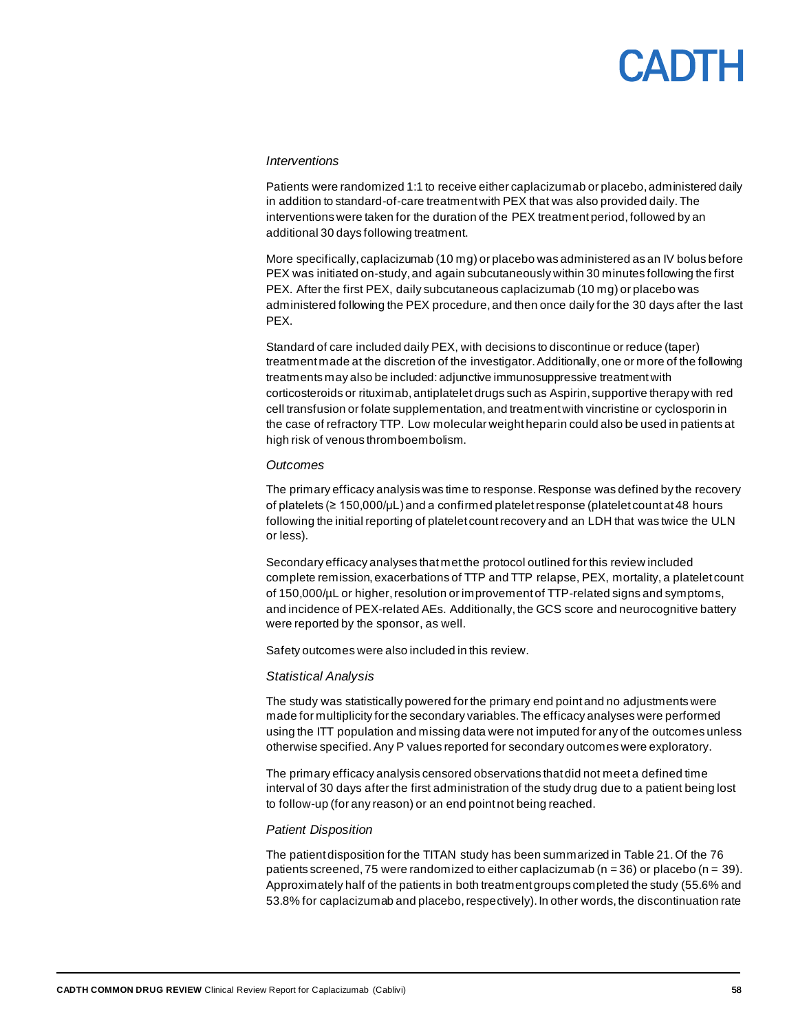*Interventions*

Patients were randomized 1:1 to receive either caplacizumab or placebo, administered daily in addition to standard-of-care treatment with PEX that was also provided daily. The interventions were taken for the duration of the PEX treatment period, followed by an additional 30 days following treatment.

More specifically, caplacizumab (10 mg) or placebo was administered as an IV bolus before PEX was initiated on-study, and again subcutaneously within 30 minutes following the first PEX. After the first PEX, daily subcutaneous caplacizumab (10 mg) or placebo was administered following the PEX procedure, and then once daily for the 30 days after the last PEX.

Standard of care included daily PEX, with decisions to discontinue or reduce (taper) treatment made at the discretion of the investigator. Additionally, one or more of the following treatments may also be included: adjunctive immunosuppressive treatment with corticosteroids or rituximab, antiplatelet drugs such as Aspirin, supportive therapy with red cell transfusion or folate supplementation, and treatment with vincristine or cyclosporin in the case of refractory TTP. Low molecular weight heparin could also be used in patients at high risk of venous thromboembolism.

*Outcomes*

The primary efficacy analysis was time to response. Response was defined by the recovery of platelets (≥ 150,000/µL) and a confirmed platelet response (platelet count at 48 hours following the initial reporting of platelet count recovery and an LDH that was twice the ULN or less).

Secondary efficacy analyses that met the protocol outlined for this review included complete remission, exacerbations of TTP and TTP relapse, PEX, mortality, a platelet count of 150,000/µL or higher, resolution or improvement of TTP-related signs and symptoms, and incidence of PEX-related AEs. Additionally, the GCS score and neurocognitive battery were reported by the sponsor, as well.

Safety outcomes were also included in this review.

*Statistical Analysis*

The study was statistically powered for the primary end point and no adjustments were made for multiplicity for the secondary variables. The efficacy analyses were performed using the ITT population and missing data were not imputed for any of the outcomes unless otherwise specified. Any P values reported for secondary outcomes were exploratory.

The primary efficacy analysis censored observations that did not meet a defined time interval of 30 days after the first administration of the study drug due to a patient being lost to follow-up (for any reason) or an end point not being reached.

*Patient Disposition*

The patient disposition for the TITAN study has been summarized in Table 21. Of the 76 patients screened, 75 were randomized to either caplacizumab (n = 36) or placebo (n = 39). Approximately half of the patients in both treatment groups completed the study (55.6% and 53.8% for caplacizumab and placebo, respectively). In other words, the discontinuation rate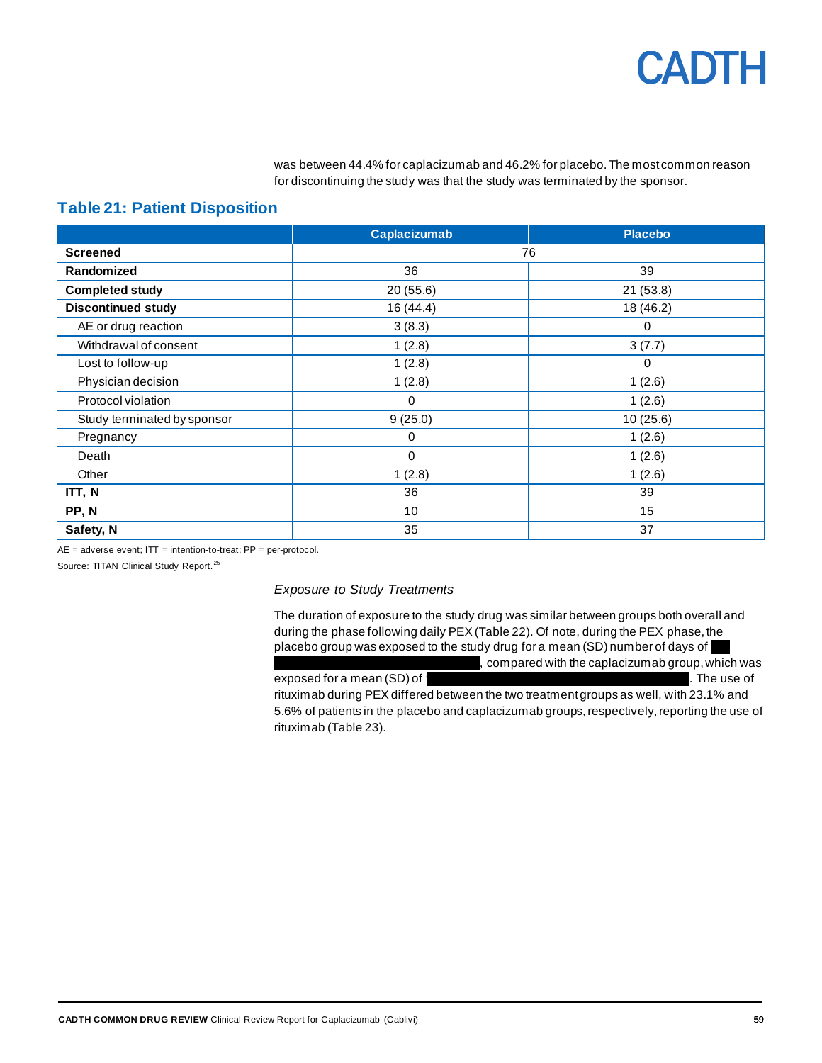was between 44.4% for caplacizumab and 46.2% for placebo. The most common reason for discontinuing the study was that the study was terminated by the sponsor.

## Table 21: Patient Disposition

| | Caplacizumab | Placebo |
|---|---|---|
| **Screened** | 76 | |
| **Randomized** | 36 | 39 |
| **Completed study** | 20 (55.6) | 21 (53.8) |
| **Discontinued study** | 16 (44.4) | 18 (46.2) |
| AE or drug reaction | 3 (8.3) | 0 |
| Withdrawal of consent | 1 (2.8) | 3 (7.7) |
| Lost to follow-up | 1 (2.8) | 0 |
| Physician decision | 1 (2.8) | 1 (2.6) |
| Protocol violation | 0 | 1 (2.6) |
| Study terminated by sponsor | 9 (25.0) | 10 (25.6) |
| Pregnancy | 0 | 1 (2.6) |
| Death | 0 | 1 (2.6) |
| Other | 1 (2.8) | 1 (2.6) |
| **ITT, N** | 36 | 39 |
| **PP, N** | 10 | 15 |
| **Safety, N** | 35 | 37 |

AE = adverse event; ITT = intention-to-treat; PP = per-protocol.

Source: TITAN Clinical Study Report.[25]

*Exposure to Study Treatments*

The duration of exposure to the study drug was similar between groups both overall and during the phase following daily PEX (Table 22). Of note, during the PEX phase, the placebo group was exposed to the study drug for a mean (SD) number of days of ████ ████████████████████, compared with the caplacizumab group, which was exposed for a mean (SD) of ████████████████████████████. The use of rituximab during PEX differed between the two treatment groups as well, with 23.1% and 5.6% of patients in the placebo and caplacizumab groups, respectively, reporting the use of rituximab (Table 23).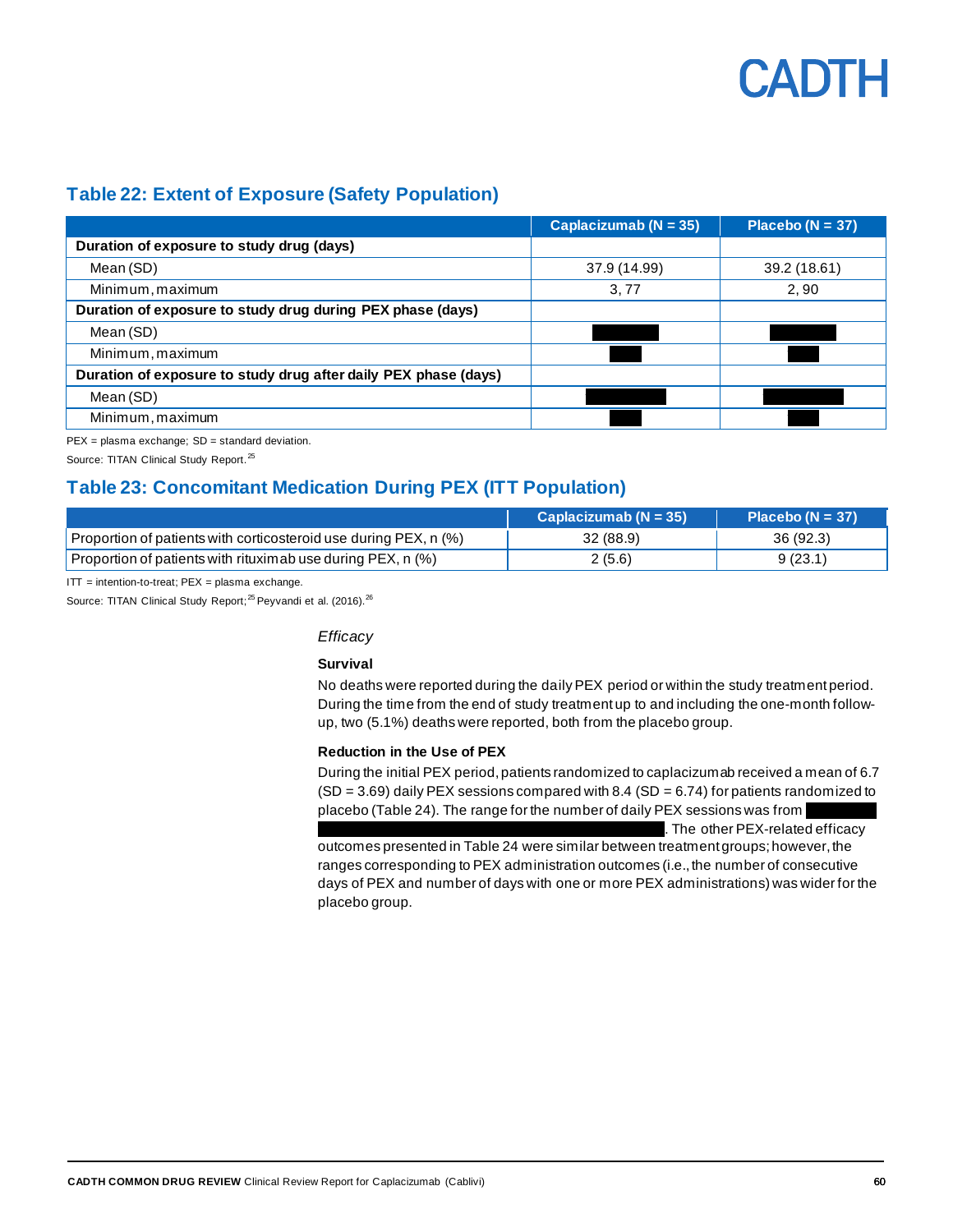## Table 22: Extent of Exposure (Safety Population)

| | Caplacizumab (N = 35) | Placebo (N = 37) |
|---|---|---|
| **Duration of exposure to study drug (days)** | | |
| Mean (SD) | 37.9 (14.99) | 39.2 (18.61) |
| Minimum, maximum | 3, 77 | 2, 90 |
| **Duration of exposure to study drug during PEX phase (days)** | | |
| Mean (SD) | ████ | ████ |
| Minimum, maximum | ██ | ██ |
| **Duration of exposure to study drug after daily PEX phase (days)** | | |
| Mean (SD) | ████ | ████ |
| Minimum, maximum | ██ | ██ |

PEX = plasma exchange; SD = standard deviation.

Source: TITAN Clinical Study Report.[25]

## Table 23: Concomitant Medication During PEX (ITT Population)

| | Caplacizumab (N = 35) | Placebo (N = 37) |
|---|---|---|
| Proportion of patients with corticosteroid use during PEX, n (%) | 32 (88.9) | 36 (92.3) |
| Proportion of patients with rituximab use during PEX, n (%) | 2 (5.6) | 9 (23.1) |

ITT = intention-to-treat; PEX = plasma exchange.

Source: TITAN Clinical Study Report;[25] Peyvandi et al. (2016).[26]

*Efficacy*

**Survival**

No deaths were reported during the daily PEX period or within the study treatment period. During the time from the end of study treatment up to and including the one-month follow-up, two (5.1%) deaths were reported, both from the placebo group.

**Reduction in the Use of PEX**

During the initial PEX period, patients randomized to caplacizumab received a mean of 6.7 (SD = 3.69) daily PEX sessions compared with 8.4 (SD = 6.74) for patients randomized to placebo (Table 24). The range for the number of daily PEX sessions was from ████ ████████████████. The other PEX-related efficacy outcomes presented in Table 24 were similar between treatment groups; however, the ranges corresponding to PEX administration outcomes (i.e., the number of consecutive days of PEX and number of days with one or more PEX administrations) was wider for the placebo group.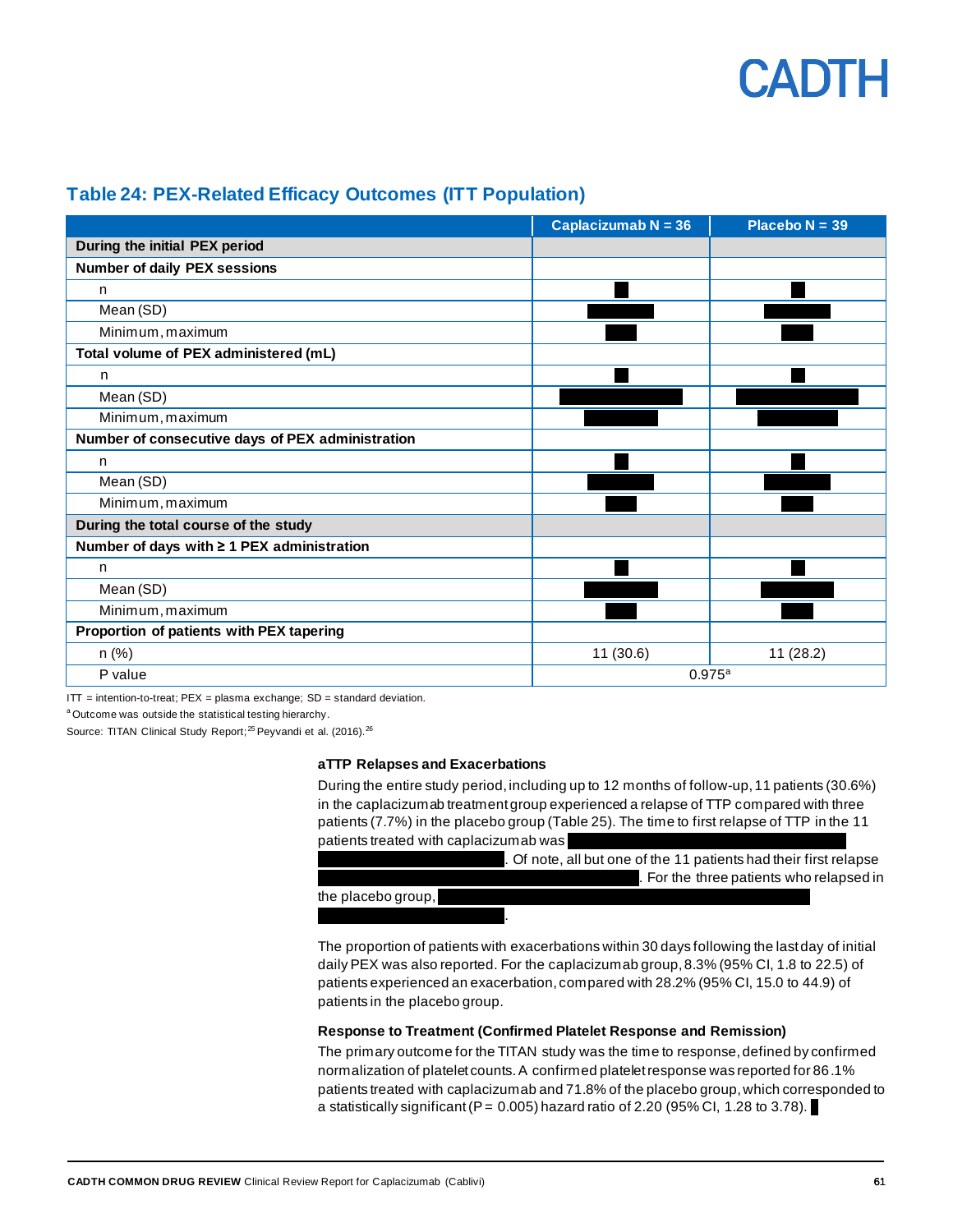### Table 24: PEX-Related Efficacy Outcomes (ITT Population)

| | Caplacizumab N = 36 | Placebo N = 39 |
|---|---|---|
| **During the initial PEX period** | | |
| **Number of daily PEX sessions** | | |
| n | | |
| Mean (SD) | | |
| Minimum, maximum | | |
| **Total volume of PEX administered (mL)** | | |
| n | | |
| Mean (SD) | | |
| Minimum, maximum | | |
| **Number of consecutive days of PEX administration** | | |
| n | | |
| Mean (SD) | | |
| Minimum, maximum | | |
| **During the total course of the study** | | |
| **Number of days with ≥ 1 PEX administration** | | |
| n | | |
| Mean (SD) | | |
| Minimum, maximum | | |
| **Proportion of patients with PEX tapering** | | |
| n (%) | 11 (30.6) | 11 (28.2) |
| P value | 0.975[a] | |

ITT = intention-to-treat; PEX = plasma exchange; SD = standard deviation.

[a] Outcome was outside the statistical testing hierarchy.

Source: TITAN Clinical Study Report;[25] Peyvandi et al. (2016).[26]

#### aTTP Relapses and Exacerbations

During the entire study period, including up to 12 months of follow-up, 11 patients (30.6%) in the caplacizumab treatment group experienced a relapse of TTP compared with three patients (7.7%) in the placebo group (Table 25). The time to first relapse of TTP in the 11 patients treated with caplacizumab was . Of note, all but one of the 11 patients had their first relapse . For the three patients who relapsed in the placebo group, .

The proportion of patients with exacerbations within 30 days following the last day of initial daily PEX was also reported. For the caplacizumab group, 8.3% (95% CI, 1.8 to 22.5) of patients experienced an exacerbation, compared with 28.2% (95% CI, 15.0 to 44.9) of patients in the placebo group.

#### Response to Treatment (Confirmed Platelet Response and Remission)

The primary outcome for the TITAN study was the time to response, defined by confirmed normalization of platelet counts. A confirmed platelet response was reported for 86.1% patients treated with caplacizumab and 71.8% of the placebo group, which corresponded to a statistically significant (P = 0.005) hazard ratio of 2.20 (95% CI, 1.28 to 3.78).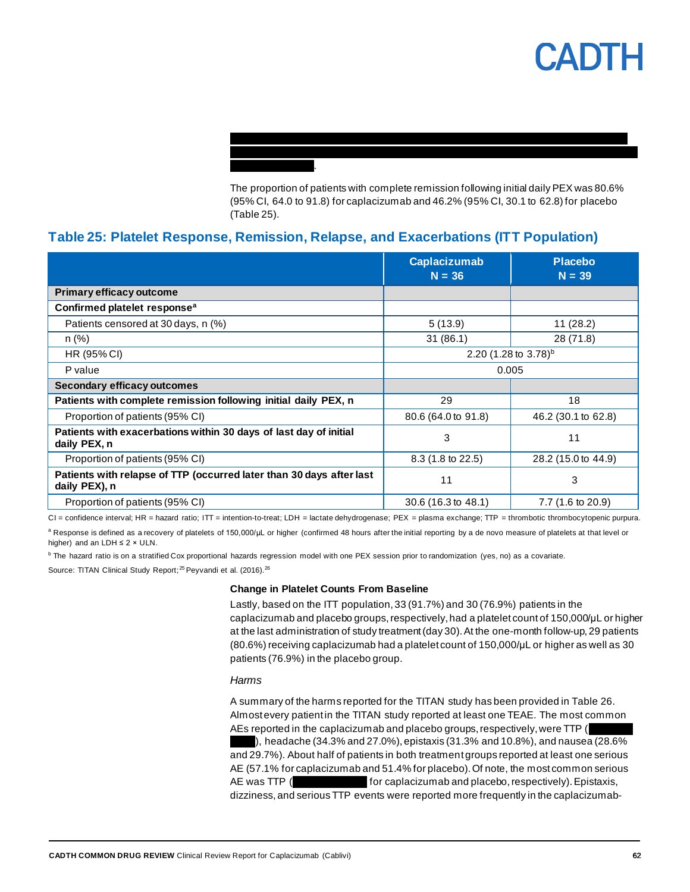The proportion of patients with complete remission following initial daily PEX was 80.6% (95% CI, 64.0 to 91.8) for caplacizumab and 46.2% (95% CI, 30.1 to 62.8) for placebo (Table 25).

## Table 25: Platelet Response, Remission, Relapse, and Exacerbations (ITT Population)

| | Caplacizumab N = 36 | Placebo N = 39 |
|---|---|---|
| **Primary efficacy outcome** | | |
| **Confirmed platelet response[a]** | | |
| Patients censored at 30 days, n (%) | 5 (13.9) | 11 (28.2) |
| n (%) | 31 (86.1) | 28 (71.8) |
| HR (95% CI) | 2.20 (1.28 to 3.78)[b] | |
| P value | 0.005 | |
| **Secondary efficacy outcomes** | | |
| **Patients with complete remission following initial daily PEX, n** | 29 | 18 |
| Proportion of patients (95% CI) | 80.6 (64.0 to 91.8) | 46.2 (30.1 to 62.8) |
| **Patients with exacerbations within 30 days of last day of initial daily PEX, n** | 3 | 11 |
| Proportion of patients (95% CI) | 8.3 (1.8 to 22.5) | 28.2 (15.0 to 44.9) |
| **Patients with relapse of TTP (occurred later than 30 days after last daily PEX), n** | 11 | 3 |
| Proportion of patients (95% CI) | 30.6 (16.3 to 48.1) | 7.7 (1.6 to 20.9) |

CI = confidence interval; HR = hazard ratio; ITT = intention-to-treat; LDH = lactate dehydrogenase; PEX = plasma exchange; TTP = thrombotic thrombocytopenic purpura.

[a] Response is defined as a recovery of platelets of 150,000/μL or higher (confirmed 48 hours after the initial reporting by a de novo measure of platelets at that level or higher) and an LDH ≤ 2 × ULN.

[b] The hazard ratio is on a stratified Cox proportional hazards regression model with one PEX session prior to randomization (yes, no) as a covariate.

Source: TITAN Clinical Study Report;[25] Peyvandi et al. (2016).[26]

**Change in Platelet Counts From Baseline**

Lastly, based on the ITT population, 33 (91.7%) and 30 (76.9%) patients in the caplacizumab and placebo groups, respectively, had a platelet count of 150,000/μL or higher at the last administration of study treatment (day 30). At the one-month follow-up, 29 patients (80.6%) receiving caplacizumab had a platelet count of 150,000/μL or higher as well as 30 patients (76.9%) in the placebo group.

*Harms*

A summary of the harms reported for the TITAN study has been provided in Table 26. Almost every patient in the TITAN study reported at least one TEAE. The most common AEs reported in the caplacizumab and placebo groups, respectively, were TTP ( ), headache (34.3% and 27.0%), epistaxis (31.3% and 10.8%), and nausea (28.6% and 29.7%). About half of patients in both treatment groups reported at least one serious AE (57.1% for caplacizumab and 51.4% for placebo). Of note, the most common serious AE was TTP ( for caplacizumab and placebo, respectively). Epistaxis, dizziness, and serious TTP events were reported more frequently in the caplacizumab-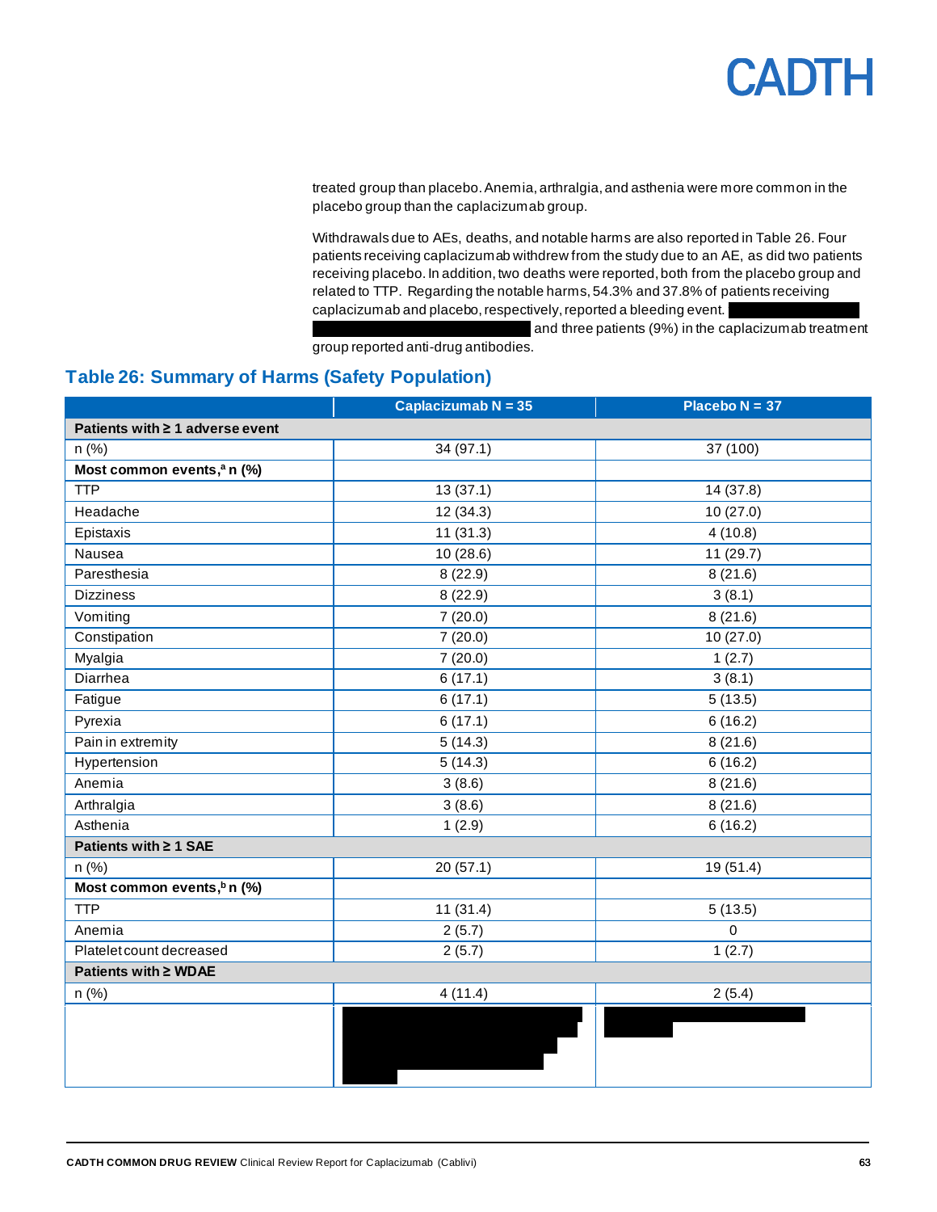treated group than placebo. Anemia, arthralgia, and asthenia were more common in the placebo group than the caplacizumab group.

Withdrawals due to AEs, deaths, and notable harms are also reported in Table 26. Four patients receiving caplacizumab withdrew from the study due to an AE, as did two patients receiving placebo. In addition, two deaths were reported, both from the placebo group and related to TTP. Regarding the notable harms, 54.3% and 37.8% of patients receiving caplacizumab and placebo, respectively, reported a bleeding event. and three patients (9%) in the caplacizumab treatment group reported anti-drug antibodies.

## Table 26: Summary of Harms (Safety Population)

| | Caplacizumab N = 35 | Placebo N = 37 |
|---|---|---|
| **Patients with ≥ 1 adverse event** | | |
| n (%) | 34 (97.1) | 37 (100) |
| **Most common events,[a] n (%)** | | |
| TTP | 13 (37.1) | 14 (37.8) |
| Headache | 12 (34.3) | 10 (27.0) |
| Epistaxis | 11 (31.3) | 4 (10.8) |
| Nausea | 10 (28.6) | 11 (29.7) |
| Paresthesia | 8 (22.9) | 8 (21.6) |
| Dizziness | 8 (22.9) | 3 (8.1) |
| Vomiting | 7 (20.0) | 8 (21.6) |
| Constipation | 7 (20.0) | 10 (27.0) |
| Myalgia | 7 (20.0) | 1 (2.7) |
| Diarrhea | 6 (17.1) | 3 (8.1) |
| Fatigue | 6 (17.1) | 5 (13.5) |
| Pyrexia | 6 (17.1) | 6 (16.2) |
| Pain in extremity | 5 (14.3) | 8 (21.6) |
| Hypertension | 5 (14.3) | 6 (16.2) |
| Anemia | 3 (8.6) | 8 (21.6) |
| Arthralgia | 3 (8.6) | 8 (21.6) |
| Asthenia | 1 (2.9) | 6 (16.2) |
| **Patients with ≥ 1 SAE** | | |
| n (%) | 20 (57.1) | 19 (51.4) |
| **Most common events,[b] n (%)** | | |
| TTP | 11 (31.4) | 5 (13.5) |
| Anemia | 2 (5.7) | 0 |
| Platelet count decreased | 2 (5.7) | 1 (2.7) |
| **Patients with ≥ WDAE** | | |
| n (%) | 4 (11.4) | 2 (5.4) |
| | | |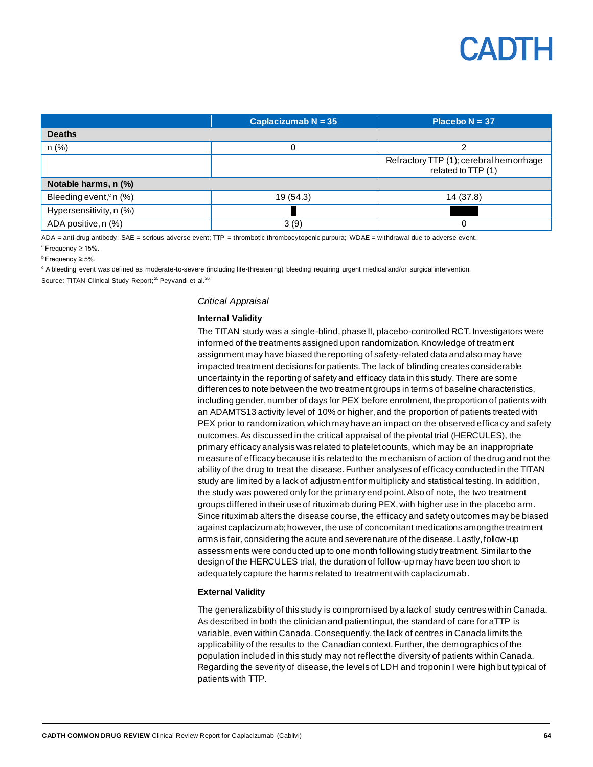|  | Caplacizumab N = 35 | Placebo N = 37 |
|---|---|---|
| **Deaths** | | |
| n (%) | 0 | 2 |
|  |  | Refractory TTP (1); cerebral hemorrhage related to TTP (1) |
| **Notable harms, n (%)** | | |
| Bleeding event,[c] n (%) | 19 (54.3) | 14 (37.8) |
| Hypersensitivity, n (%) | █ | █ |
| ADA positive, n (%) | 3 (9) | 0 |

ADA = anti-drug antibody; SAE = serious adverse event; TTP = thrombotic thrombocytopenic purpura; WDAE = withdrawal due to adverse event.

[a] Frequency ≥ 15%.

[b] Frequency ≥ 5%.

[c] A bleeding event was defined as moderate-to-severe (including life-threatening) bleeding requiring urgent medical and/or surgical intervention.

Source: TITAN Clinical Study Report;[25] Peyvandi et al.[26]

*Critical Appraisal*

**Internal Validity**

The TITAN study was a single-blind, phase II, placebo-controlled RCT. Investigators were informed of the treatments assigned upon randomization. Knowledge of treatment assignment may have biased the reporting of safety-related data and also may have impacted treatment decisions for patients. The lack of blinding creates considerable uncertainty in the reporting of safety and efficacy data in this study. There are some differences to note between the two treatment groups in terms of baseline characteristics, including gender, number of days for PEX before enrolment, the proportion of patients with an ADAMTS13 activity level of 10% or higher, and the proportion of patients treated with PEX prior to randomization, which may have an impact on the observed efficacy and safety outcomes. As discussed in the critical appraisal of the pivotal trial (HERCULES), the primary efficacy analysis was related to platelet counts, which may be an inappropriate measure of efficacy because it is related to the mechanism of action of the drug and not the ability of the drug to treat the disease. Further analyses of efficacy conducted in the TITAN study are limited by a lack of adjustment for multiplicity and statistical testing. In addition, the study was powered only for the primary end point. Also of note, the two treatment groups differed in their use of rituximab during PEX, with higher use in the placebo arm. Since rituximab alters the disease course, the efficacy and safety outcomes may be biased against caplacizumab; however, the use of concomitant medications among the treatment arms is fair, considering the acute and severe nature of the disease. Lastly, follow-up assessments were conducted up to one month following study treatment. Similar to the design of the HERCULES trial, the duration of follow-up may have been too short to adequately capture the harms related to treatment with caplacizumab.

**External Validity**

The generalizability of this study is compromised by a lack of study centres within Canada. As described in both the clinician and patient input, the standard of care for aTTP is variable, even within Canada. Consequently, the lack of centres in Canada limits the applicability of the results to the Canadian context. Further, the demographics of the population included in this study may not reflect the diversity of patients within Canada. Regarding the severity of disease, the levels of LDH and troponin I were high but typical of patients with TTP.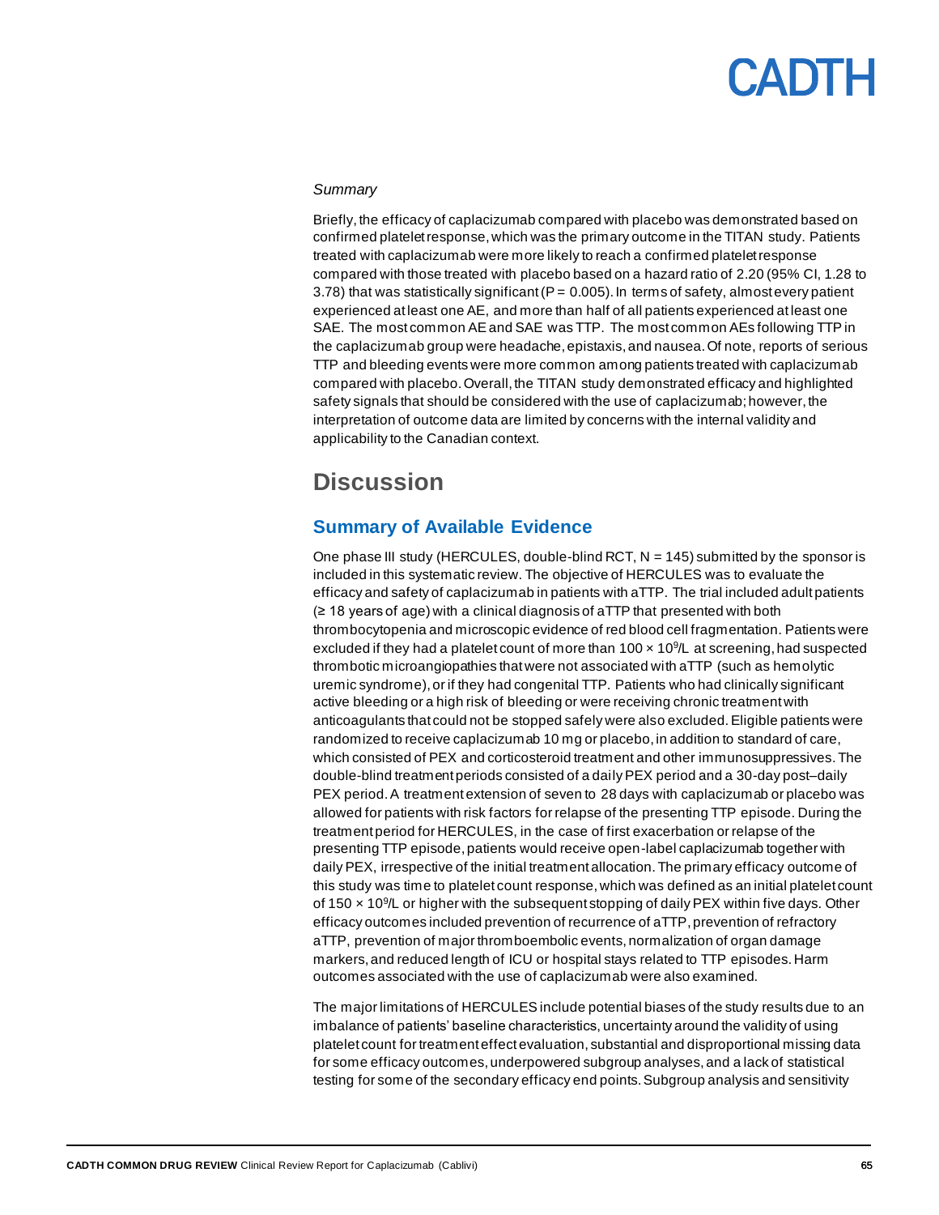*Summary*

Briefly, the efficacy of caplacizumab compared with placebo was demonstrated based on confirmed platelet response, which was the primary outcome in the TITAN study. Patients treated with caplacizumab were more likely to reach a confirmed platelet response compared with those treated with placebo based on a hazard ratio of 2.20 (95% CI, 1.28 to 3.78) that was statistically significant ($P = 0.005$). In terms of safety, almost every patient experienced at least one AE, and more than half of all patients experienced at least one SAE. The most common AE and SAE was TTP. The most common AEs following TTP in the caplacizumab group were headache, epistaxis, and nausea. Of note, reports of serious TTP and bleeding events were more common among patients treated with caplacizumab compared with placebo. Overall, the TITAN study demonstrated efficacy and highlighted safety signals that should be considered with the use of caplacizumab; however, the interpretation of outcome data are limited by concerns with the internal validity and applicability to the Canadian context.

# Discussion

## Summary of Available Evidence

One phase III study (HERCULES, double-blind RCT, N = 145) submitted by the sponsor is included in this systematic review. The objective of HERCULES was to evaluate the efficacy and safety of caplacizumab in patients with aTTP. The trial included adult patients (≥ 18 years of age) with a clinical diagnosis of aTTP that presented with both thrombocytopenia and microscopic evidence of red blood cell fragmentation. Patients were excluded if they had a platelet count of more than $100 \times 10^9$/L at screening, had suspected thrombotic microangiopathies that were not associated with aTTP (such as hemolytic uremic syndrome), or if they had congenital TTP. Patients who had clinically significant active bleeding or a high risk of bleeding or were receiving chronic treatment with anticoagulants that could not be stopped safely were also excluded. Eligible patients were randomized to receive caplacizumab 10 mg or placebo, in addition to standard of care, which consisted of PEX and corticosteroid treatment and other immunosuppressives. The double-blind treatment periods consisted of a daily PEX period and a 30-day post–daily PEX period. A treatment extension of seven to 28 days with caplacizumab or placebo was allowed for patients with risk factors for relapse of the presenting TTP episode. During the treatment period for HERCULES, in the case of first exacerbation or relapse of the presenting TTP episode, patients would receive open-label caplacizumab together with daily PEX, irrespective of the initial treatment allocation. The primary efficacy outcome of this study was time to platelet count response, which was defined as an initial platelet count of $150 \times 10^9$/L or higher with the subsequent stopping of daily PEX within five days. Other efficacy outcomes included prevention of recurrence of aTTP, prevention of refractory aTTP, prevention of major thromboembolic events, normalization of organ damage markers, and reduced length of ICU or hospital stays related to TTP episodes. Harm outcomes associated with the use of caplacizumab were also examined.

The major limitations of HERCULES include potential biases of the study results due to an imbalance of patients' baseline characteristics, uncertainty around the validity of using platelet count for treatment effect evaluation, substantial and disproportional missing data for some efficacy outcomes, underpowered subgroup analyses, and a lack of statistical testing for some of the secondary efficacy end points. Subgroup analysis and sensitivity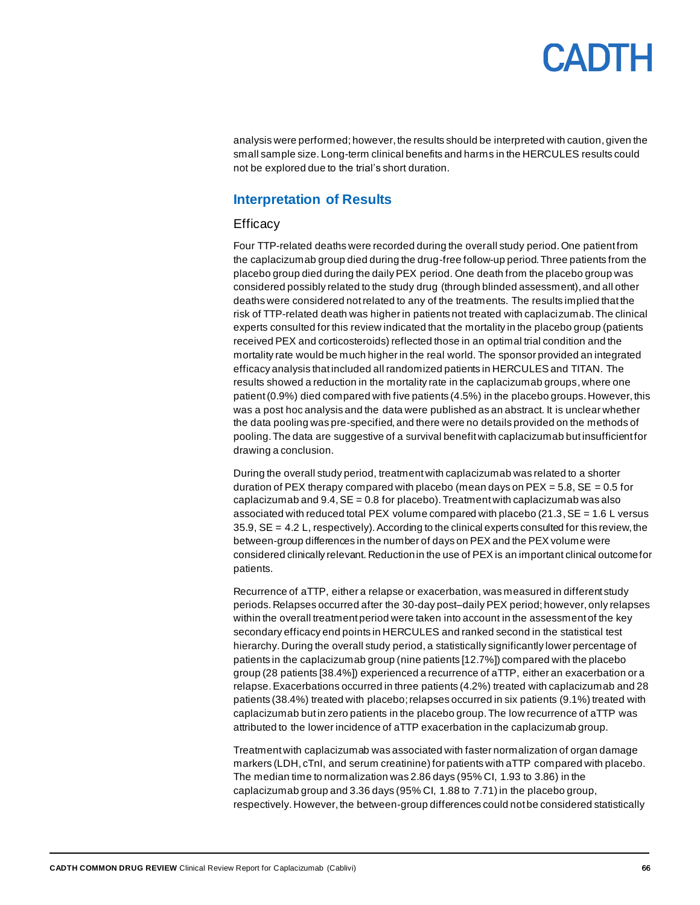analysis were performed; however, the results should be interpreted with caution, given the small sample size. Long-term clinical benefits and harms in the HERCULES results could not be explored due to the trial's short duration.

## Interpretation of Results

### Efficacy

Four TTP-related deaths were recorded during the overall study period. One patient from the caplacizumab group died during the drug-free follow-up period. Three patients from the placebo group died during the daily PEX period. One death from the placebo group was considered possibly related to the study drug (through blinded assessment), and all other deaths were considered not related to any of the treatments. The results implied that the risk of TTP-related death was higher in patients not treated with caplacizumab. The clinical experts consulted for this review indicated that the mortality in the placebo group (patients received PEX and corticosteroids) reflected those in an optimal trial condition and the mortality rate would be much higher in the real world. The sponsor provided an integrated efficacy analysis that included all randomized patients in HERCULES and TITAN. The results showed a reduction in the mortality rate in the caplacizumab groups, where one patient (0.9%) died compared with five patients (4.5%) in the placebo groups. However, this was a post hoc analysis and the data were published as an abstract. It is unclear whether the data pooling was pre-specified, and there were no details provided on the methods of pooling. The data are suggestive of a survival benefit with caplacizumab but insufficient for drawing a conclusion.

During the overall study period, treatment with caplacizumab was related to a shorter duration of PEX therapy compared with placebo (mean days on PEX = 5.8, SE = 0.5 for caplacizumab and 9.4, SE = 0.8 for placebo). Treatment with caplacizumab was also associated with reduced total PEX volume compared with placebo (21.3, SE = 1.6 L versus 35.9, SE = 4.2 L, respectively). According to the clinical experts consulted for this review, the between-group differences in the number of days on PEX and the PEX volume were considered clinically relevant. Reduction in the use of PEX is an important clinical outcome for patients.

Recurrence of aTTP, either a relapse or exacerbation, was measured in different study periods. Relapses occurred after the 30-day post–daily PEX period; however, only relapses within the overall treatment period were taken into account in the assessment of the key secondary efficacy end points in HERCULES and ranked second in the statistical test hierarchy. During the overall study period, a statistically significantly lower percentage of patients in the caplacizumab group (nine patients [12.7%]) compared with the placebo group (28 patients [38.4%]) experienced a recurrence of aTTP, either an exacerbation or a relapse. Exacerbations occurred in three patients (4.2%) treated with caplacizumab and 28 patients (38.4%) treated with placebo; relapses occurred in six patients (9.1%) treated with caplacizumab but in zero patients in the placebo group. The low recurrence of aTTP was attributed to the lower incidence of aTTP exacerbation in the caplacizumab group.

Treatment with caplacizumab was associated with faster normalization of organ damage markers (LDH, cTnI, and serum creatinine) for patients with aTTP compared with placebo. The median time to normalization was 2.86 days (95% CI, 1.93 to 3.86) in the caplacizumab group and 3.36 days (95% CI, 1.88 to 7.71) in the placebo group, respectively. However, the between-group differences could not be considered statistically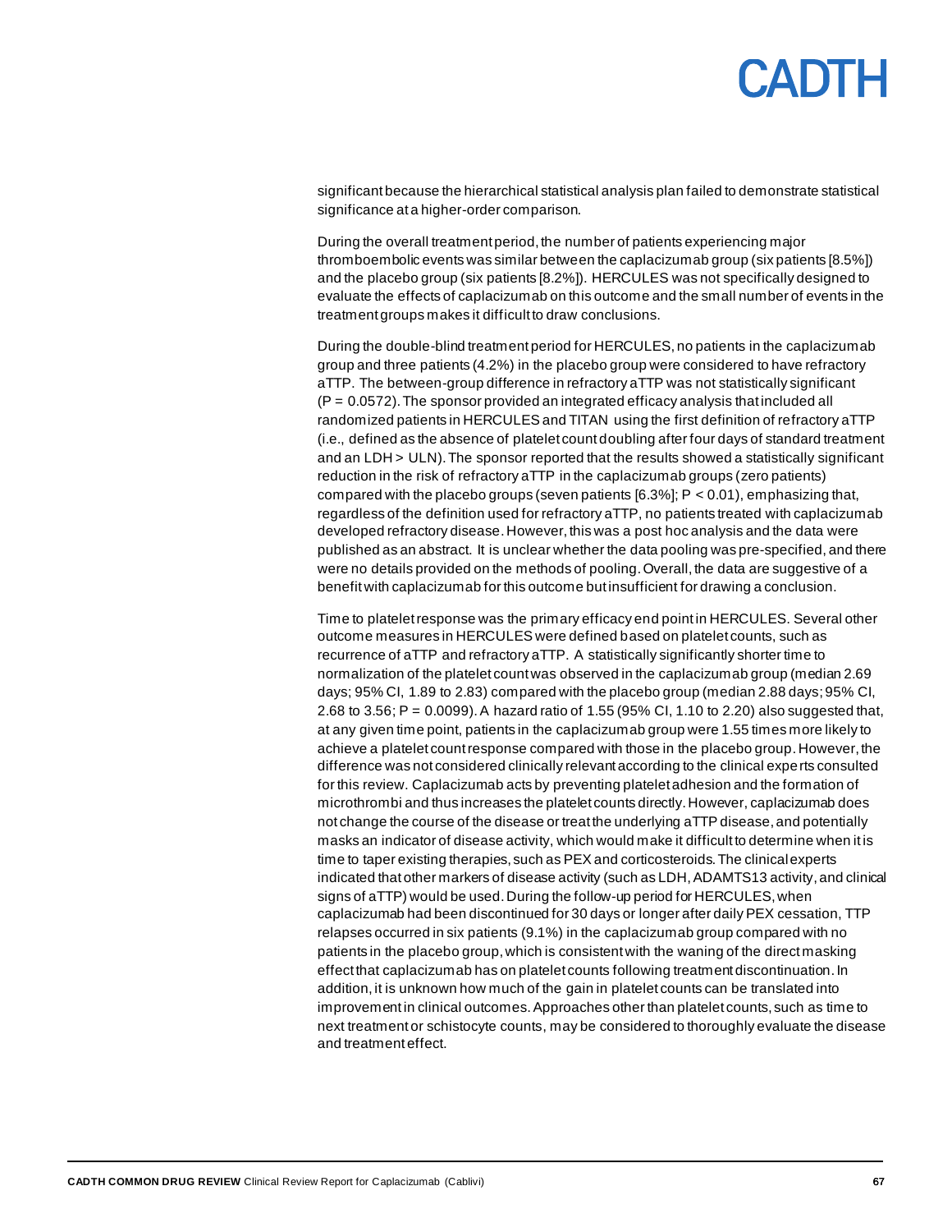significant because the hierarchical statistical analysis plan failed to demonstrate statistical significance at a higher-order comparison.

During the overall treatment period, the number of patients experiencing major thromboembolic events was similar between the caplacizumab group (six patients [8.5%]) and the placebo group (six patients [8.2%]). HERCULES was not specifically designed to evaluate the effects of caplacizumab on this outcome and the small number of events in the treatment groups makes it difficult to draw conclusions.

During the double-blind treatment period for HERCULES, no patients in the caplacizumab group and three patients (4.2%) in the placebo group were considered to have refractory aTTP. The between-group difference in refractory aTTP was not statistically significant ($P = 0.0572$). The sponsor provided an integrated efficacy analysis that included all randomized patients in HERCULES and TITAN using the first definition of refractory aTTP (i.e., defined as the absence of platelet count doubling after four days of standard treatment and an LDH > ULN). The sponsor reported that the results showed a statistically significant reduction in the risk of refractory aTTP in the caplacizumab groups (zero patients) compared with the placebo groups (seven patients [6.3%]; $P < 0.01$), emphasizing that, regardless of the definition used for refractory aTTP, no patients treated with caplacizumab developed refractory disease. However, this was a post hoc analysis and the data were published as an abstract. It is unclear whether the data pooling was pre-specified, and there were no details provided on the methods of pooling. Overall, the data are suggestive of a benefit with caplacizumab for this outcome but insufficient for drawing a conclusion.

Time to platelet response was the primary efficacy end point in HERCULES. Several other outcome measures in HERCULES were defined based on platelet counts, such as recurrence of aTTP and refractory aTTP. A statistically significantly shorter time to normalization of the platelet count was observed in the caplacizumab group (median 2.69 days; 95% CI, 1.89 to 2.83) compared with the placebo group (median 2.88 days; 95% CI, 2.68 to 3.56; $P = 0.0099$). A hazard ratio of 1.55 (95% CI, 1.10 to 2.20) also suggested that, at any given time point, patients in the caplacizumab group were 1.55 times more likely to achieve a platelet count response compared with those in the placebo group. However, the difference was not considered clinically relevant according to the clinical experts consulted for this review. Caplacizumab acts by preventing platelet adhesion and the formation of microthrombi and thus increases the platelet counts directly. However, caplacizumab does not change the course of the disease or treat the underlying aTTP disease, and potentially masks an indicator of disease activity, which would make it difficult to determine when it is time to taper existing therapies, such as PEX and corticosteroids. The clinical experts indicated that other markers of disease activity (such as LDH, ADAMTS13 activity, and clinical signs of aTTP) would be used. During the follow-up period for HERCULES, when caplacizumab had been discontinued for 30 days or longer after daily PEX cessation, TTP relapses occurred in six patients (9.1%) in the caplacizumab group compared with no patients in the placebo group, which is consistent with the waning of the direct masking effect that caplacizumab has on platelet counts following treatment discontinuation. In addition, it is unknown how much of the gain in platelet counts can be translated into improvement in clinical outcomes. Approaches other than platelet counts, such as time to next treatment or schistocyte counts, may be considered to thoroughly evaluate the disease and treatment effect.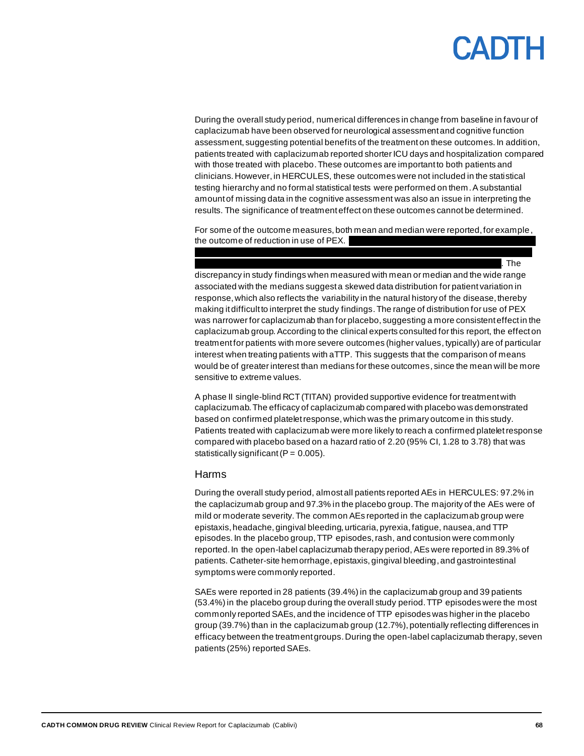During the overall study period, numerical differences in change from baseline in favour of caplacizumab have been observed for neurological assessment and cognitive function assessment, suggesting potential benefits of the treatment on these outcomes. In addition, patients treated with caplacizumab reported shorter ICU days and hospitalization compared with those treated with placebo. These outcomes are important to both patients and clinicians. However, in HERCULES, these outcomes were not included in the statistical testing hierarchy and no formal statistical tests were performed on them. A substantial amount of missing data in the cognitive assessment was also an issue in interpreting the results. The significance of treatment effect on these outcomes cannot be determined.

For some of the outcome measures, both mean and median were reported, for example, the outcome of reduction in use of PEX. ██████████████████████████████████████████████████████████████████████████████████████████████████████████████████████████████████████████████████████████████████. The discrepancy in study findings when measured with mean or median and the wide range associated with the medians suggest a skewed data distribution for patient variation in response, which also reflects the variability in the natural history of the disease, thereby making it difficult to interpret the study findings. The range of distribution for use of PEX was narrower for caplacizumab than for placebo, suggesting a more consistent effect in the caplacizumab group. According to the clinical experts consulted for this report, the effect on treatment for patients with more severe outcomes (higher values, typically) are of particular interest when treating patients with aTTP. This suggests that the comparison of means would be of greater interest than medians for these outcomes, since the mean will be more sensitive to extreme values.

A phase II single-blind RCT (TITAN) provided supportive evidence for treatment with caplacizumab. The efficacy of caplacizumab compared with placebo was demonstrated based on confirmed platelet response, which was the primary outcome in this study. Patients treated with caplacizumab were more likely to reach a confirmed platelet response compared with placebo based on a hazard ratio of 2.20 (95% CI, 1.28 to 3.78) that was statistically significant (P = 0.005).

## Harms

During the overall study period, almost all patients reported AEs in HERCULES: 97.2% in the caplacizumab group and 97.3% in the placebo group. The majority of the AEs were of mild or moderate severity. The common AEs reported in the caplacizumab group were epistaxis, headache, gingival bleeding, urticaria, pyrexia, fatigue, nausea, and TTP episodes. In the placebo group, TTP episodes, rash, and contusion were commonly reported. In the open-label caplacizumab therapy period, AEs were reported in 89.3% of patients. Catheter-site hemorrhage, epistaxis, gingival bleeding, and gastrointestinal symptoms were commonly reported.

SAEs were reported in 28 patients (39.4%) in the caplacizumab group and 39 patients (53.4%) in the placebo group during the overall study period. TTP episodes were the most commonly reported SAEs, and the incidence of TTP episodes was higher in the placebo group (39.7%) than in the caplacizumab group (12.7%), potentially reflecting differences in efficacy between the treatment groups. During the open-label caplacizumab therapy, seven patients (25%) reported SAEs.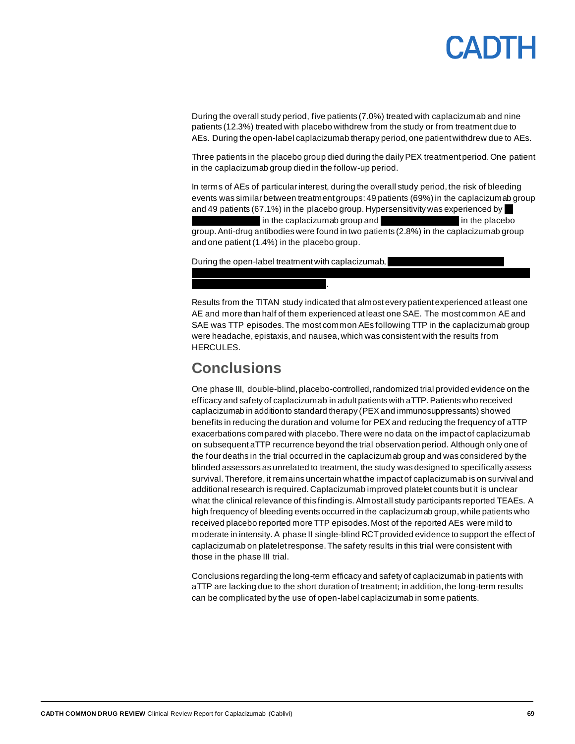During the overall study period, five patients (7.0%) treated with caplacizumab and nine patients (12.3%) treated with placebo withdrew from the study or from treatment due to AEs. During the open-label caplacizumab therapy period, one patient withdrew due to AEs.

Three patients in the placebo group died during the daily PEX treatment period. One patient in the caplacizumab group died in the follow-up period.

In terms of AEs of particular interest, during the overall study period, the risk of bleeding events was similar between treatment groups: 49 patients (69%) in the caplacizumab group and 49 patients (67.1%) in the placebo group. Hypersensitivity was experienced by ████ ████████████ in the caplacizumab group and ████████████████ in the placebo group. Anti-drug antibodies were found in two patients (2.8%) in the caplacizumab group and one patient (1.4%) in the placebo group.

During the open-label treatment with caplacizumab, ████████████████████████ ████████████████████████████████████████████████████████████████████████████ ████████████████████████████.

Results from the TITAN study indicated that almost every patient experienced at least one AE and more than half of them experienced at least one SAE. The most common AE and SAE was TTP episodes. The most common AEs following TTP in the caplacizumab group were headache, epistaxis, and nausea, which was consistent with the results from HERCULES.

## Conclusions

One phase III, double-blind, placebo-controlled, randomized trial provided evidence on the efficacy and safety of caplacizumab in adult patients with aTTP. Patients who received caplacizumab in addition to standard therapy (PEX and immunosuppressants) showed benefits in reducing the duration and volume for PEX and reducing the frequency of aTTP exacerbations compared with placebo. There were no data on the impact of caplacizumab on subsequent aTTP recurrence beyond the trial observation period. Although only one of the four deaths in the trial occurred in the caplacizumab group and was considered by the blinded assessors as unrelated to treatment, the study was designed to specifically assess survival. Therefore, it remains uncertain what the impact of caplacizumab is on survival and additional research is required. Caplacizumab improved platelet counts but it is unclear what the clinical relevance of this finding is. Almost all study participants reported TEAEs. A high frequency of bleeding events occurred in the caplacizumab group, while patients who received placebo reported more TTP episodes. Most of the reported AEs were mild to moderate in intensity. A phase II single-blind RCT provided evidence to support the effect of caplacizumab on platelet response. The safety results in this trial were consistent with those in the phase III trial.

Conclusions regarding the long-term efficacy and safety of caplacizumab in patients with aTTP are lacking due to the short duration of treatment; in addition, the long-term results can be complicated by the use of open-label caplacizumab in some patients.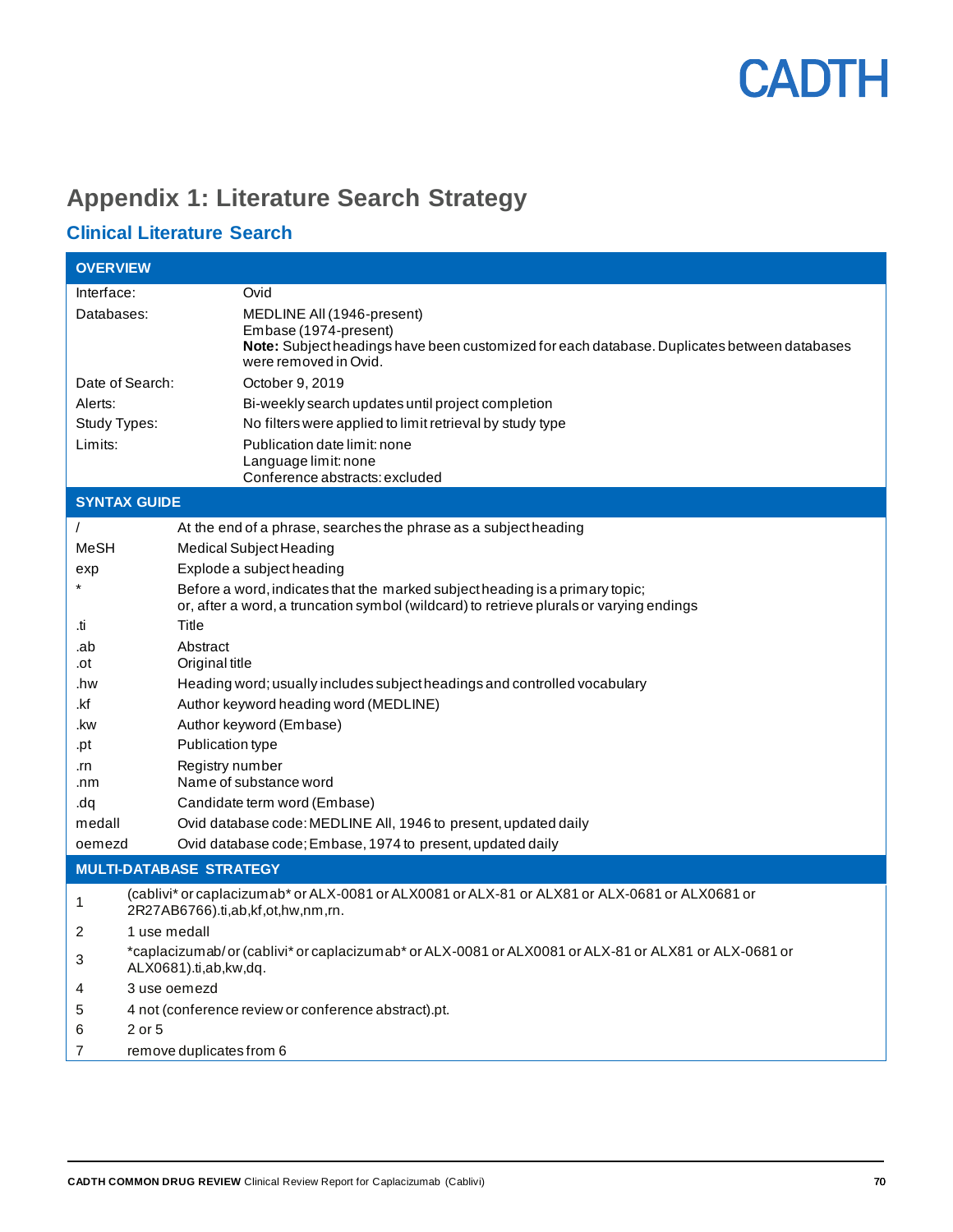# Appendix 1: Literature Search Strategy

## Clinical Literature Search

| OVERVIEW | |
|---|---|
| Interface: | Ovid |
| Databases: | MEDLINE All (1946-present)<br>Embase (1974-present)<br>**Note:** Subject headings have been customized for each database. Duplicates between databases were removed in Ovid. |
| Date of Search: | October 9, 2019 |
| Alerts: | Bi-weekly search updates until project completion |
| Study Types: | No filters were applied to limit retrieval by study type |
| Limits: | Publication date limit: none<br>Language limit: none<br>Conference abstracts: excluded |

| SYNTAX GUIDE | |
|---|---|
| / | At the end of a phrase, searches the phrase as a subject heading |
| MeSH | Medical Subject Heading |
| exp | Explode a subject heading |
| * | Before a word, indicates that the marked subject heading is a primary topic;<br>or, after a word, a truncation symbol (wildcard) to retrieve plurals or varying endings |
| .ti | Title |
| .ab | Abstract |
| .ot | Original title |
| .hw | Heading word; usually includes subject headings and controlled vocabulary |
| .kf | Author keyword heading word (MEDLINE) |
| .kw | Author keyword (Embase) |
| .pt | Publication type |
| .rn | Registry number |
| .nm | Name of substance word |
| .dq | Candidate term word (Embase) |
| medall | Ovid database code: MEDLINE All, 1946 to present, updated daily |
| oemezd | Ovid database code; Embase, 1974 to present, updated daily |

| MULTI-DATABASE STRATEGY | |
|---|---|
| 1 | (cablivi* or caplacizumab* or ALX-0081 or ALX0081 or ALX-81 or ALX81 or ALX-0681 or ALX0681 or 2R27AB6766).ti,ab,kf,ot,hw,nm,rn. |
| 2 | 1 use medall |
| 3 | *caplacizumab/ or (cablivi* or caplacizumab* or ALX-0081 or ALX0081 or ALX-81 or ALX81 or ALX-0681 or ALX0681).ti,ab,kw,dq. |
| 4 | 3 use oemezd |
| 5 | 4 not (conference review or conference abstract).pt. |
| 6 | 2 or 5 |
| 7 | remove duplicates from 6 |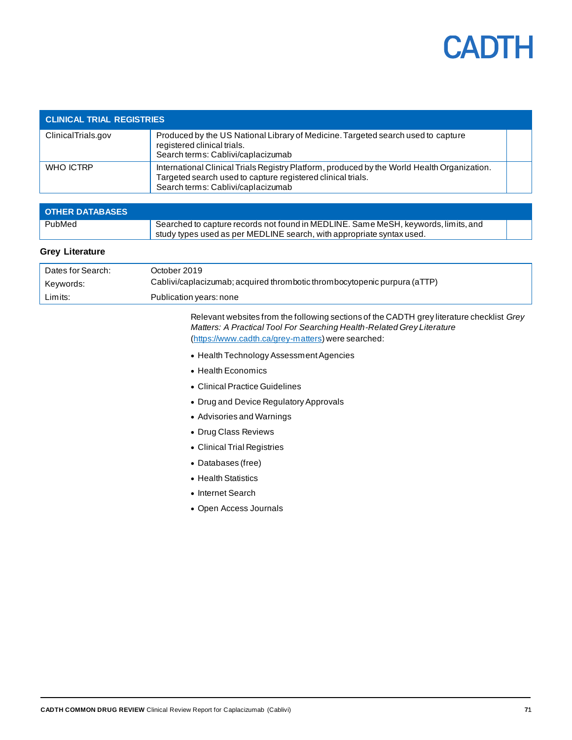| CLINICAL TRIAL REGISTRIES | | |
|---|---|---|
| ClinicalTrials.gov | Produced by the US National Library of Medicine. Targeted search used to capture registered clinical trials.<br>Search terms: Cablivi/caplacizumab | |
| WHO ICTRP | International Clinical Trials Registry Platform, produced by the World Health Organization. Targeted search used to capture registered clinical trials.<br>Search terms: Cablivi/caplacizumab | |

| OTHER DATABASES | | |
|---|---|---|
| PubMed | Searched to capture records not found in MEDLINE. Same MeSH, keywords, limits, and study types used as per MEDLINE search, with appropriate syntax used. | |

### Grey Literature

| | |
|---|---|
| Dates for Search: | October 2019 |
| Keywords: | Cablivi/caplacizumab; acquired thrombotic thrombocytopenic purpura (aTTP) |
| Limits: | Publication years: none |

Relevant websites from the following sections of the CADTH grey literature checklist *Grey Matters: A Practical Tool For Searching Health-Related Grey Literature* (https://www.cadth.ca/grey-matters) were searched:

- Health Technology Assessment Agencies
- Health Economics
- Clinical Practice Guidelines
- Drug and Device Regulatory Approvals
- Advisories and Warnings
- Drug Class Reviews
- Clinical Trial Registries
- Databases (free)
- Health Statistics
- Internet Search
- Open Access Journals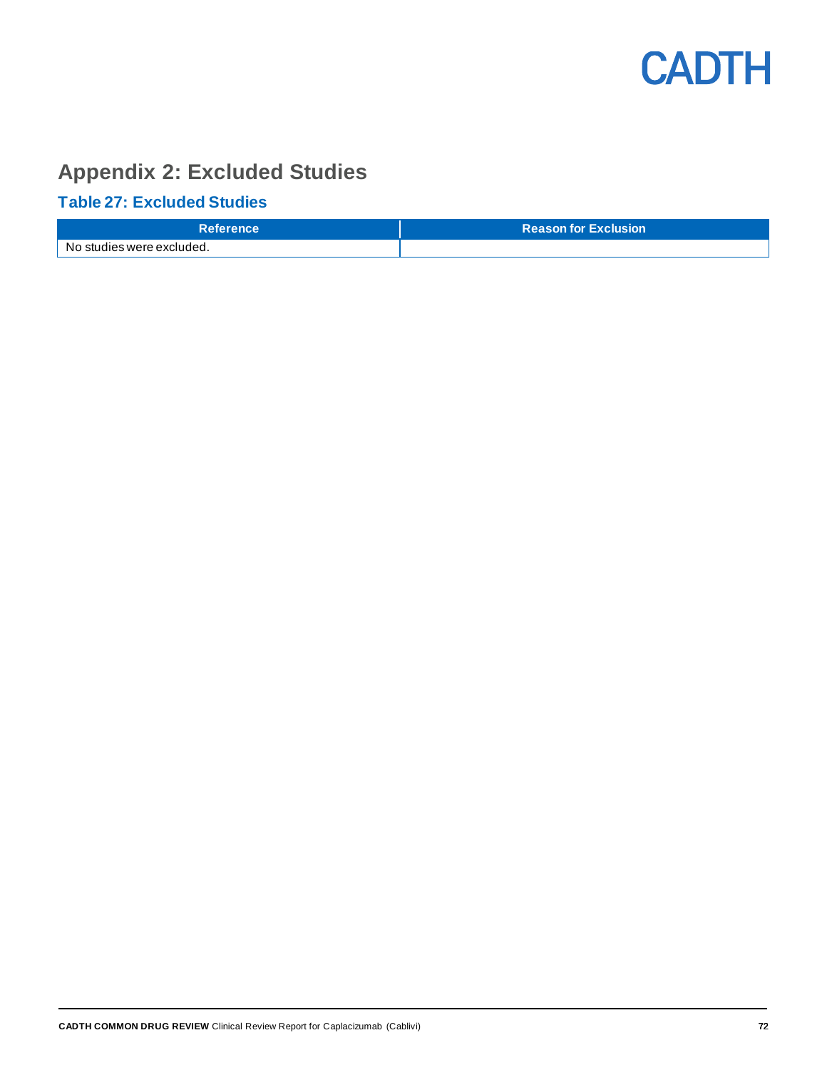# Appendix 2: Excluded Studies

## Table 27: Excluded Studies

| Reference | Reason for Exclusion |
| --- | --- |
| No studies were excluded. | |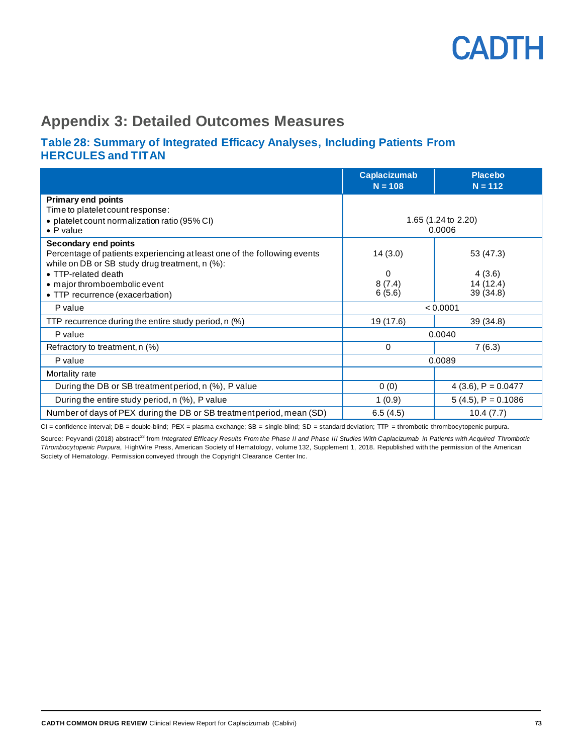## Appendix 3: Detailed Outcomes Measures

### Table 28: Summary of Integrated Efficacy Analyses, Including Patients From HERCULES and TITAN

| | Caplacizumab N = 108 | Placebo N = 112 |
|---|---|---|
| **Primary end points**<br>Time to platelet count response:<br>• platelet count normalization ratio (95% CI)<br>• P value | 1.65 (1.24 to 2.20)<br>0.0006 | |
| **Secondary end points**<br>Percentage of patients experiencing at least one of the following events while on DB or SB study drug treatment, n (%):<br>• TTP-related death<br>• major thromboembolic event<br>• TTP recurrence (exacerbation) | 14 (3.0)<br><br>0<br>8 (7.4)<br>6 (5.6) | 53 (47.3)<br><br>4 (3.6)<br>14 (12.4)<br>39 (34.8) |
| P value | < 0.0001 | |
| TTP recurrence during the entire study period, n (%) | 19 (17.6) | 39 (34.8) |
| P value | 0.0040 | |
| Refractory to treatment, n (%) | 0 | 7 (6.3) |
| P value | 0.0089 | |
| Mortality rate | | |
| During the DB or SB treatment period, n (%), P value | 0 (0) | 4 (3.6), P = 0.0477 |
| During the entire study period, n (%), P value | 1 (0.9) | 5 (4.5), P = 0.1086 |
| Number of days of PEX during the DB or SB treatment period, mean (SD) | 6.5 (4.5) | 10.4 (7.7) |

CI = confidence interval; DB = double-blind; PEX = plasma exchange; SB = single-blind; SD = standard deviation; TTP = thrombotic thrombocytopenic purpura.

Source: Peyvandi (2018) abstract[23] from *Integrated Efficacy Results From the Phase II and Phase III Studies With Caplacizumab in Patients with Acquired Thrombotic Thrombocytopenic Purpura*, HighWire Press, American Society of Hematology, volume 132, Supplement 1, 2018. Republished with the permission of the American Society of Hematology. Permission conveyed through the Copyright Clearance Center Inc.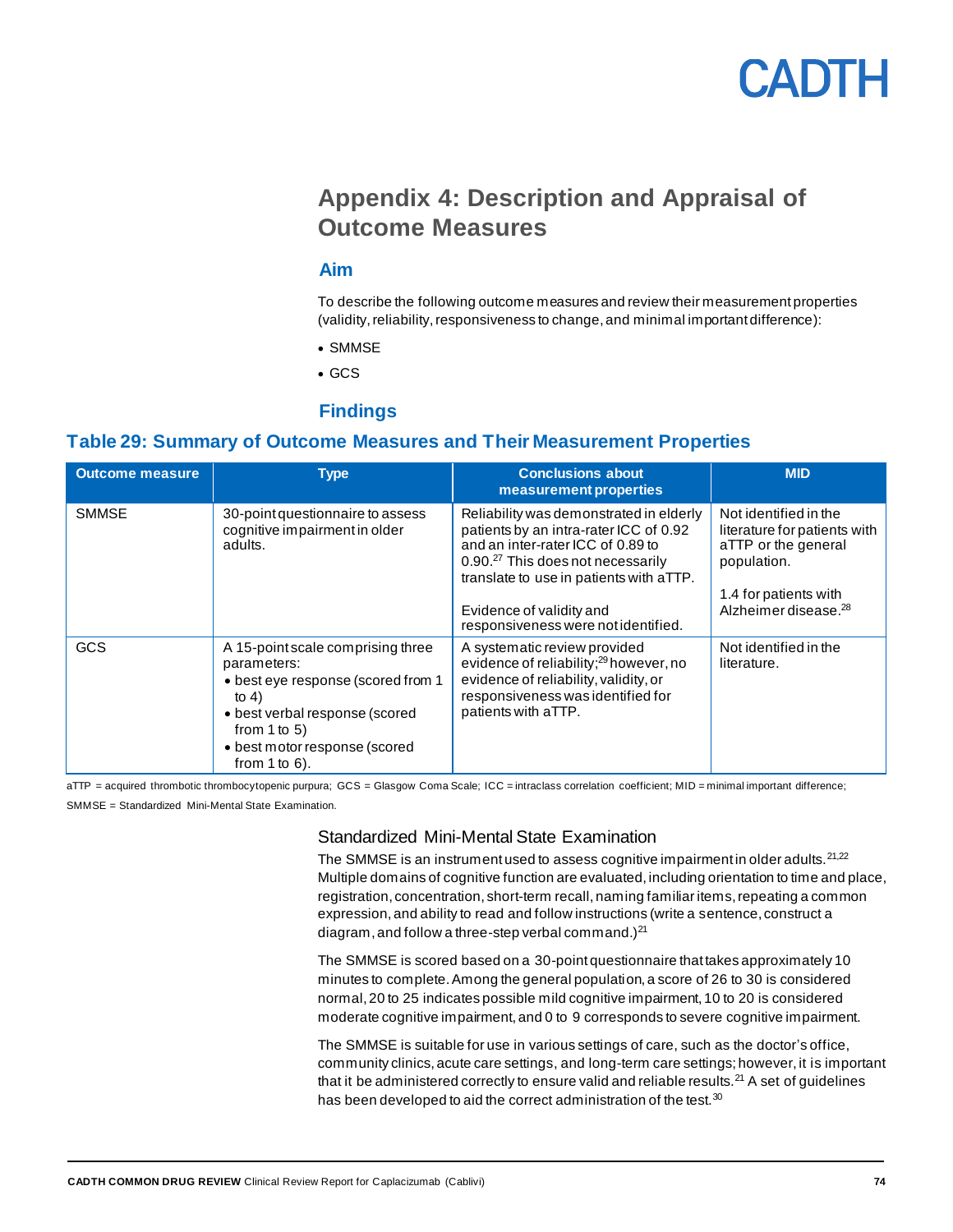# Appendix 4: Description and Appraisal of Outcome Measures

## Aim

To describe the following outcome measures and review their measurement properties (validity, reliability, responsiveness to change, and minimal important difference):

- SMMSE
- GCS

## Findings

### Table 29: Summary of Outcome Measures and Their Measurement Properties

| Outcome measure | Type | Conclusions about measurement properties | MID |
|---|---|---|---|
| SMMSE | 30-point questionnaire to assess cognitive impairment in older adults. | Reliability was demonstrated in elderly patients by an intra-rater ICC of 0.92 and an inter-rater ICC of 0.89 to 0.90.[27] This does not necessarily translate to use in patients with aTTP.<br><br>Evidence of validity and responsiveness were not identified. | Not identified in the literature for patients with aTTP or the general population.<br><br>1.4 for patients with Alzheimer disease.[28] |
| GCS | A 15-point scale comprising three parameters:<br>• best eye response (scored from 1 to 4)<br>• best verbal response (scored from 1 to 5)<br>• best motor response (scored from 1 to 6). | A systematic review provided evidence of reliability;[29] however, no evidence of reliability, validity, or responsiveness was identified for patients with aTTP. | Not identified in the literature. |

aTTP = acquired thrombotic thrombocytopenic purpura; GCS = Glasgow Coma Scale; ICC = intraclass correlation coefficient; MID = minimal important difference; SMMSE = Standardized Mini-Mental State Examination.

### Standardized Mini-Mental State Examination

The SMMSE is an instrument used to assess cognitive impairment in older adults.[21,22] Multiple domains of cognitive function are evaluated, including orientation to time and place, registration, concentration, short-term recall, naming familiar items, repeating a common expression, and ability to read and follow instructions (write a sentence, construct a diagram, and follow a three-step verbal command.)[21]

The SMMSE is scored based on a 30-point questionnaire that takes approximately 10 minutes to complete. Among the general population, a score of 26 to 30 is considered normal, 20 to 25 indicates possible mild cognitive impairment, 10 to 20 is considered moderate cognitive impairment, and 0 to 9 corresponds to severe cognitive impairment.

The SMMSE is suitable for use in various settings of care, such as the doctor's office, community clinics, acute care settings, and long-term care settings; however, it is important that it be administered correctly to ensure valid and reliable results.[21] A set of guidelines has been developed to aid the correct administration of the test.[30]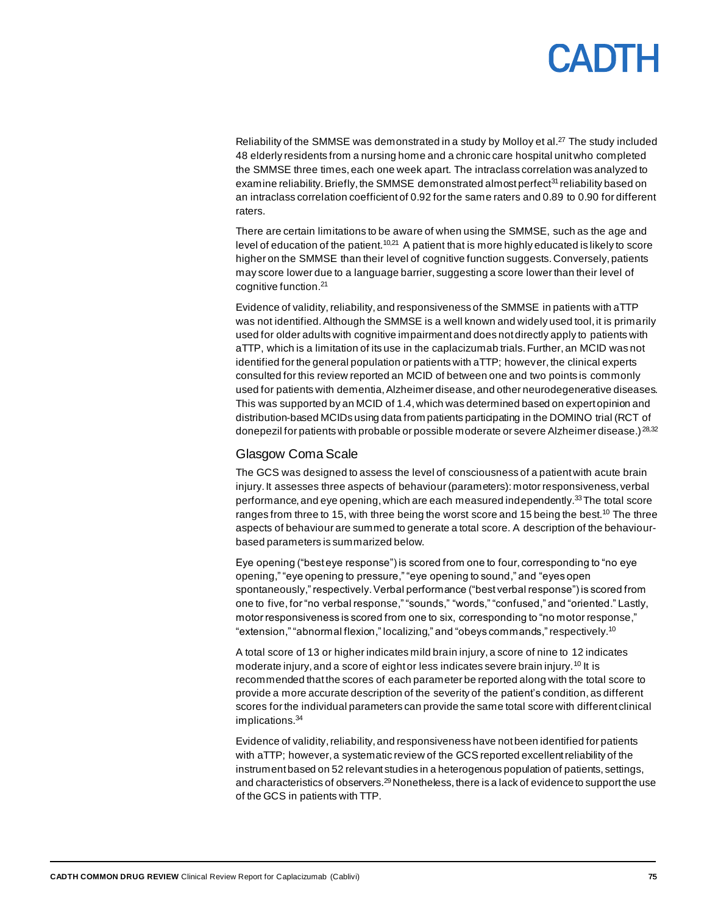Reliability of the SMMSE was demonstrated in a study by Molloy et al.[27] The study included 48 elderly residents from a nursing home and a chronic care hospital unit who completed the SMMSE three times, each one week apart. The intraclass correlation was analyzed to examine reliability. Briefly, the SMMSE demonstrated almost perfect[31] reliability based on an intraclass correlation coefficient of 0.92 for the same raters and 0.89 to 0.90 for different raters.

There are certain limitations to be aware of when using the SMMSE, such as the age and level of education of the patient.[10,21] A patient that is more highly educated is likely to score higher on the SMMSE than their level of cognitive function suggests. Conversely, patients may score lower due to a language barrier, suggesting a score lower than their level of cognitive function.[21]

Evidence of validity, reliability, and responsiveness of the SMMSE in patients with aTTP was not identified. Although the SMMSE is a well known and widely used tool, it is primarily used for older adults with cognitive impairment and does not directly apply to patients with aTTP, which is a limitation of its use in the caplacizumab trials. Further, an MCID was not identified for the general population or patients with aTTP; however, the clinical experts consulted for this review reported an MCID of between one and two points is commonly used for patients with dementia, Alzheimer disease, and other neurodegenerative diseases. This was supported by an MCID of 1.4, which was determined based on expert opinion and distribution-based MCIDs using data from patients participating in the DOMINO trial (RCT of donepezil for patients with probable or possible moderate or severe Alzheimer disease.)[28,32]

### Glasgow Coma Scale

The GCS was designed to assess the level of consciousness of a patient with acute brain injury. It assesses three aspects of behaviour (parameters): motor responsiveness, verbal performance, and eye opening, which are each measured independently.[33] The total score ranges from three to 15, with three being the worst score and 15 being the best.[10] The three aspects of behaviour are summed to generate a total score. A description of the behaviour-based parameters is summarized below.

Eye opening ("best eye response") is scored from one to four, corresponding to "no eye opening," "eye opening to pressure," "eye opening to sound," and "eyes open spontaneously," respectively. Verbal performance ("best verbal response") is scored from one to five, for "no verbal response," "sounds," "words," "confused," and "oriented." Lastly, motor responsiveness is scored from one to six, corresponding to "no motor response," "extension," "abnormal flexion," localizing," and "obeys commands," respectively.[10]

A total score of 13 or higher indicates mild brain injury, a score of nine to 12 indicates moderate injury, and a score of eight or less indicates severe brain injury.[10] It is recommended that the scores of each parameter be reported along with the total score to provide a more accurate description of the severity of the patient's condition, as different scores for the individual parameters can provide the same total score with different clinical implications.[34]

Evidence of validity, reliability, and responsiveness have not been identified for patients with aTTP; however, a systematic review of the GCS reported excellent reliability of the instrument based on 52 relevant studies in a heterogenous population of patients, settings, and characteristics of observers.[29] Nonetheless, there is a lack of evidence to support the use of the GCS in patients with TTP.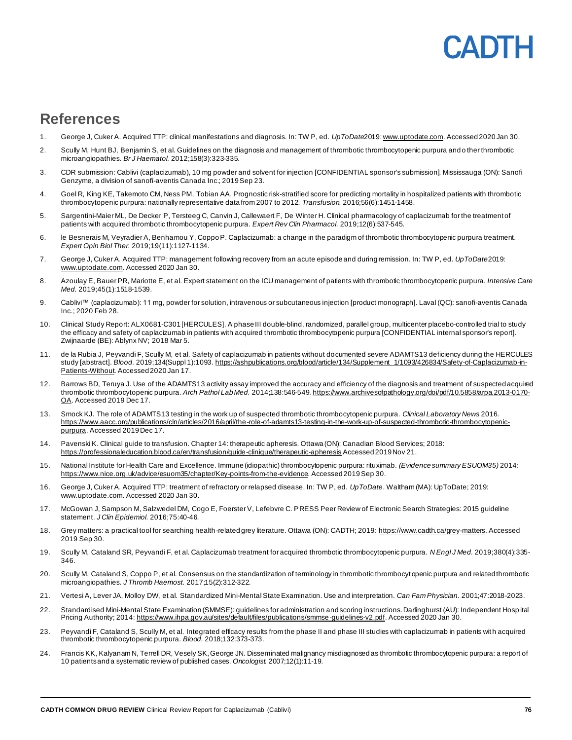# References

1. George J, Cuker A. Acquired TTP: clinical manifestations and diagnosis. In: TW P, ed. *UpToDate*2019: www.uptodate.com. Accessed 2020 Jan 30.
2. Scully M, Hunt BJ, Benjamin S, et al. Guidelines on the diagnosis and management of thrombotic thrombocytopenic purpura and other thrombotic microangiopathies. *Br J Haematol.* 2012;158(3):323-335.
3. CDR submission: Cablivi (caplacizumab), 10 mg powder and solvent for injection [CONFIDENTIAL sponsor's submission]. Mississauga (ON): Sanofi Genzyme, a division of sanofi-aventis Canada Inc.; 2019 Sep 23.
4. Goel R, King KE, Takemoto CM, Ness PM, Tobian AA. Prognostic risk-stratified score for predicting mortality in hospitalized patients with thrombotic thrombocytopenic purpura: nationally representative data from 2007 to 2012. *Transfusion.* 2016;56(6):1451-1458.
5. Sargentini-Maier ML, De Decker P, Tersteeg C, Canvin J, Callewaert F, De Winter H. Clinical pharmacology of caplacizumab for the treatment of patients with acquired thrombotic thrombocytopenic purpura. *Expert Rev Clin Pharmacol.* 2019;12(6):537-545.
6. le Besnerais M, Veyradier A, Benhamou Y, Coppo P. Caplacizumab: a change in the paradigm of thrombotic thrombocytopenic purpura treatment. *Expert Opin Biol Ther.* 2019;19(11):1127-1134.
7. George J, Cuker A. Acquired TTP: management following recovery from an acute episode and during remission. In: TW P, ed. *UpToDate*2019: www.uptodate.com. Accessed 2020 Jan 30.
8. Azoulay E, Bauer PR, Mariotte E, et al. Expert statement on the ICU management of patients with thrombotic thrombocytopenic purpura. *Intensive Care Med.* 2019;45(1):1518-1539.
9. Cablivi™ (caplacizumab): 11 mg, powder for solution, intravenous or subcutaneous injection [product monograph]. Laval (QC): sanofi-aventis Canada Inc.; 2020 Feb 28.
10. Clinical Study Report: ALX0681-C301 [HERCULES]. A phase III double-blind, randomized, parallel group, multicenter placebo-controlled trial to study the efficacy and safety of caplacizumab in patients with acquired thrombotic thrombocytopenic purpura [CONFIDENTIAL internal sponsor's report]. Zwijnaarde (BE): Ablynx NV; 2018 Mar 5.
11. de la Rubia J, Peyvandi F, Scully M, et al. Safety of caplacizumab in patients without documented severe ADAMTS13 deficiency during the HERCULES study [abstract]. *Blood.* 2019;134(Suppl 1):1093. https://ashpublications.org/blood/article/134/Supplement_1/1093/426834/Safety-of-Caplacizumab-in-Patients-Without. Accessed 2020 Jan 17.
12. Barrows BD, Teruya J. Use of the ADAMTS13 activity assay improved the accuracy and efficiency of the diagnosis and treatment of suspected acquired thrombotic thrombocytopenic purpura. *Arch Pathol Lab Med.* 2014;138:546-549. https://www.archivesofpathology.org/doi/pdf/10.5858/arpa.2013-0170-OA. Accessed 2019 Dec 17.
13. Smock KJ. The role of ADAMTS13 testing in the work up of suspected thrombotic thrombocytopenic purpura. *Clinical Laboratory News* 2016. https://www.aacc.org/publications/cln/articles/2016/april/the-role-of-adamts13-testing-in-the-work-up-of-suspected-thrombotic-thrombocytopenic-purpura. Accessed 2019 Dec 17.
14. Pavenski K. Clinical guide to transfusion. Chapter 14: therapeutic apheresis. Ottawa (ON): Canadian Blood Services; 2018: https://professionaleducation.blood.ca/en/transfusion/guide-clinique/therapeutic-apheresis Accessed 2019 Nov 21.
15. National Institute for Health Care and Excellence. Immune (idiopathic) thrombocytopenic purpura: rituximab. *(Evidence summary ESUOM35)* 2014: https://www.nice.org.uk/advice/esuom35/chapter/Key-points-from-the-evidence. Accessed 2019 Sep 30.
16. George J, Cuker A. Acquired TTP: treatment of refractory or relapsed disease. In: TW P, ed. *UpToDate*. Waltham (MA): UpToDate; 2019: www.uptodate.com. Accessed 2020 Jan 30.
17. McGowan J, Sampson M, Salzwedel DM, Cogo E, Foerster V, Lefebvre C. PRESS Peer Review of Electronic Search Strategies: 2015 guideline statement. *J Clin Epidemiol.* 2016;75:40-46.
18. Grey matters: a practical tool for searching health-related grey literature. Ottawa (ON): CADTH; 2019: https://www.cadth.ca/grey-matters. Accessed 2019 Sep 30.
19. Scully M, Cataland SR, Peyvandi F, et al. Caplacizumab treatment for acquired thrombotic thrombocytopenic purpura. *N Engl J Med.* 2019;380(4):335-346.
20. Scully M, Cataland S, Coppo P, et al. Consensus on the standardization of terminology in thrombotic thrombocytopenic purpura and related thrombotic microangiopathies. *J Thromb Haemost.* 2017;15(2):312-322.
21. Vertesi A, Lever JA, Molloy DW, et al. Standardized Mini-Mental State Examination. Use and interpretation. *Can Fam Physician.* 2001;47:2018-2023.
22. Standardised Mini-Mental State Examination (SMMSE): guidelines for administration and scoring instructions. Darlinghurst (AU): Independent Hospital Pricing Authority; 2014: https://www.ihpa.gov.au/sites/default/files/publications/smmse-guidelines-v2.pdf. Accessed 2020 Jan 30.
23. Peyvandi F, Cataland S, Scully M, et al. Integrated efficacy results from the phase II and phase III studies with caplacizumab in patients with acquired thrombotic thrombocytopenic purpura. *Blood.* 2018;132:373-373.
24. Francis KK, Kalyanam N, Terrell DR, Vesely SK, George JN. Disseminated malignancy misdiagnosed as thrombotic thrombocytopenic purpura: a report of 10 patients and a systematic review of published cases. *Oncologist.* 2007;12(1):11-19.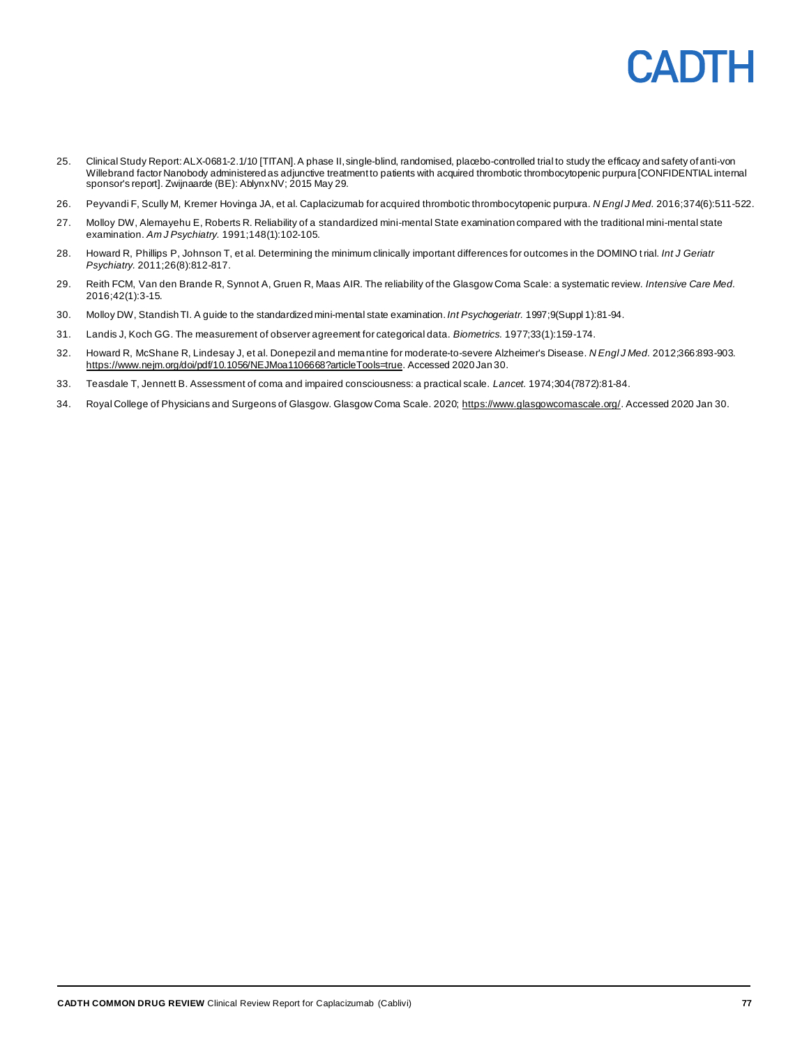25. Clinical Study Report: ALX-0681-2.1/10 [TITAN]. A phase II, single-blind, randomised, placebo-controlled trial to study the efficacy and safety of anti-von Willebrand factor Nanobody administered as adjunctive treatment to patients with acquired thrombotic thrombocytopenic purpura [CONFIDENTIAL internal sponsor's report]. Zwijnaarde (BE): Ablynx NV; 2015 May 29.

26. Peyvandi F, Scully M, Kremer Hovinga JA, et al. Caplacizumab for acquired thrombotic thrombocytopenic purpura. *N Engl J Med.* 2016;374(6):511-522.

27. Molloy DW, Alemayehu E, Roberts R. Reliability of a standardized mini-mental State examination compared with the traditional mini-mental state examination. *Am J Psychiatry.* 1991;148(1):102-105.

28. Howard R, Phillips P, Johnson T, et al. Determining the minimum clinically important differences for outcomes in the DOMINO trial. *Int J Geriatr Psychiatry.* 2011;26(8):812-817.

29. Reith FCM, Van den Brande R, Synnot A, Gruen R, Maas AIR. The reliability of the Glasgow Coma Scale: a systematic review. *Intensive Care Med.* 2016;42(1):3-15.

30. Molloy DW, Standish TI. A guide to the standardized mini-mental state examination. *Int Psychogeriatr.* 1997;9(Suppl 1):81-94.

31. Landis J, Koch GG. The measurement of observer agreement for categorical data. *Biometrics.* 1977;33(1):159-174.

32. Howard R, McShane R, Lindesay J, et al. Donepezil and memantine for moderate-to-severe Alzheimer's Disease. *N Engl J Med.* 2012;366:893-903. https://www.nejm.org/doi/pdf/10.1056/NEJMoa1106668?articleTools=true. Accessed 2020 Jan 30.

33. Teasdale T, Jennett B. Assessment of coma and impaired consciousness: a practical scale. *Lancet.* 1974;304(7872):81-84.

34. Royal College of Physicians and Surgeons of Glasgow. Glasgow Coma Scale. 2020; https://www.glasgowcomascale.org/. Accessed 2020 Jan 30.